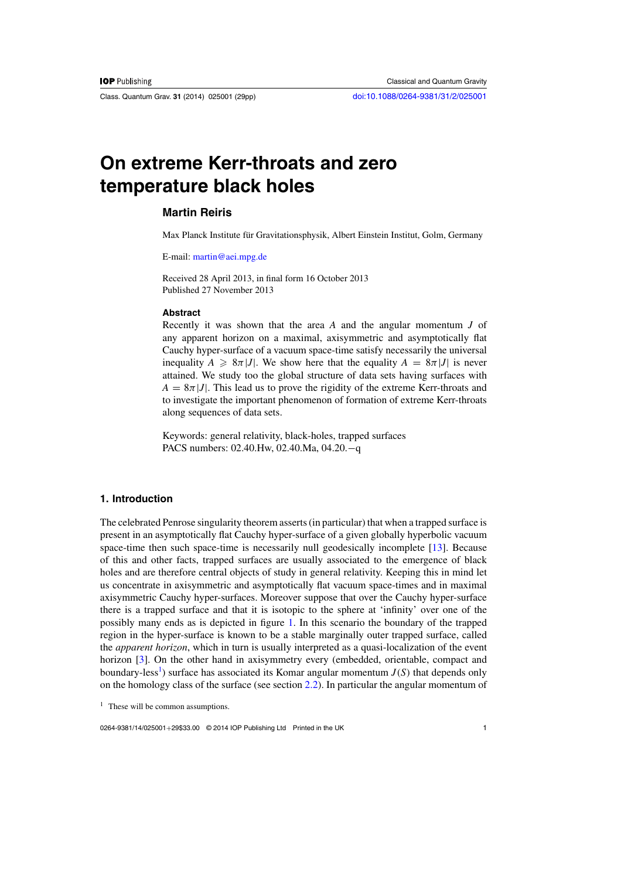# On extreme Kerr-throats and zero temperature black holes

**Martin Reiris**

Max Planck Institute für Gravitationsphysik, Albert Einstein Institut, Golm, Germany

E-mail: martin@aei.mpg.de

Received 28 April 2013, in final form 16 October 2013
Published 27 November 2013

### Abstract

Recently it was shown that the area $A$ and the angular momentum $J$ of any apparent horizon on a maximal, axisymmetric and asymptotically flat Cauchy hyper-surface of a vacuum space-time satisfy necessarily the universal inequality $A \geqslant 8\pi|J|$. We show here that the equality $A = 8\pi|J|$ is never attained. We study too the global structure of data sets having surfaces with $A = 8\pi|J|$. This lead us to prove the rigidity of the extreme Kerr-throats and to investigate the important phenomenon of formation of extreme Kerr-throats along sequences of data sets.

Keywords: general relativity, black-holes, trapped surfaces
PACS numbers: 02.40.Hw, 02.40.Ma, 04.20.−q

## 1. Introduction

The celebrated Penrose singularity theorem asserts (in particular) that when a trapped surface is present in an asymptotically flat Cauchy hyper-surface of a given globally hyperbolic vacuum space-time then such space-time is necessarily null geodesically incomplete [13]. Because of this and other facts, trapped surfaces are usually associated to the emergence of black holes and are therefore central objects of study in general relativity. Keeping this in mind let us concentrate in axisymmetric and asymptotically flat vacuum space-times and in maximal axisymmetric Cauchy hyper-surfaces. Moreover suppose that over the Cauchy hyper-surface there is a trapped surface and that it is isotopic to the sphere at 'infinity' over one of the possibly many ends as is depicted in figure 1. In this scenario the boundary of the trapped region in the hyper-surface is known to be a stable marginally outer trapped surface, called the *apparent horizon*, which in turn is usually interpreted as a quasi-localization of the event horizon [3]. On the other hand in axisymmetry every (embedded, orientable, compact and boundary-less[1]) surface has associated its Komar angular momentum $J(S)$ that depends only on the homology class of the surface (see section 2.2). In particular the angular momentum of

[1] These will be common assumptions.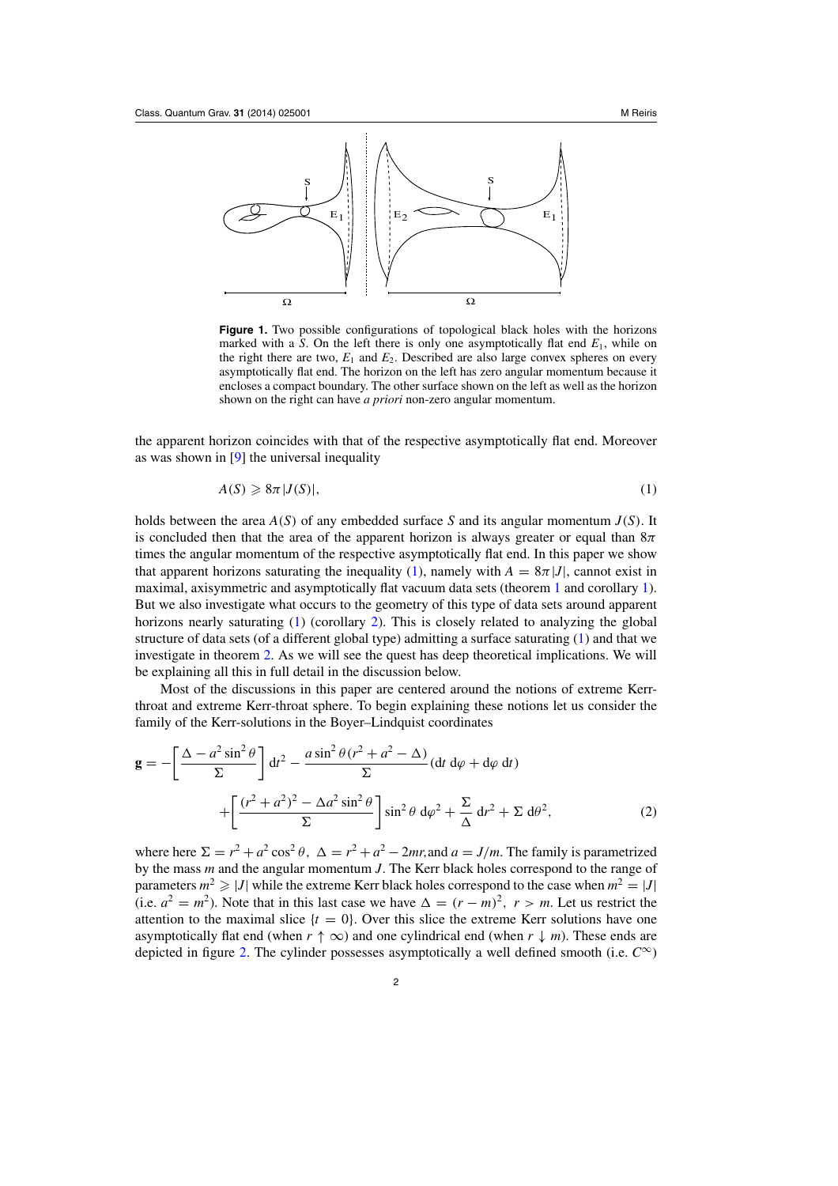**Figure 1.** Two possible configurations of topological black holes with the horizons marked with a $S$. On the left there is only one asymptotically flat end $E_1$, while on the right there are two, $E_1$ and $E_2$. Described are also large convex spheres on every asymptotically flat end. The horizon on the left has zero angular momentum because it encloses a compact boundary. The other surface shown on the left as well as the horizon shown on the right can have *a priori* non-zero angular momentum.

the apparent horizon coincides with that of the respective asymptotically flat end. Moreover as was shown in [9] the universal inequality

$$A(S) \geqslant 8\pi |J(S)|, \tag{1}$$

holds between the area $A(S)$ of any embedded surface $S$ and its angular momentum $J(S)$. It is concluded then that the area of the apparent horizon is always greater or equal than $8\pi$ times the angular momentum of the respective asymptotically flat end. In this paper we show that apparent horizons saturating the inequality (1), namely with $A = 8\pi|J|$, cannot exist in maximal, axisymmetric and asymptotically flat vacuum data sets (theorem 1 and corollary 1). But we also investigate what occurs to the geometry of this type of data sets around apparent horizons nearly saturating (1) (corollary 2). This is closely related to analyzing the global structure of data sets (of a different global type) admitting a surface saturating (1) and that we investigate in theorem 2. As we will see the quest has deep theoretical implications. We will be explaining all this in full detail in the discussion below.

Most of the discussions in this paper are centered around the notions of extreme Kerr-throat and extreme Kerr-throat sphere. To begin explaining these notions let us consider the family of the Kerr-solutions in the Boyer–Lindquist coordinates

$$\mathbf{g} = -\left[\frac{\Delta - a^2\sin^2\theta}{\Sigma}\right]\mathrm{d}t^2 - \frac{a\sin^2\theta(r^2+a^2-\Delta)}{\Sigma}(\mathrm{d}t\,\mathrm{d}\varphi + \mathrm{d}\varphi\,\mathrm{d}t)$$
$$+\left[\frac{(r^2+a^2)^2 - \Delta a^2\sin^2\theta}{\Sigma}\right]\sin^2\theta\,\mathrm{d}\varphi^2 + \frac{\Sigma}{\Delta}\,\mathrm{d}r^2 + \Sigma\,\mathrm{d}\theta^2, \tag{2}$$

where here $\Sigma = r^2 + a^2\cos^2\theta,\ \Delta = r^2 + a^2 - 2mr,$ and $a = J/m$. The family is parametrized by the mass $m$ and the angular momentum $J$. The Kerr black holes correspond to the range of parameters $m^2 \geqslant |J|$ while the extreme Kerr black holes correspond to the case when $m^2 = |J|$ (i.e. $a^2 = m^2$). Note that in this last case we have $\Delta = (r-m)^2,\ r > m$. Let us restrict the attention to the maximal slice $\{t = 0\}$. Over this slice the extreme Kerr solutions have one asymptotically flat end (when $r \uparrow \infty$) and one cylindrical end (when $r \downarrow m$). These ends are depicted in figure 2. The cylinder possesses asymptotically a well defined smooth (i.e. $C^\infty$)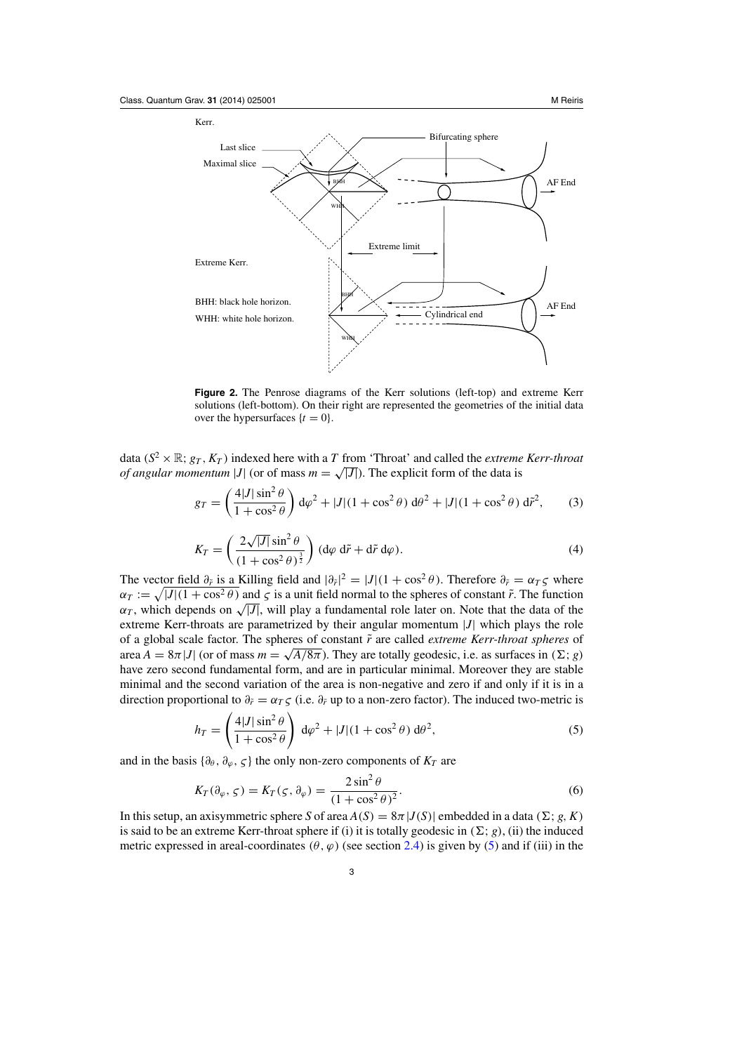Kerr.

Last slice

Maximal slice

Bifurcating sphere

AF End

Extreme limit

Extreme Kerr.

BHH: black hole horizon.

WHH: white hole horizon.

Cylindrical end

AF End

**Figure 2.** The Penrose diagrams of the Kerr solutions (left-top) and extreme Kerr solutions (left-bottom). On their right are represented the geometries of the initial data over the hypersurfaces $\{t = 0\}$.

data $(S^2 \times \mathbb{R}; g_T, K_T)$ indexed here with a $T$ from 'Throat' and called the *extreme Kerr-throat of angular momentum* $|J|$ (or of mass $m = \sqrt{|J|}$). The explicit form of the data is

$$g_T = \left( \frac{4|J| \sin^2\theta}{1 + \cos^2\theta} \right) d\varphi^2 + |J|(1 + \cos^2\theta)\, d\theta^2 + |J|(1 + \cos^2\theta)\, d\tilde{r}^2, \tag{3}$$

$$K_T = \left( \frac{2\sqrt{|J|} \sin^2\theta}{(1 + \cos^2\theta)^{\frac{3}{2}}} \right) (d\varphi\, d\tilde{r} + d\tilde{r}\, d\varphi). \tag{4}$$

The vector field $\partial_{\tilde{r}}$ is a Killing field and $|\partial_{\tilde{r}}|^2 = |J|(1 + \cos^2\theta)$. Therefore $\partial_{\tilde{r}} = \alpha_T \varsigma$ where $\alpha_T := \sqrt{|J|(1 + \cos^2\theta)}$ and $\varsigma$ is a unit field normal to the spheres of constant $\tilde{r}$. The function $\alpha_T$, which depends on $\sqrt{|J|}$, will play a fundamental role later on. Note that the data of the extreme Kerr-throats are parametrized by their angular momentum $|J|$ which plays the role of a global scale factor. The spheres of constant $\tilde{r}$ are called *extreme Kerr-throat spheres* of area $A = 8\pi|J|$ (or of mass $m = \sqrt{A/8\pi}$). They are totally geodesic, i.e. as surfaces in $(\Sigma; g)$ have zero second fundamental form, and are in particular minimal. Moreover they are stable minimal and the second variation of the area is non-negative and zero if and only if it is in a direction proportional to $\partial_{\tilde{r}} = \alpha_T \varsigma$ (i.e. $\partial_{\tilde{r}}$ up to a non-zero factor). The induced two-metric is

$$h_T = \left( \frac{4|J| \sin^2\theta}{1 + \cos^2\theta} \right) d\varphi^2 + |J|(1 + \cos^2\theta)\, d\theta^2, \tag{5}$$

and in the basis $\{\partial_\theta, \partial_\varphi, \varsigma\}$ the only non-zero components of $K_T$ are

$$K_T(\partial_\varphi, \varsigma) = K_T(\varsigma, \partial_\varphi) = \frac{2 \sin^2\theta}{(1 + \cos^2\theta)^2}. \tag{6}$$

In this setup, an axisymmetric sphere $S$ of area $A(S) = 8\pi|J(S)|$ embedded in a data $(\Sigma; g, K)$ is said to be an extreme Kerr-throat sphere if (i) it is totally geodesic in $(\Sigma; g)$, (ii) the induced metric expressed in areal-coordinates $(\theta, \varphi)$ (see section 2.4) is given by (5) and if (iii) in the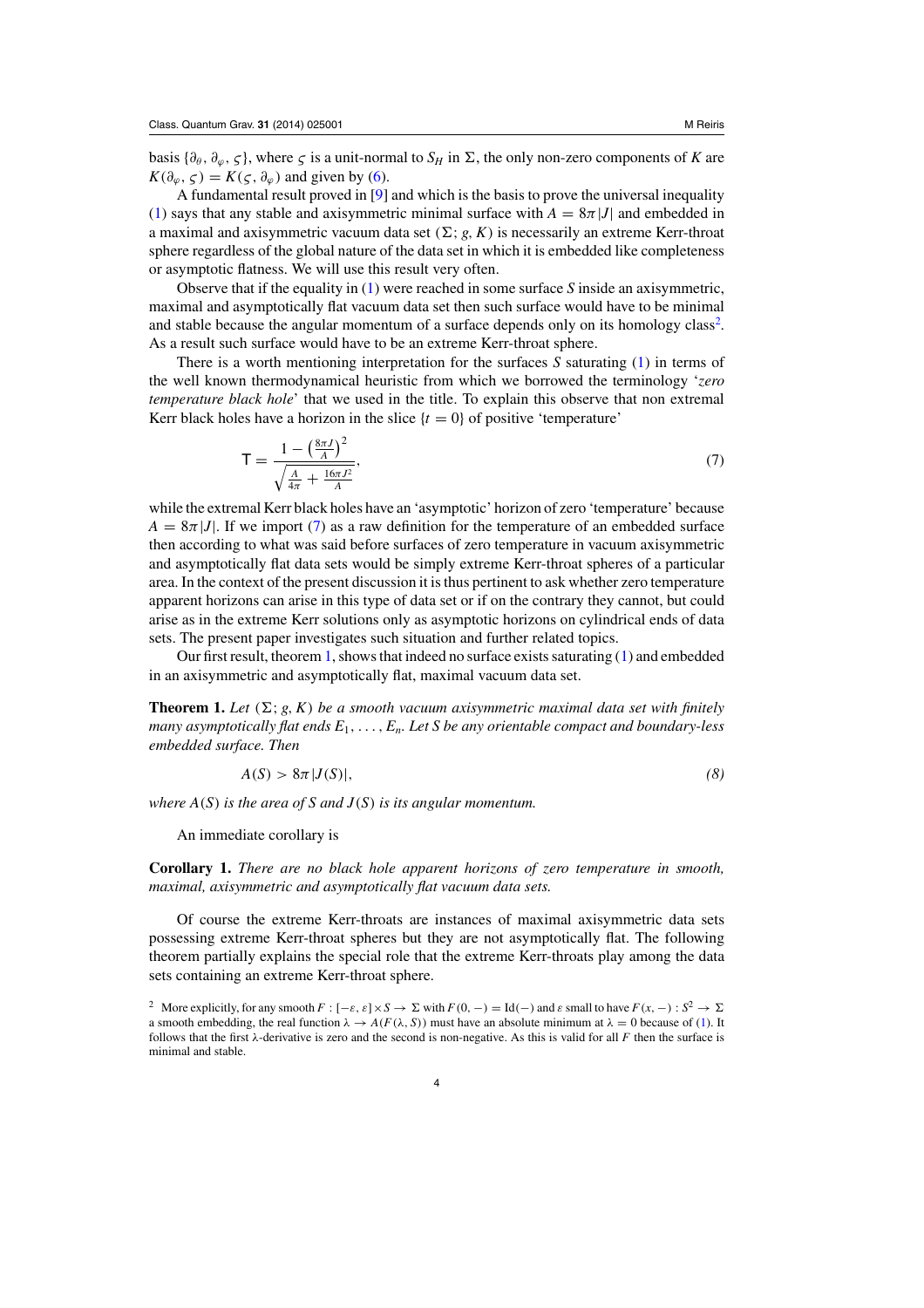basis $\{\partial_\theta, \partial_\varphi, \varsigma\}$, where $\varsigma$ is a unit-normal to $S_H$ in $\Sigma$, the only non-zero components of $K$ are $K(\partial_\varphi, \varsigma) = K(\varsigma, \partial_\varphi)$ and given by (6).

A fundamental result proved in [9] and which is the basis to prove the universal inequality (1) says that any stable and axisymmetric minimal surface with $A = 8\pi|J|$ and embedded in a maximal and axisymmetric vacuum data set $(\Sigma; g, K)$ is necessarily an extreme Kerr-throat sphere regardless of the global nature of the data set in which it is embedded like completeness or asymptotic flatness. We will use this result very often.

Observe that if the equality in (1) were reached in some surface $S$ inside an axisymmetric, maximal and asymptotically flat vacuum data set then such surface would have to be minimal and stable because the angular momentum of a surface depends only on its homology class[2]. As a result such surface would have to be an extreme Kerr-throat sphere.

There is a worth mentioning interpretation for the surfaces $S$ saturating (1) in terms of the well known thermodynamical heuristic from which we borrowed the terminology '*zero temperature black hole*' that we used in the title. To explain this observe that non extremal Kerr black holes have a horizon in the slice $\{t = 0\}$ of positive 'temperature'

$$\mathsf{T} = \frac{1 - \left(\frac{8\pi J}{A}\right)^2}{\sqrt{\frac{A}{4\pi} + \frac{16\pi J^2}{A}}}, \tag{7}$$

while the extremal Kerr black holes have an 'asymptotic' horizon of zero 'temperature' because $A = 8\pi|J|$. If we import (7) as a raw definition for the temperature of an embedded surface then according to what was said before surfaces of zero temperature in vacuum axisymmetric and asymptotically flat data sets would be simply extreme Kerr-throat spheres of a particular area. In the context of the present discussion it is thus pertinent to ask whether zero temperature apparent horizons can arise in this type of data set or if on the contrary they cannot, but could arise as in the extreme Kerr solutions only as asymptotic horizons on cylindrical ends of data sets. The present paper investigates such situation and further related topics.

Our first result, theorem 1, shows that indeed no surface exists saturating (1) and embedded in an axisymmetric and asymptotically flat, maximal vacuum data set.

**Theorem 1.** *Let $(\Sigma; g, K)$ be a smooth vacuum axisymmetric maximal data set with finitely many asymptotically flat ends $E_1, \ldots, E_n$. Let $S$ be any orientable compact and boundary-less embedded surface. Then*

$$A(S) > 8\pi|J(S)|, \tag{8}$$

*where $A(S)$ is the area of $S$ and $J(S)$ is its angular momentum.*

An immediate corollary is

**Corollary 1.** *There are no black hole apparent horizons of zero temperature in smooth, maximal, axisymmetric and asymptotically flat vacuum data sets.*

Of course the extreme Kerr-throats are instances of maximal axisymmetric data sets possessing extreme Kerr-throat spheres but they are not asymptotically flat. The following theorem partially explains the special role that the extreme Kerr-throats play among the data sets containing an extreme Kerr-throat sphere.

[2] More explicitly, for any smooth $F : [-\varepsilon, \varepsilon] \times S \to \Sigma$ with $F(0, -) = \mathrm{Id}(-)$ and $\varepsilon$ small to have $F(x, -) : S^2 \to \Sigma$ a smooth embedding, the real function $\lambda \to A(F(\lambda, S))$ must have an absolute minimum at $\lambda = 0$ because of (1). It follows that the first $\lambda$-derivative is zero and the second is non-negative. As this is valid for all $F$ then the surface is minimal and stable.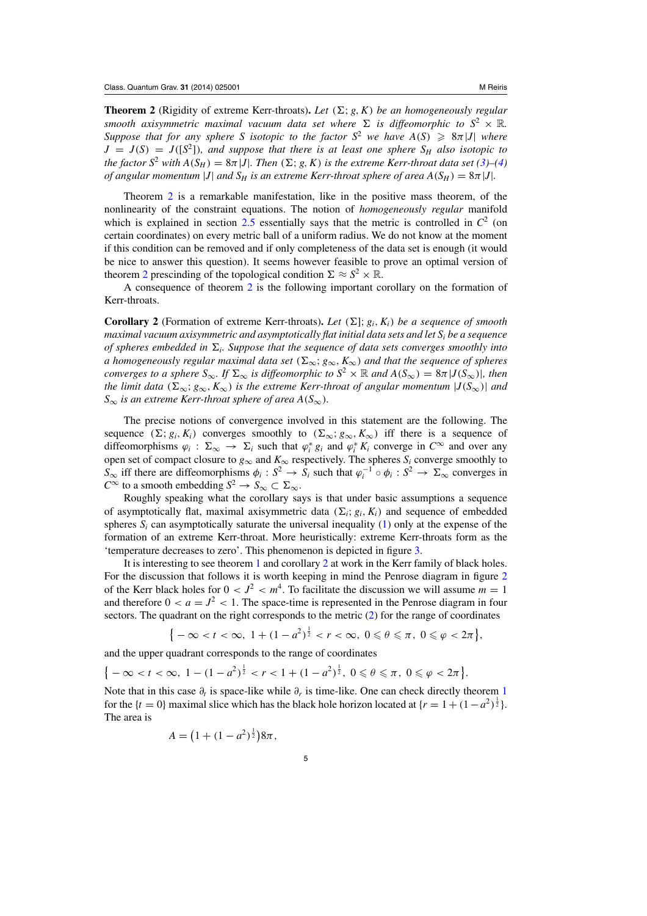**Theorem 2** (Rigidity of extreme Kerr-throats)**.** *Let $(\Sigma; g, K)$ be an homogeneously regular smooth axisymmetric maximal vacuum data set where $\Sigma$ is diffeomorphic to $S^2 \times \mathbb{R}$. Suppose that for any sphere $S$ isotopic to the factor $S^2$ we have $A(S) \geqslant 8\pi |J|$ where $J = J(S) = J([S^2])$, and suppose that there is at least one sphere $S_H$ also isotopic to the factor $S^2$ with $A(S_H) = 8\pi |J|$. Then $(\Sigma; g, K)$ is the extreme Kerr-throat data set (3)–(4) of angular momentum $|J|$ and $S_H$ is an extreme Kerr-throat sphere of area $A(S_H) = 8\pi |J|$.*

Theorem 2 is a remarkable manifestation, like in the positive mass theorem, of the nonlinearity of the constraint equations. The notion of *homogeneously regular* manifold which is explained in section 2.5 essentially says that the metric is controlled in $C^2$ (on certain coordinates) on every metric ball of a uniform radius. We do not know at the moment if this condition can be removed and if only completeness of the data set is enough (it would be nice to answer this question). It seems however feasible to prove an optimal version of theorem 2 prescinding of the topological condition $\Sigma \approx S^2 \times \mathbb{R}$.

A consequence of theorem 2 is the following important corollary on the formation of Kerr-throats.

**Corollary 2** (Formation of extreme Kerr-throats)**.** *Let $(\Sigma]; g_i, K_i)$ be a sequence of smooth maximal vacuum axisymmetric and asymptotically flat initial data sets and let $S_i$ be a sequence of spheres embedded in $\Sigma_i$. Suppose that the sequence of data sets converges smoothly into a homogeneously regular maximal data set $(\Sigma_\infty; g_\infty, K_\infty)$ and that the sequence of spheres converges to a sphere $S_\infty$. If $\Sigma_\infty$ is diffeomorphic to $S^2 \times \mathbb{R}$ and $A(S_\infty) = 8\pi |J(S_\infty)|$, then the limit data $(\Sigma_\infty; g_\infty, K_\infty)$ is the extreme Kerr-throat of angular momentum $|J(S_\infty)|$ and $S_\infty$ is an extreme Kerr-throat sphere of area $A(S_\infty)$.*

The precise notions of convergence involved in this statement are the following. The sequence $(\Sigma; g_i, K_i)$ converges smoothly to $(\Sigma_\infty; g_\infty, K_\infty)$ iff there is a sequence of diffeomorphisms $\varphi_i : \Sigma_\infty \to \Sigma_i$ such that $\varphi_i^* g_i$ and $\varphi_i^* K_i$ converge in $C^\infty$ and over any open set of compact closure to $g_\infty$ and $K_\infty$ respectively. The spheres $S_i$ converge smoothly to $S_\infty$ iff there are diffeomorphisms $\phi_i : S^2 \to S_i$ such that $\varphi_i^{-1} \circ \phi_i : S^2 \to \Sigma_\infty$ converges in $C^\infty$ to a smooth embedding $S^2 \to S_\infty \subset \Sigma_\infty$.

Roughly speaking what the corollary says is that under basic assumptions a sequence of asymptotically flat, maximal axisymmetric data $(\Sigma_i; g_i, K_i)$ and sequence of embedded spheres $S_i$ can asymptotically saturate the universal inequality (1) only at the expense of the formation of an extreme Kerr-throat. More heuristically: extreme Kerr-throats form as the 'temperature decreases to zero'. This phenomenon is depicted in figure 3.

It is interesting to see theorem 1 and corollary 2 at work in the Kerr family of black holes. For the discussion that follows it is worth keeping in mind the Penrose diagram in figure 2 of the Kerr black holes for $0 < J^2 < m^4$. To facilitate the discussion we will assume $m = 1$ and therefore $0 < a = J^2 < 1$. The space-time is represented in the Penrose diagram in four sectors. The quadrant on the right corresponds to the metric (2) for the range of coordinates

$$\left\{ -\infty < t < \infty,\ 1 + (1 - a^2)^{\frac{1}{2}} < r < \infty,\ 0 \leqslant \theta \leqslant \pi,\ 0 \leqslant \varphi < 2\pi \right\},$$

and the upper quadrant corresponds to the range of coordinates

$$\left\{ -\infty < t < \infty,\ 1 - (1 - a^2)^{\frac{1}{2}} < r < 1 + (1 - a^2)^{\frac{1}{2}},\ 0 \leqslant \theta \leqslant \pi,\ 0 \leqslant \varphi < 2\pi \right\}.$$

Note that in this case $\partial_t$ is space-like while $\partial_r$ is time-like. One can check directly theorem 1 for the $\{t = 0\}$ maximal slice which has the black hole horizon located at $\{r = 1 + (1 - a^2)^{\frac{1}{2}}\}$. The area is

$$A = \left(1 + (1 - a^2)^{\frac{1}{2}}\right) 8\pi,$$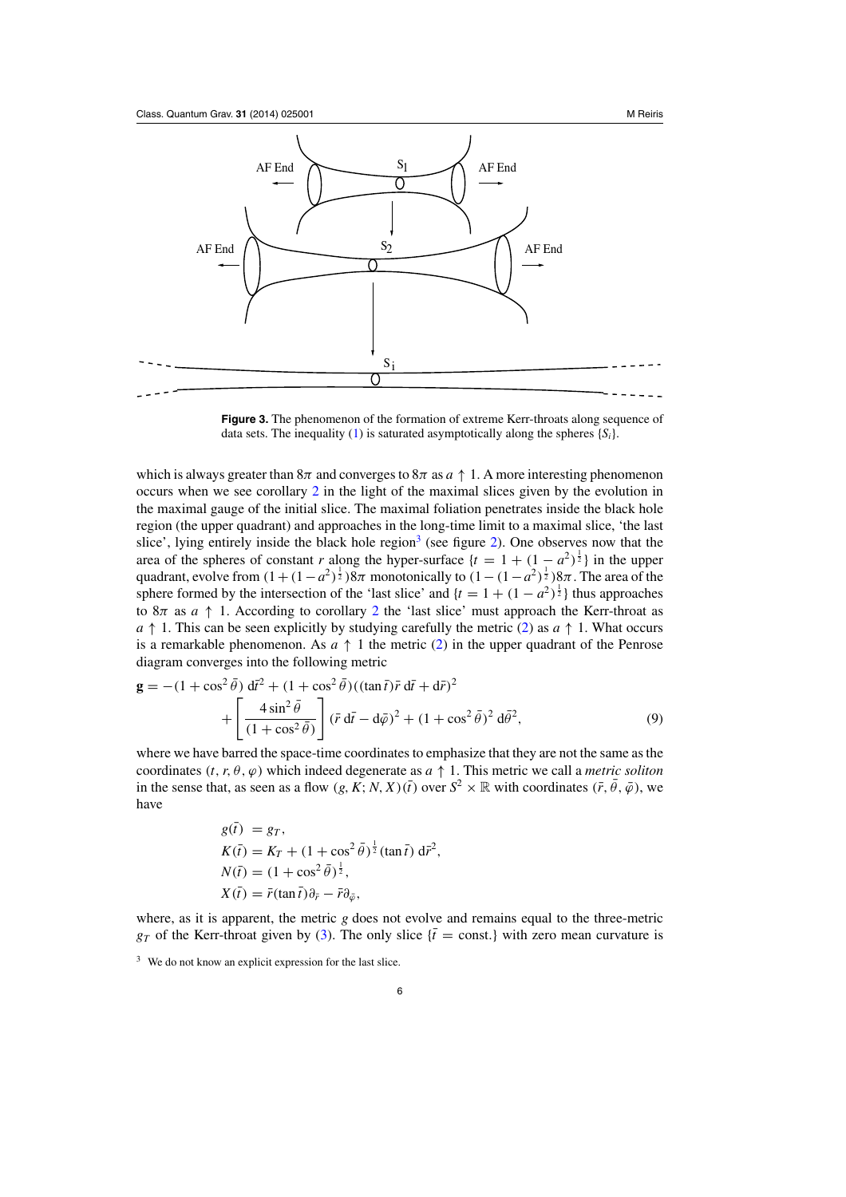**Figure 3.** The phenomenon of the formation of extreme Kerr-throats along sequence of data sets. The inequality (1) is saturated asymptotically along the spheres $\{S_i\}$.

which is always greater than $8\pi$ and converges to $8\pi$ as $a \uparrow 1$. A more interesting phenomenon occurs when we see corollary 2 in the light of the maximal slices given by the evolution in the maximal gauge of the initial slice. The maximal foliation penetrates inside the black hole region (the upper quadrant) and approaches in the long-time limit to a maximal slice, 'the last slice', lying entirely inside the black hole region[3] (see figure 2). One observes now that the area of the spheres of constant $r$ along the hyper-surface $\{t = 1 + (1 - a^2)^{\frac{1}{2}}\}$ in the upper quadrant, evolve from $(1 + (1 - a^2)^{\frac{1}{2}})8\pi$ monotonically to $(1 - (1 - a^2)^{\frac{1}{2}})8\pi$. The area of the sphere formed by the intersection of the 'last slice' and $\{t = 1 + (1 - a^2)^{\frac{1}{2}}\}$ thus approaches to $8\pi$ as $a \uparrow 1$. According to corollary 2 the 'last slice' must approach the Kerr-throat as $a \uparrow 1$. This can be seen explicitly by studying carefully the metric (2) as $a \uparrow 1$. What occurs is a remarkable phenomenon. As $a \uparrow 1$ the metric (2) in the upper quadrant of the Penrose diagram converges into the following metric

$$\mathbf{g} = -(1 + \cos^2\bar{\theta})\, d\bar{t}^2 + (1 + \cos^2\bar{\theta})((\tan\bar{t})\bar{r}\, d\bar{t} + d\bar{r})^2 + \left[\frac{4\sin^2\bar{\theta}}{(1 + \cos^2\bar{\theta})}\right](\bar{r}\, d\bar{t} - d\bar{\varphi})^2 + (1 + \cos^2\bar{\theta})^2\, d\bar{\theta}^2, \tag{9}$$

where we have barred the space-time coordinates to emphasize that they are not the same as the coordinates $(t, r, \theta, \varphi)$ which indeed degenerate as $a \uparrow 1$. This metric we call a *metric soliton* in the sense that, as seen as a flow $(g, K; N, X)(\bar{t})$ over $S^2 \times \mathbb{R}$ with coordinates $(\bar{r}, \bar{\theta}, \bar{\varphi})$, we have

$$\begin{aligned}
g(\bar{t}) &= g_T, \\
K(\bar{t}) &= K_T + (1 + \cos^2\bar{\theta})^{\frac{1}{2}}(\tan\bar{t})\, d\bar{r}^2, \\
N(\bar{t}) &= (1 + \cos^2\bar{\theta})^{\frac{1}{2}}, \\
X(\bar{t}) &= \bar{r}(\tan\bar{t})\partial_{\bar{r}} - \bar{r}\partial_{\bar{\varphi}},
\end{aligned}$$

where, as it is apparent, the metric $g$ does not evolve and remains equal to the three-metric $g_T$ of the Kerr-throat given by (3). The only slice $\{\bar{t} = \text{const.}\}$ with zero mean curvature is

[3] We do not know an explicit expression for the last slice.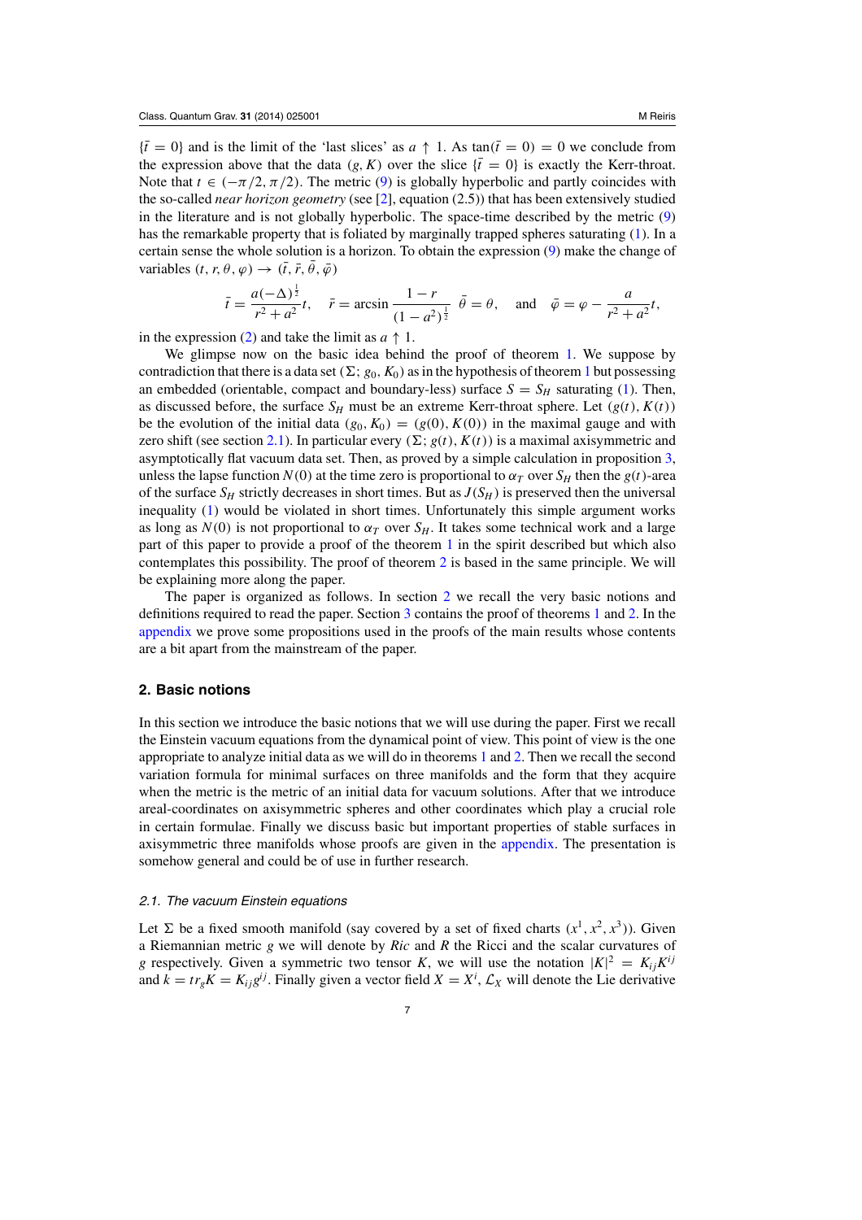$\{\bar{t} = 0\}$ and is the limit of the 'last slices' as $a \uparrow 1$. As $\tan(\bar{t} = 0) = 0$ we conclude from the expression above that the data $(g, K)$ over the slice $\{\bar{t} = 0\}$ is exactly the Kerr-throat. Note that $t \in (-\pi/2, \pi/2)$. The metric (9) is globally hyperbolic and partly coincides with the so-called *near horizon geometry* (see [2], equation (2.5)) that has been extensively studied in the literature and is not globally hyperbolic. The space-time described by the metric (9) has the remarkable property that is foliated by marginally trapped spheres saturating (1). In a certain sense the whole solution is a horizon. To obtain the expression (9) make the change of variables $(t, r, \theta, \varphi) \rightarrow (\bar{t}, \bar{r}, \bar{\theta}, \bar{\varphi})$

$$\bar{t} = \frac{a(-\Delta)^{\frac{1}{2}}}{r^2 + a^2} t, \quad \bar{r} = \arcsin \frac{1 - r}{(1 - a^2)^{\frac{1}{2}}} \; \bar{\theta} = \theta, \quad \text{and} \quad \bar{\varphi} = \varphi - \frac{a}{r^2 + a^2} t,$$

in the expression (2) and take the limit as $a \uparrow 1$.

We glimpse now on the basic idea behind the proof of theorem 1. We suppose by contradiction that there is a data set $(\Sigma; g_0, K_0)$ as in the hypothesis of theorem 1 but possessing an embedded (orientable, compact and boundary-less) surface $S = S_H$ saturating (1). Then, as discussed before, the surface $S_H$ must be an extreme Kerr-throat sphere. Let $(g(t), K(t))$ be the evolution of the initial data $(g_0, K_0) = (g(0), K(0))$ in the maximal gauge and with zero shift (see section 2.1). In particular every $(\Sigma; g(t), K(t))$ is a maximal axisymmetric and asymptotically flat vacuum data set. Then, as proved by a simple calculation in proposition 3, unless the lapse function $N(0)$ at the time zero is proportional to $\alpha_T$ over $S_H$ then the $g(t)$-area of the surface $S_H$ strictly decreases in short times. But as $J(S_H)$ is preserved then the universal inequality (1) would be violated in short times. Unfortunately this simple argument works as long as $N(0)$ is not proportional to $\alpha_T$ over $S_H$. It takes some technical work and a large part of this paper to provide a proof of the theorem 1 in the spirit described but which also contemplates this possibility. The proof of theorem 2 is based in the same principle. We will be explaining more along the paper.

The paper is organized as follows. In section 2 we recall the very basic notions and definitions required to read the paper. Section 3 contains the proof of theorems 1 and 2. In the appendix we prove some propositions used in the proofs of the main results whose contents are a bit apart from the mainstream of the paper.

## 2. Basic notions

In this section we introduce the basic notions that we will use during the paper. First we recall the Einstein vacuum equations from the dynamical point of view. This point of view is the one appropriate to analyze initial data as we will do in theorems 1 and 2. Then we recall the second variation formula for minimal surfaces on three manifolds and the form that they acquire when the metric is the metric of an initial data for vacuum solutions. After that we introduce areal-coordinates on axisymmetric spheres and other coordinates which play a crucial role in certain formulae. Finally we discuss basic but important properties of stable surfaces in axisymmetric three manifolds whose proofs are given in the appendix. The presentation is somehow general and could be of use in further research.

### 2.1. The vacuum Einstein equations

Let $\Sigma$ be a fixed smooth manifold (say covered by a set of fixed charts $(x^1, x^2, x^3)$). Given a Riemannian metric $g$ we will denote by $Ric$ and $R$ the Ricci and the scalar curvatures of $g$ respectively. Given a symmetric two tensor $K$, we will use the notation $|K|^2 = K_{ij}K^{ij}$ and $k = tr_g K = K_{ij}g^{ij}$. Finally given a vector field $X = X^i$, $\mathcal{L}_X$ will denote the Lie derivative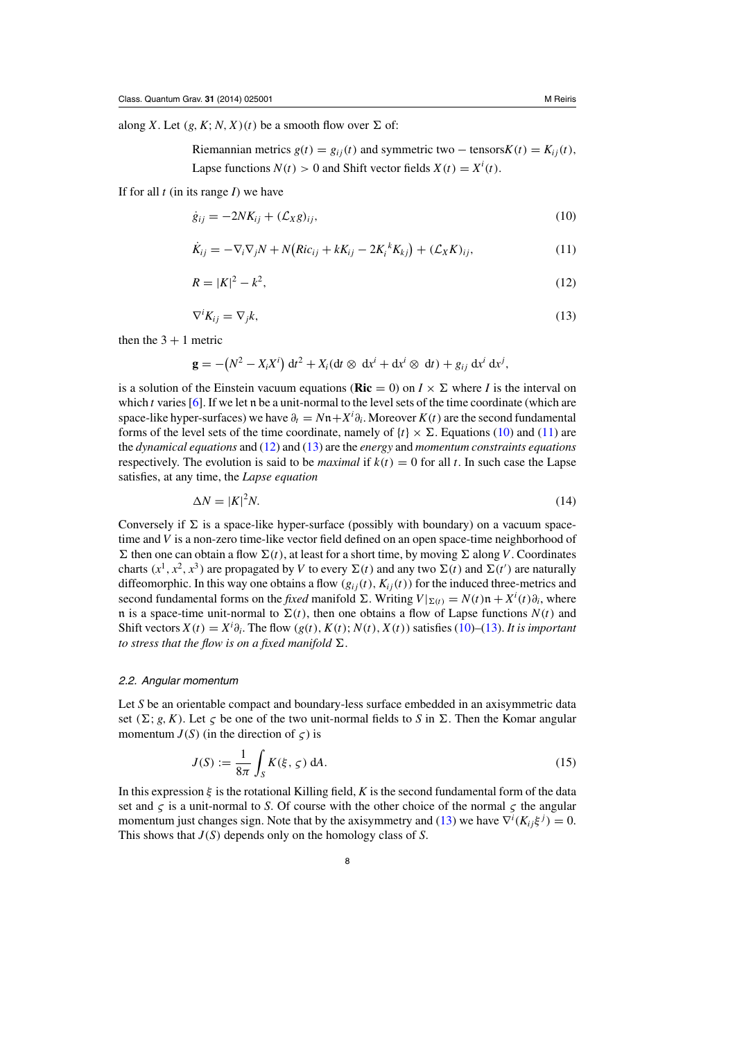along $X$. Let $(g, K; N, X)(t)$ be a smooth flow over $\Sigma$ of:

Riemannian metrics $g(t) = g_{ij}(t)$ and symmetric two − tensors$K(t) = K_{ij}(t)$,
Lapse functions $N(t) > 0$ and Shift vector fields $X(t) = X^i(t)$.

If for all $t$ (in its range $I$) we have

$$\dot{g}_{ij} = -2NK_{ij} + (\mathcal{L}_X g)_{ij}, \tag{10}$$

$$\dot{K}_{ij} = -\nabla_i \nabla_j N + N\big(Ric_{ij} + kK_{ij} - 2K_i{}^k K_{kj}\big) + (\mathcal{L}_X K)_{ij}, \tag{11}$$

$$R = |K|^2 - k^2, \tag{12}$$

$$\nabla^i K_{ij} = \nabla_j k, \tag{13}$$

then the 3 + 1 metric

$$\mathbf{g} = -\big(N^2 - X_i X^i\big)\, \mathrm{d}t^2 + X_i(\mathrm{d}t \otimes\, \mathrm{d}x^i + \mathrm{d}x^i \otimes\, \mathrm{d}t) + g_{ij}\, \mathrm{d}x^i\, \mathrm{d}x^j,$$

is a solution of the Einstein vacuum equations ($\mathbf{Ric} = 0$) on $I \times \Sigma$ where $I$ is the interval on which $t$ varies [6]. If we let $\mathfrak{n}$ be a unit-normal to the level sets of the time coordinate (which are space-like hyper-surfaces) we have $\partial_t = N\mathfrak{n} + X^i \partial_i$. Moreover $K(t)$ are the second fundamental forms of the level sets of the time coordinate, namely of $\{t\} \times \Sigma$. Equations (10) and (11) are the *dynamical equations* and (12) and (13) are the *energy* and *momentum constraints equations* respectively. The evolution is said to be *maximal* if $k(t) = 0$ for all $t$. In such case the Lapse satisfies, at any time, the *Lapse equation*

$$\Delta N = |K|^2 N. \tag{14}$$

Conversely if $\Sigma$ is a space-like hyper-surface (possibly with boundary) on a vacuum space-time and $V$ is a non-zero time-like vector field defined on an open space-time neighborhood of $\Sigma$ then one can obtain a flow $\Sigma(t)$, at least for a short time, by moving $\Sigma$ along $V$. Coordinates charts $(x^1, x^2, x^3)$ are propagated by $V$ to every $\Sigma(t)$ and any two $\Sigma(t)$ and $\Sigma(t')$ are naturally diffeomorphic. In this way one obtains a flow $(g_{ij}(t), K_{ij}(t))$ for the induced three-metrics and second fundamental forms on the *fixed* manifold $\Sigma$. Writing $V|_{\Sigma(t)} = N(t)\mathfrak{n} + X^i(t)\partial_i$, where $\mathfrak{n}$ is a space-time unit-normal to $\Sigma(t)$, then one obtains a flow of Lapse functions $N(t)$ and Shift vectors $X(t) = X^i \partial_i$. The flow $(g(t), K(t); N(t), X(t))$ satisfies (10)–(13). *It is important to stress that the flow is on a fixed manifold* $\Sigma$.

### 2.2. Angular momentum

Let $S$ be an orientable compact and boundary-less surface embedded in an axisymmetric data set $(\Sigma; g, K)$. Let $\varsigma$ be one of the two unit-normal fields to $S$ in $\Sigma$. Then the Komar angular momentum $J(S)$ (in the direction of $\varsigma$) is

$$J(S) := \frac{1}{8\pi} \int_S K(\xi, \varsigma)\, \mathrm{d}A. \tag{15}$$

In this expression $\xi$ is the rotational Killing field, $K$ is the second fundamental form of the data set and $\varsigma$ is a unit-normal to $S$. Of course with the other choice of the normal $\varsigma$ the angular momentum just changes sign. Note that by the axisymmetry and (13) we have $\nabla^i(K_{ij}\xi^j) = 0$. This shows that $J(S)$ depends only on the homology class of $S$.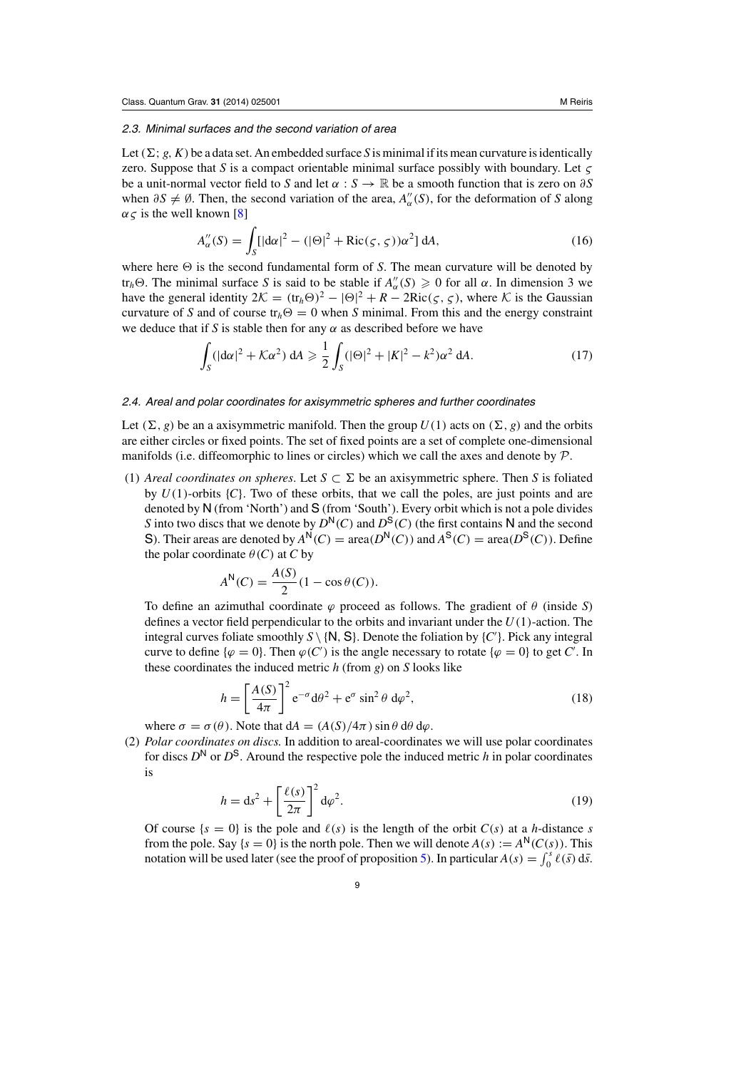### 2.3. Minimal surfaces and the second variation of area

Let $(\Sigma; g, K)$ be a data set. An embedded surface $S$ is minimal if its mean curvature is identically zero. Suppose that $S$ is a compact orientable minimal surface possibly with boundary. Let $\varsigma$ be a unit-normal vector field to $S$ and let $\alpha : S \to \mathbb{R}$ be a smooth function that is zero on $\partial S$ when $\partial S \neq \emptyset$. Then, the second variation of the area, $A''_\alpha(S)$, for the deformation of $S$ along $\alpha\varsigma$ is the well known [8]

$$A''_\alpha(S) = \int_S [|d\alpha|^2 - (|\Theta|^2 + \text{Ric}(\varsigma, \varsigma))\alpha^2] \, dA, \tag{16}$$

where here $\Theta$ is the second fundamental form of $S$. The mean curvature will be denoted by $\text{tr}_h\Theta$. The minimal surface $S$ is said to be stable if $A''_\alpha(S) \geqslant 0$ for all $\alpha$. In dimension 3 we have the general identity $2\mathcal{K} = (\text{tr}_h\Theta)^2 - |\Theta|^2 + R - 2\text{Ric}(\varsigma, \varsigma)$, where $\mathcal{K}$ is the Gaussian curvature of $S$ and of course $\text{tr}_h\Theta = 0$ when $S$ minimal. From this and the energy constraint we deduce that if $S$ is stable then for any $\alpha$ as described before we have

$$\int_S (|d\alpha|^2 + \mathcal{K}\alpha^2) \, dA \geqslant \frac{1}{2}\int_S (|\Theta|^2 + |K|^2 - k^2)\alpha^2 \, dA. \tag{17}$$

### 2.4. Areal and polar coordinates for axisymmetric spheres and further coordinates

Let $(\Sigma, g)$ be an a axisymmetric manifold. Then the group $U(1)$ acts on $(\Sigma, g)$ and the orbits are either circles or fixed points. The set of fixed points are a set of complete one-dimensional manifolds (i.e. diffeomorphic to lines or circles) which we call the axes and denote by $\mathcal{P}$.

(1) *Areal coordinates on spheres*. Let $S \subset \Sigma$ be an axisymmetric sphere. Then $S$ is foliated by $U(1)$-orbits $\{C\}$. Two of these orbits, that we call the poles, are just points and are denoted by $\mathsf{N}$ (from 'North') and $\mathsf{S}$ (from 'South'). Every orbit which is not a pole divides $S$ into two discs that we denote by $D^{\mathsf{N}}(C)$ and $D^{\mathsf{S}}(C)$ (the first contains $\mathsf{N}$ and the second $\mathsf{S}$). Their areas are denoted by $A^{\mathsf{N}}(C) = \text{area}(D^{\mathsf{N}}(C))$ and $A^{\mathsf{S}}(C) = \text{area}(D^{\mathsf{S}}(C))$. Define the polar coordinate $\theta(C)$ at $C$ by

$$A^{\mathsf{N}}(C) = \frac{A(S)}{2}(1 - \cos\theta(C)).$$

To define an azimuthal coordinate $\varphi$ proceed as follows. The gradient of $\theta$ (inside $S$) defines a vector field perpendicular to the orbits and invariant under the $U(1)$-action. The integral curves foliate smoothly $S \setminus \{\mathsf{N}, \mathsf{S}\}$. Denote the foliation by $\{C'\}$. Pick any integral curve to define $\{\varphi = 0\}$. Then $\varphi(C')$ is the angle necessary to rotate $\{\varphi = 0\}$ to get $C'$. In these coordinates the induced metric $h$ (from $g$) on $S$ looks like

$$h = \left[\frac{A(S)}{4\pi}\right]^2 e^{-\sigma} d\theta^2 + e^{\sigma} \sin^2\theta \, d\varphi^2, \tag{18}$$

where $\sigma = \sigma(\theta)$. Note that $dA = (A(S)/4\pi) \sin\theta \, d\theta \, d\varphi$.

(2) *Polar coordinates on discs.* In addition to areal-coordinates we will use polar coordinates for discs $D^{\mathsf{N}}$ or $D^{\mathsf{S}}$. Around the respective pole the induced metric $h$ in polar coordinates is

$$h = ds^2 + \left[\frac{\ell(s)}{2\pi}\right]^2 d\varphi^2. \tag{19}$$

Of course $\{s = 0\}$ is the pole and $\ell(s)$ is the length of the orbit $C(s)$ at a $h$-distance $s$ from the pole. Say $\{s = 0\}$ is the north pole. Then we will denote $A(s) := A^{\mathsf{N}}(C(s))$. This notation will be used later (see the proof of proposition 5). In particular $A(s) = \int_0^s \ell(\bar{s}) \, d\bar{s}$.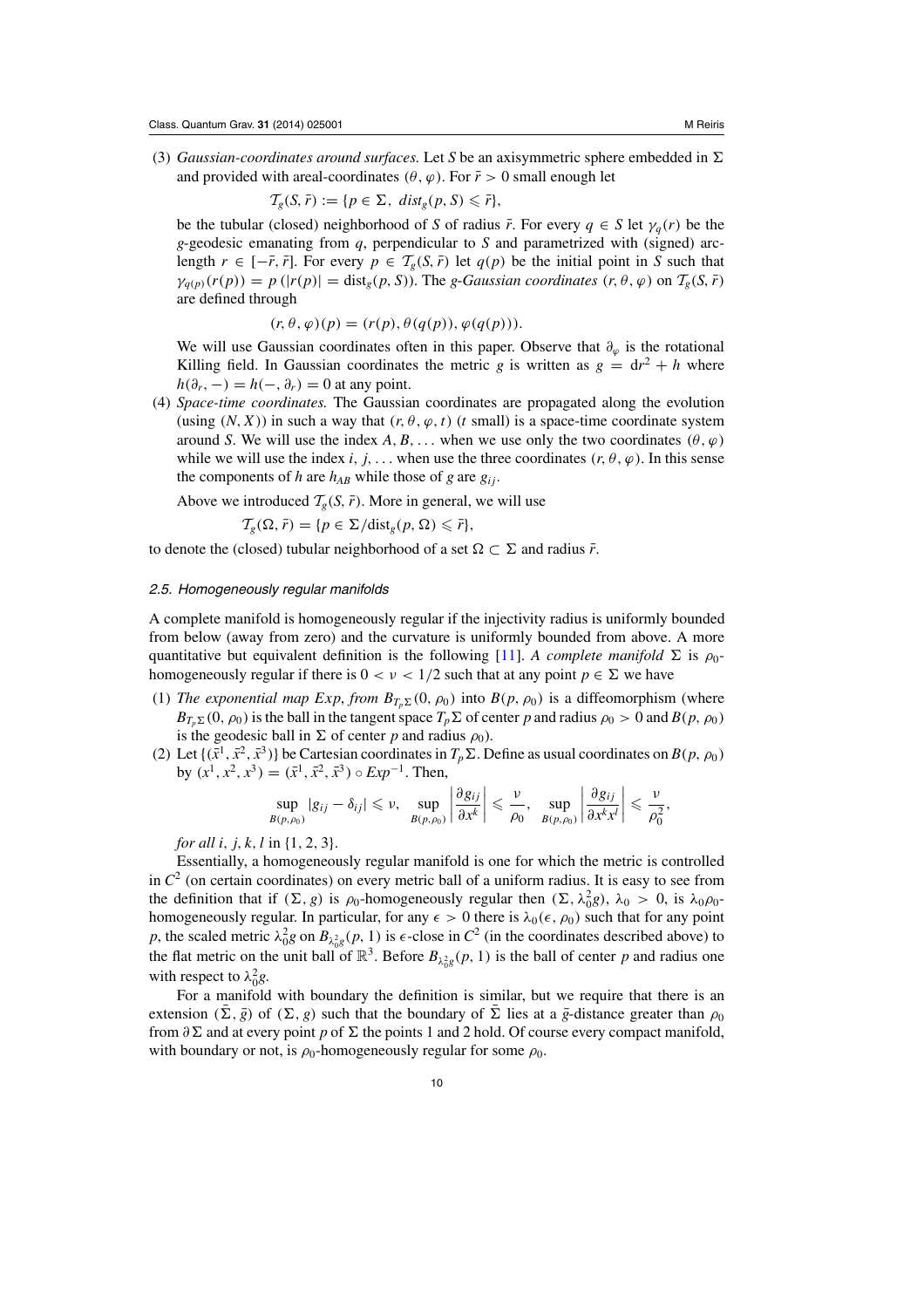(3) *Gaussian-coordinates around surfaces.* Let $S$ be an axisymmetric sphere embedded in $\Sigma$ and provided with areal-coordinates $(\theta, \varphi)$. For $\bar{r} > 0$ small enough let

$$\mathcal{T}_g(S, \bar{r}) := \{p \in \Sigma,\ dist_g(p, S) \leqslant \bar{r}\},$$

be the tubular (closed) neighborhood of $S$ of radius $\bar{r}$. For every $q \in S$ let $\gamma_q(r)$ be the $g$-geodesic emanating from $q$, perpendicular to $S$ and parametrized with (signed) arc-length $r \in [-\bar{r}, \bar{r}]$. For every $p \in \mathcal{T}_g(S, \bar{r})$ let $q(p)$ be the initial point in $S$ such that $\gamma_{q(p)}(r(p)) = p$ ($|r(p)| = \text{dist}_g(p, S)$). The *g-Gaussian coordinates* $(r, \theta, \varphi)$ on $\mathcal{T}_g(S, \bar{r})$ are defined through

$$(r, \theta, \varphi)(p) = (r(p), \theta(q(p)), \varphi(q(p))).$$

We will use Gaussian coordinates often in this paper. Observe that $\partial_\varphi$ is the rotational Killing field. In Gaussian coordinates the metric $g$ is written as $g = \text{d}r^2 + h$ where $h(\partial_r, -) = h(-, \partial_r) = 0$ at any point.

(4) *Space-time coordinates.* The Gaussian coordinates are propagated along the evolution (using $(N, X)$) in such a way that $(r, \theta, \varphi, t)$ ($t$ small) is a space-time coordinate system around $S$. We will use the index $A, B, \ldots$ when we use only the two coordinates $(\theta, \varphi)$ while we will use the index $i, j, \ldots$ when use the three coordinates $(r, \theta, \varphi)$. In this sense the components of $h$ are $h_{AB}$ while those of $g$ are $g_{ij}$.

Above we introduced $\mathcal{T}_g(S, \bar{r})$. More in general, we will use

$$\mathcal{T}_g(\Omega, \bar{r}) = \{p \in \Sigma / \text{dist}_g(p, \Omega) \leqslant \bar{r}\},$$

to denote the (closed) tubular neighborhood of a set $\Omega \subset \Sigma$ and radius $\bar{r}$.

### 2.5. Homogeneously regular manifolds

A complete manifold is homogeneously regular if the injectivity radius is uniformly bounded from below (away from zero) and the curvature is uniformly bounded from above. A more quantitative but equivalent definition is the following [11]. *A complete manifold* $\Sigma$ is $\rho_0$-homogeneously regular if there is $0 < \nu < 1/2$ such that at any point $p \in \Sigma$ we have

(1) *The exponential map Exp, from* $B_{T_p\Sigma}(0, \rho_0)$ into $B(p, \rho_0)$ is a diffeomorphism (where $B_{T_p\Sigma}(0, \rho_0)$ is the ball in the tangent space $T_p\Sigma$ of center $p$ and radius $\rho_0 > 0$ and $B(p, \rho_0)$ is the geodesic ball in $\Sigma$ of center $p$ and radius $\rho_0$).

(2) Let $\{(\bar{x}^1, \bar{x}^2, \bar{x}^3)\}$ be Cartesian coordinates in $T_p\Sigma$. Define as usual coordinates on $B(p, \rho_0)$ by $(x^1, x^2, x^3) = (\bar{x}^1, \bar{x}^2, \bar{x}^3) \circ Exp^{-1}$. Then,

$$\sup_{B(p,\rho_0)} |g_{ij} - \delta_{ij}| \leqslant \nu, \quad \sup_{B(p,\rho_0)} \left|\frac{\partial g_{ij}}{\partial x^k}\right| \leqslant \frac{\nu}{\rho_0}, \quad \sup_{B(p,\rho_0)} \left|\frac{\partial g_{ij}}{\partial x^k x^l}\right| \leqslant \frac{\nu}{\rho_0^2},$$

*for all* $i, j, k, l$ in $\{1, 2, 3\}$.

Essentially, a homogeneously regular manifold is one for which the metric is controlled in $C^2$ (on certain coordinates) on every metric ball of a uniform radius. It is easy to see from the definition that if $(\Sigma, g)$ is $\rho_0$-homogeneously regular then $(\Sigma, \lambda_0^2 g)$, $\lambda_0 > 0$, is $\lambda_0\rho_0$-homogeneously regular. In particular, for any $\epsilon > 0$ there is $\lambda_0(\epsilon, \rho_0)$ such that for any point $p$, the scaled metric $\lambda_0^2 g$ on $B_{\lambda_0^2 g}(p, 1)$ is $\epsilon$-close in $C^2$ (in the coordinates described above) to the flat metric on the unit ball of $\mathbb{R}^3$. Before $B_{\lambda_0^2 g}(p, 1)$ is the ball of center $p$ and radius one with respect to $\lambda_0^2 g$.

For a manifold with boundary the definition is similar, but we require that there is an extension $(\bar{\Sigma}, \bar{g})$ of $(\Sigma, g)$ such that the boundary of $\bar{\Sigma}$ lies at a $\bar{g}$-distance greater than $\rho_0$ from $\partial\Sigma$ and at every point $p$ of $\Sigma$ the points 1 and 2 hold. Of course every compact manifold, with boundary or not, is $\rho_0$-homogeneously regular for some $\rho_0$.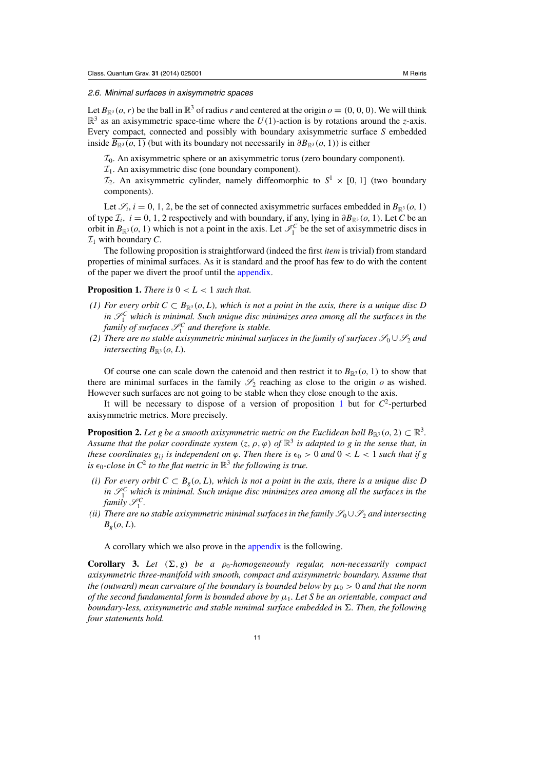### 2.6. Minimal surfaces in axisymmetric spaces

Let $B_{\mathbb{R}^3}(o,r)$ be the ball in $\mathbb{R}^3$ of radius $r$ and centered at the origin $o=(0,0,0)$. We will think $\mathbb{R}^3$ as an axisymmetric space-time where the $U(1)$-action is by rotations around the $z$-axis. Every compact, connected and possibly with boundary axisymmetric surface $S$ embedded inside $\overline{B_{\mathbb{R}^3}(o,1)}$ (but with its boundary not necessarily in $\partial B_{\mathbb{R}^3}(o,1)$) is either

$\mathcal{I}_0$. An axisymmetric sphere or an axisymmetric torus (zero boundary component).

$\mathcal{I}_1$. An axisymmetric disc (one boundary component).

$\mathcal{I}_2$. An axisymmetric cylinder, namely diffeomorphic to $S^1\times[0,1]$ (two boundary components).

Let $\mathscr{S}_i$, $i=0,1,2$, be the set of connected axisymmetric surfaces embedded in $B_{\mathbb{R}^3}(o,1)$ of type $\mathcal{I}_i$, $i=0,1,2$ respectively and with boundary, if any, lying in $\partial B_{\mathbb{R}^3}(o,1)$. Let $C$ be an orbit in $B_{\mathbb{R}^3}(o,1)$ which is not a point in the axis. Let $\mathscr{I}_1^C$ be the set of axisymmetric discs in $\mathcal{I}_1$ with boundary $C$.

The following proposition is straightforward (indeed the first *item* is trivial) from standard properties of minimal surfaces. As it is standard and the proof has few to do with the content of the paper we divert the proof until the appendix.

**Proposition 1.** *There is $0<L<1$ such that.*

*(1) For every orbit $C\subset B_{\mathbb{R}^3}(o,L)$, which is not a point in the axis, there is a unique disc $D$ in $\mathscr{S}_1^C$ which is minimal. Such unique disc minimizes area among all the surfaces in the family of surfaces $\mathscr{S}_1^C$ and therefore is stable.*

*(2) There are no stable axisymmetric minimal surfaces in the family of surfaces $\mathscr{S}_0\cup\mathscr{S}_2$ and intersecting $B_{\mathbb{R}^3}(o,L)$.*

Of course one can scale down the catenoid and then restrict it to $B_{\mathbb{R}^3}(o,1)$ to show that there are minimal surfaces in the family $\mathscr{S}_2$ reaching as close to the origin $o$ as wished. However such surfaces are not going to be stable when they close enough to the axis.

It will be necessary to dispose of a version of proposition 1 but for $C^2$-perturbed axisymmetric metrics. More precisely.

**Proposition 2.** *Let $g$ be a smooth axisymmetric metric on the Euclidean ball $B_{\mathbb{R}^3}(o,2)\subset\mathbb{R}^3$. Assume that the polar coordinate system $(z,\rho,\varphi)$ of $\mathbb{R}^3$ is adapted to $g$ in the sense that, in these coordinates $g_{ij}$ is independent on $\varphi$. Then there is $\epsilon_0>0$ and $0<L<1$ such that if $g$ is $\epsilon_0$-close in $C^2$ to the flat metric in $\mathbb{R}^3$ the following is true.*

*(i) For every orbit $C\subset B_g(o,L)$, which is not a point in the axis, there is a unique disc $D$ in $\mathscr{S}_1^C$ which is minimal. Such unique disc minimizes area among all the surfaces in the family $\mathscr{S}_1^C$.*

*(ii) There are no stable axisymmetric minimal surfaces in the family $\mathscr{S}_0\cup\mathscr{S}_2$ and intersecting $B_g(o,L)$.*

A corollary which we also prove in the appendix is the following.

**Corollary 3.** *Let $(\Sigma,g)$ be a $\rho_0$-homogeneously regular, non-necessarily compact axisymmetric three-manifold with smooth, compact and axisymmetric boundary. Assume that the (outward) mean curvature of the boundary is bounded below by $\mu_0>0$ and that the norm of the second fundamental form is bounded above by $\mu_1$. Let $S$ be an orientable, compact and boundary-less, axisymmetric and stable minimal surface embedded in $\Sigma$. Then, the following four statements hold.*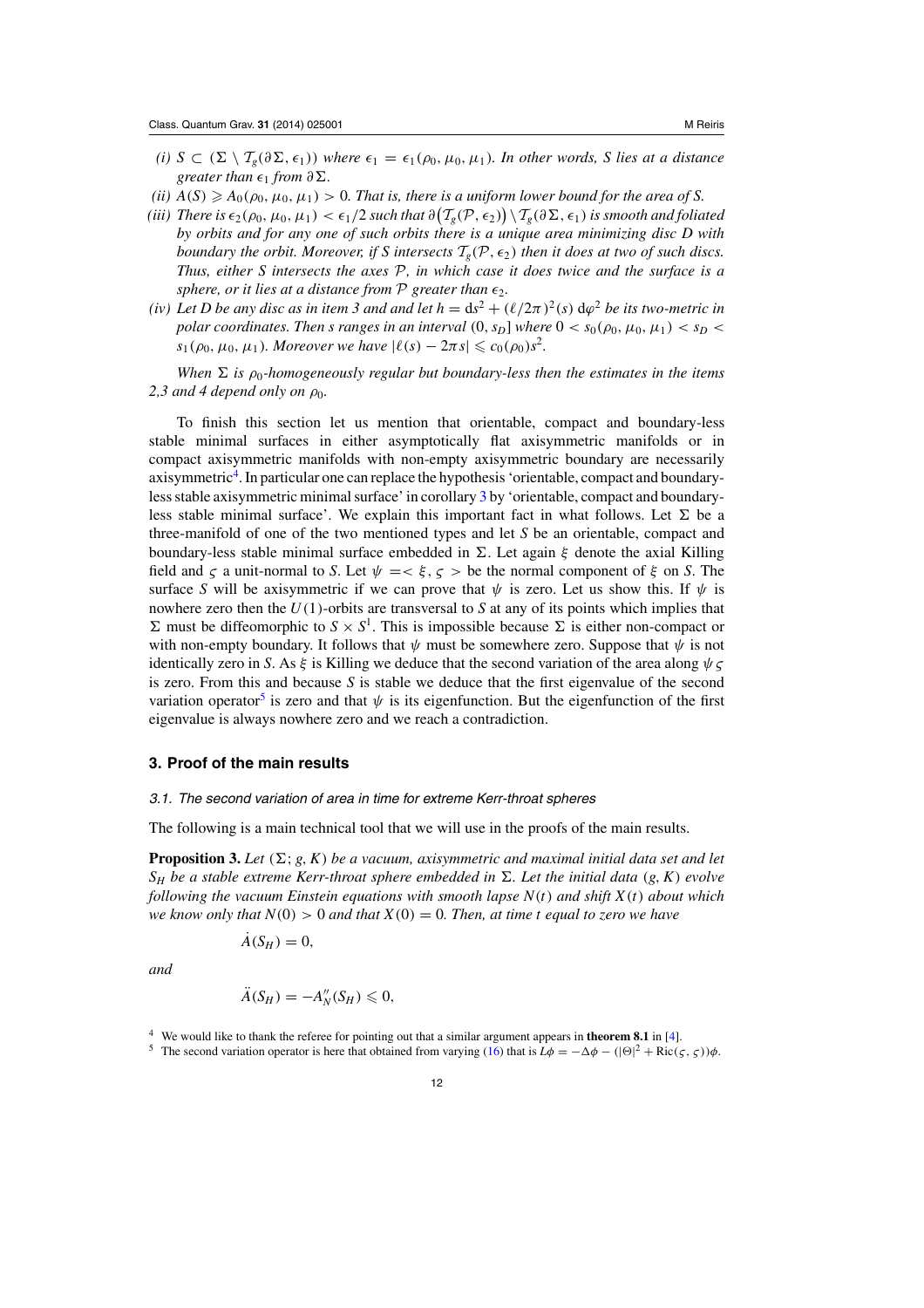*(i)* $S \subset (\Sigma \setminus \mathcal{T}_g(\partial\Sigma, \epsilon_1))$ *where* $\epsilon_1 = \epsilon_1(\rho_0, \mu_0, \mu_1)$*. In other words, S lies at a distance greater than* $\epsilon_1$ *from* $\partial\Sigma$*.*

*(ii)* $A(S) \geqslant A_0(\rho_0, \mu_0, \mu_1) > 0$*. That is, there is a uniform lower bound for the area of S.*

*(iii) There is* $\epsilon_2(\rho_0, \mu_0, \mu_1) < \epsilon_1/2$ *such that* $\partial\big(\mathcal{T}_g(\mathcal{P}, \epsilon_2)\big) \setminus \mathcal{T}_g(\partial\Sigma, \epsilon_1)$ *is smooth and foliated by orbits and for any one of such orbits there is a unique area minimizing disc D with boundary the orbit. Moreover, if S intersects* $\mathcal{T}_g(\mathcal{P}, \epsilon_2)$ *then it does at two of such discs. Thus, either S intersects the axes* $\mathcal{P}$*, in which case it does twice and the surface is a sphere, or it lies at a distance from* $\mathcal{P}$ *greater than* $\epsilon_2$*.*

*(iv) Let D be any disc as in item 3 and and let* $h = ds^2 + (\ell/2\pi)^2(s)\, d\varphi^2$ *be its two-metric in polar coordinates. Then s ranges in an interval* $(0, s_D]$ *where* $0 < s_0(\rho_0, \mu_0, \mu_1) < s_D < s_1(\rho_0, \mu_0, \mu_1)$*. Moreover we have* $|\ell(s) - 2\pi s| \leqslant c_0(\rho_0)s^2$*.*

*When* $\Sigma$ *is* $\rho_0$*-homogeneously regular but boundary-less then the estimates in the items 2,3 and 4 depend only on* $\rho_0$*.*

To finish this section let us mention that orientable, compact and boundary-less stable minimal surfaces in either asymptotically flat axisymmetric manifolds or in compact axisymmetric manifolds with non-empty axisymmetric boundary are necessarily axisymmetric[4]. In particular one can replace the hypothesis 'orientable, compact and boundary-less stable axisymmetric minimal surface' in corollary 3 by 'orientable, compact and boundary-less stable minimal surface'. We explain this important fact in what follows. Let $\Sigma$ be a three-manifold of one of the two mentioned types and let $S$ be an orientable, compact and boundary-less stable minimal surface embedded in $\Sigma$. Let again $\xi$ denote the axial Killing field and $\varsigma$ a unit-normal to $S$. Let $\psi = <\xi, \varsigma>$ be the normal component of $\xi$ on $S$. The surface $S$ will be axisymmetric if we can prove that $\psi$ is zero. Let us show this. If $\psi$ is nowhere zero then the $U(1)$-orbits are transversal to $S$ at any of its points which implies that $\Sigma$ must be diffeomorphic to $S \times S^1$. This is impossible because $\Sigma$ is either non-compact or with non-empty boundary. It follows that $\psi$ must be somewhere zero. Suppose that $\psi$ is not identically zero in $S$. As $\xi$ is Killing we deduce that the second variation of the area along $\psi\varsigma$ is zero. From this and because $S$ is stable we deduce that the first eigenvalue of the second variation operator[5] is zero and that $\psi$ is its eigenfunction. But the eigenfunction of the first eigenvalue is always nowhere zero and we reach a contradiction.

## 3. Proof of the main results

### *3.1. The second variation of area in time for extreme Kerr-throat spheres*

The following is a main technical tool that we will use in the proofs of the main results.

**Proposition 3.** *Let* $(\Sigma; g, K)$ *be a vacuum, axisymmetric and maximal initial data set and let* $S_H$ *be a stable extreme Kerr-throat sphere embedded in* $\Sigma$*. Let the initial data* $(g, K)$ *evolve following the vacuum Einstein equations with smooth lapse* $N(t)$ *and shift* $X(t)$ *about which we know only that* $N(0) > 0$ *and that* $X(0) = 0$*. Then, at time t equal to zero we have*

$$\dot{A}(S_H) = 0,$$

*and*

$$\ddot{A}(S_H) = -A''_N(S_H) \leqslant 0,$$

[4] We would like to thank the referee for pointing out that a similar argument appears in **theorem 8.1** in [4].

[5] The second variation operator is here that obtained from varying (16) that is $L\phi = -\Delta\phi - (|\Theta|^2 + \mathrm{Ric}(\varsigma, \varsigma))\phi$.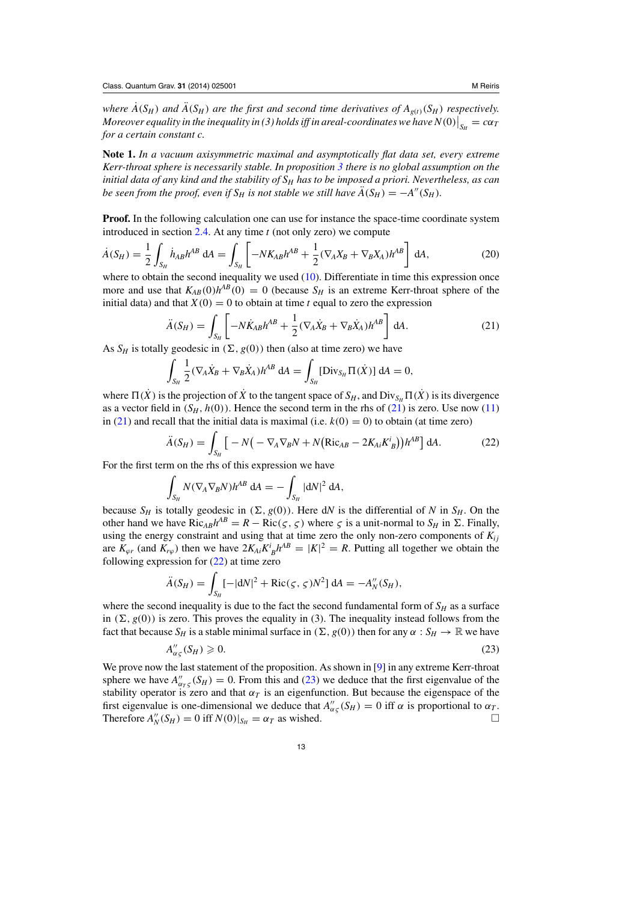*where $\dot{A}(S_H)$ and $\ddot{A}(S_H)$ are the first and second time derivatives of $A_{g(t)}(S_H)$ respectively. Moreover equality in the inequality in (3) holds iff in areal-coordinates we have $N(0)\big|_{S_H} = c\alpha_T$ for a certain constant c.*

**Note 1.** *In a vacuum axisymmetric maximal and asymptotically flat data set, every extreme Kerr-throat sphere is necessarily stable. In proposition 3 there is no global assumption on the initial data of any kind and the stability of $S_H$ has to be imposed a priori. Nevertheless, as can be seen from the proof, even if $S_H$ is not stable we still have $\ddot{A}(S_H) = -A''(S_H)$.*

**Proof.** In the following calculation one can use for instance the space-time coordinate system introduced in section 2.4. At any time $t$ (not only zero) we compute

$$\dot{A}(S_H) = \frac{1}{2}\int_{S_H} \dot{h}_{AB}h^{AB}\,\mathrm{d}A = \int_{S_H}\left[-NK_{AB}h^{AB} + \frac{1}{2}(\nabla_A X_B + \nabla_B X_A)h^{AB}\right]\mathrm{d}A, \tag{20}$$

where to obtain the second inequality we used (10). Differentiate in time this expression once more and use that $K_{AB}(0)h^{AB}(0) = 0$ (because $S_H$ is an extreme Kerr-throat sphere of the initial data) and that $X(0) = 0$ to obtain at time $t$ equal to zero the expression

$$\ddot{A}(S_H) = \int_{S_H}\left[-N\dot{K}_{AB}h^{AB} + \frac{1}{2}(\nabla_A \dot{X}_B + \nabla_B \dot{X}_A)h^{AB}\right]\mathrm{d}A. \tag{21}$$

As $S_H$ is totally geodesic in $(\Sigma, g(0))$ then (also at time zero) we have

$$\int_{S_H}\frac{1}{2}(\nabla_A \dot{X}_B + \nabla_B \dot{X}_A)h^{AB}\,\mathrm{d}A = \int_{S_H}[\mathrm{Div}_{S_H}\Pi(\dot{X})]\,\mathrm{d}A = 0,$$

where $\Pi(\dot{X})$ is the projection of $\dot{X}$ to the tangent space of $S_H$, and $\mathrm{Div}_{S_H}\Pi(\dot{X})$ is its divergence as a vector field in $(S_H, h(0))$. Hence the second term in the rhs of (21) is zero. Use now (11) in (21) and recall that the initial data is maximal (i.e. $k(0) = 0$) to obtain (at time zero)

$$\ddot{A}(S_H) = \int_{S_H}\left[-N\big(-\nabla_A\nabla_B N + N\big(\mathrm{Ric}_{AB} - 2K_{Ai}K^{i}{}_{B}\big)\big)h^{AB}\right]\mathrm{d}A. \tag{22}$$

For the first term on the rhs of this expression we have

$$\int_{S_H} N(\nabla_A\nabla_B N)h^{AB}\,\mathrm{d}A = -\int_{S_H}|\mathrm{d}N|^2\,\mathrm{d}A,$$

because $S_H$ is totally geodesic in $(\Sigma, g(0))$. Here $\mathrm{d}N$ is the differential of $N$ in $S_H$. On the other hand we have $\mathrm{Ric}_{AB}h^{AB} = R - \mathrm{Ric}(\varsigma, \varsigma)$ where $\varsigma$ is a unit-normal to $S_H$ in $\Sigma$. Finally, using the energy constraint and using that at time zero the only non-zero components of $K_{ij}$ are $K_{\varphi r}$ (and $K_{r\varphi}$) then we have $2K_{Ai}K^{i}{}_{B}h^{AB} = |K|^2 = R$. Putting all together we obtain the following expression for (22) at time zero

$$\ddot{A}(S_H) = \int_{S_H}[-|\mathrm{d}N|^2 + \mathrm{Ric}(\varsigma,\varsigma)N^2]\,\mathrm{d}A = -A''_N(S_H),$$

where the second inequality is due to the fact the second fundamental form of $S_H$ as a surface in $(\Sigma, g(0))$ is zero. This proves the equality in (3). The inequality instead follows from the fact that because $S_H$ is a stable minimal surface in $(\Sigma, g(0))$ then for any $\alpha : S_H \to \mathbb{R}$ we have

$$A''_{\alpha\varsigma}(S_H) \geqslant 0. \tag{23}$$

We prove now the last statement of the proposition. As shown in [9] in any extreme Kerr-throat sphere we have $A''_{\alpha_T\varsigma}(S_H) = 0$. From this and (23) we deduce that the first eigenvalue of the stability operator is zero and that $\alpha_T$ is an eigenfunction. But because the eigenspace of the first eigenvalue is one-dimensional we deduce that $A''_{\alpha\varsigma}(S_H) = 0$ iff $\alpha$ is proportional to $\alpha_T$. Therefore $A''_N(S_H) = 0$ iff $N(0)|_{S_H} = \alpha_T$ as wished. □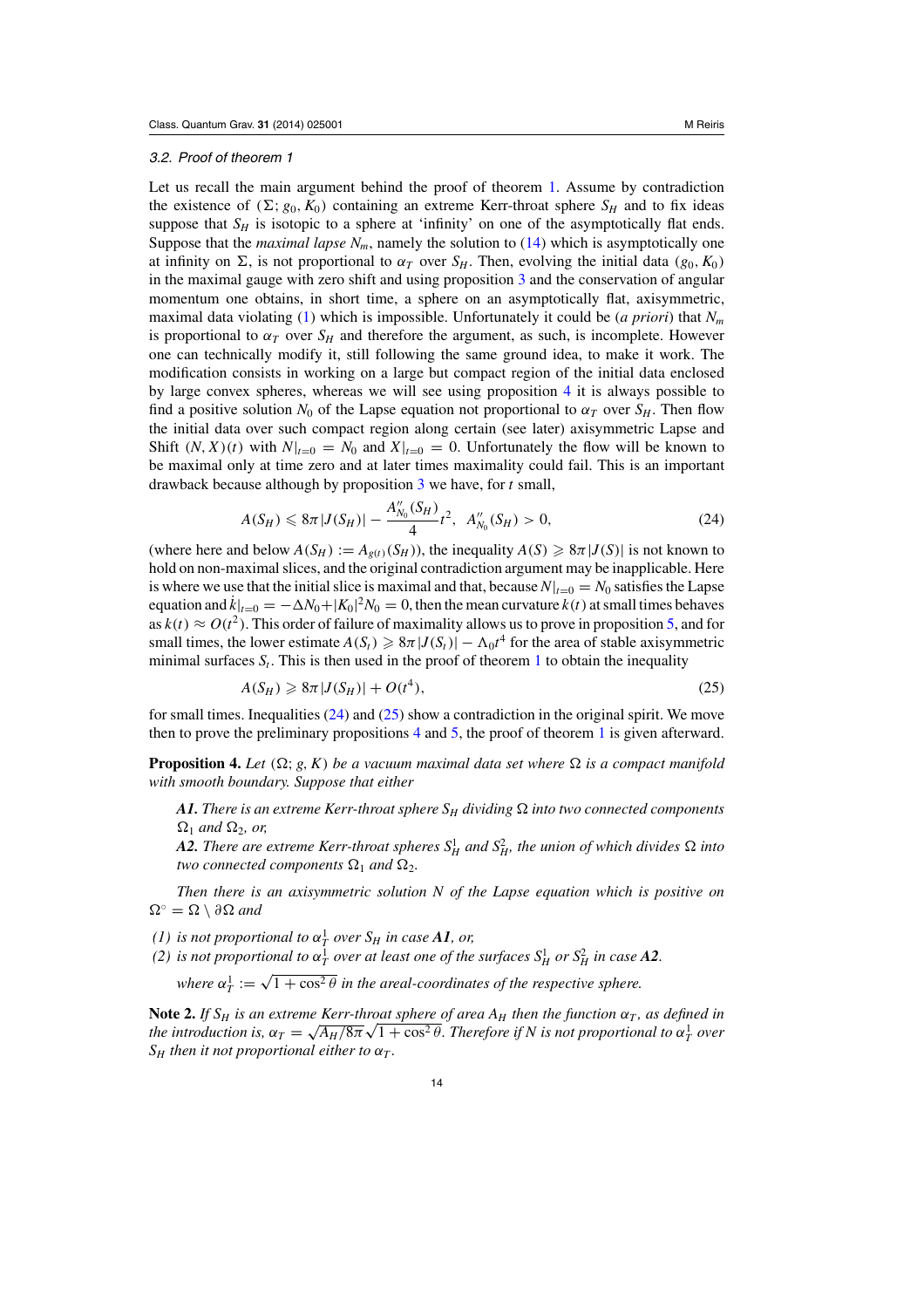### 3.2. Proof of theorem 1

Let us recall the main argument behind the proof of theorem 1. Assume by contradiction the existence of $(\Sigma; g_0, K_0)$ containing an extreme Kerr-throat sphere $S_H$ and to fix ideas suppose that $S_H$ is isotopic to a sphere at 'infinity' on one of the asymptotically flat ends. Suppose that the *maximal lapse* $N_m$, namely the solution to (14) which is asymptotically one at infinity on $\Sigma$, is not proportional to $\alpha_T$ over $S_H$. Then, evolving the initial data $(g_0, K_0)$ in the maximal gauge with zero shift and using proposition 3 and the conservation of angular momentum one obtains, in short time, a sphere on an asymptotically flat, axisymmetric, maximal data violating (1) which is impossible. Unfortunately it could be (*a priori*) that $N_m$ is proportional to $\alpha_T$ over $S_H$ and therefore the argument, as such, is incomplete. However one can technically modify it, still following the same ground idea, to make it work. The modification consists in working on a large but compact region of the initial data enclosed by large convex spheres, whereas we will see using proposition 4 it is always possible to find a positive solution $N_0$ of the Lapse equation not proportional to $\alpha_T$ over $S_H$. Then flow the initial data over such compact region along certain (see later) axisymmetric Lapse and Shift $(N, X)(t)$ with $N|_{t=0} = N_0$ and $X|_{t=0} = 0$. Unfortunately the flow will be known to be maximal only at time zero and at later times maximality could fail. This is an important drawback because although by proposition 3 we have, for $t$ small,

$$A(S_H) \leqslant 8\pi|J(S_H)| - \frac{A''_{N_0}(S_H)}{4}t^2, \quad A''_{N_0}(S_H) > 0, \tag{24}$$

(where here and below $A(S_H) := A_{g(t)}(S_H)$), the inequality $A(S) \geqslant 8\pi|J(S)|$ is not known to hold on non-maximal slices, and the original contradiction argument may be inapplicable. Here is where we use that the initial slice is maximal and that, because $N|_{t=0} = N_0$ satisfies the Lapse equation and $\dot{k}|_{t=0} = -\Delta N_0 + |K_0|^2 N_0 = 0$, then the mean curvature $k(t)$ at small times behaves as $k(t) \approx O(t^2)$. This order of failure of maximality allows us to prove in proposition 5, and for small times, the lower estimate $A(S_t) \geqslant 8\pi|J(S_t)| - \Lambda_0 t^4$ for the area of stable axisymmetric minimal surfaces $S_t$. This is then used in the proof of theorem 1 to obtain the inequality

$$A(S_H) \geqslant 8\pi|J(S_H)| + O(t^4), \tag{25}$$

for small times. Inequalities (24) and (25) show a contradiction in the original spirit. We move then to prove the preliminary propositions 4 and 5, the proof of theorem 1 is given afterward.

**Proposition 4.** *Let $(\Omega; g, K)$ be a vacuum maximal data set where $\Omega$ is a compact manifold with smooth boundary. Suppose that either*

> ***A1.*** *There is an extreme Kerr-throat sphere $S_H$ dividing $\Omega$ into two connected components $\Omega_1$ and $\Omega_2$, or,*
>
> ***A2.*** *There are extreme Kerr-throat spheres $S^1_H$ and $S^2_H$, the union of which divides $\Omega$ into two connected components $\Omega_1$ and $\Omega_2$.*

*Then there is an axisymmetric solution $N$ of the Lapse equation which is positive on $\Omega^\circ = \Omega \setminus \partial\Omega$ and*

*(1) is not proportional to $\alpha^1_T$ over $S_H$ in case **A1**, or,*
*(2) is not proportional to $\alpha^1_T$ over at least one of the surfaces $S^1_H$ or $S^2_H$ in case **A2**.*

*where $\alpha^1_T := \sqrt{1 + \cos^2\theta}$ in the areal-coordinates of the respective sphere.*

**Note 2.** *If $S_H$ is an extreme Kerr-throat sphere of area $A_H$ then the function $\alpha_T$, as defined in the introduction is, $\alpha_T = \sqrt{A_H/8\pi}\sqrt{1 + \cos^2\theta}$. Therefore if $N$ is not proportional to $\alpha^1_T$ over $S_H$ then it not proportional either to $\alpha_T$.*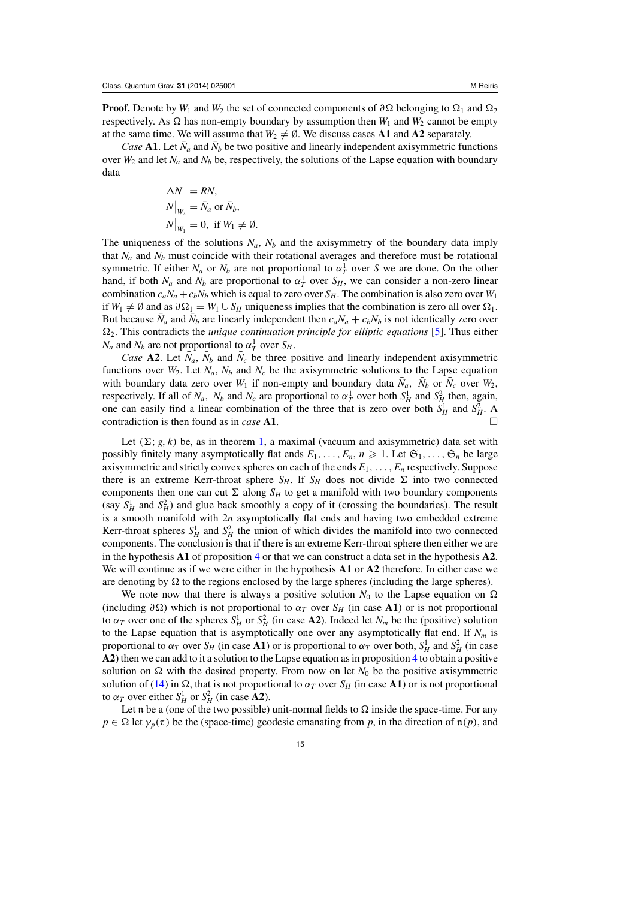**Proof.** Denote by $W_1$ and $W_2$ the set of connected components of $\partial\Omega$ belonging to $\Omega_1$ and $\Omega_2$ respectively. As $\Omega$ has non-empty boundary by assumption then $W_1$ and $W_2$ cannot be empty at the same time. We will assume that $W_2 \neq \emptyset$. We discuss cases **A1** and **A2** separately.

*Case* **A1**. Let $\bar{N}_a$ and $\bar{N}_b$ be two positive and linearly independent axisymmetric functions over $W_2$ and let $N_a$ and $N_b$ be, respectively, the solutions of the Lapse equation with boundary data

$$
\begin{aligned}
\Delta N &= RN,\\
N\big|_{W_2} &= \bar{N}_a \text{ or } \bar{N}_b,\\
N\big|_{W_1} &= 0, \text{ if } W_1 \neq \emptyset.
\end{aligned}
$$

The uniqueness of the solutions $N_a$, $N_b$ and the axisymmetry of the boundary data imply that $N_a$ and $N_b$ must coincide with their rotational averages and therefore must be rotational symmetric. If either $N_a$ or $N_b$ are not proportional to $\alpha_T^1$ over $S$ we are done. On the other hand, if both $N_a$ and $N_b$ are proportional to $\alpha_T^1$ over $S_H$, we can consider a non-zero linear combination $c_aN_a + c_bN_b$ which is equal to zero over $S_H$. The combination is also zero over $W_1$ if $W_1 \neq \emptyset$ and as $\partial\Omega_1 = W_1 \cup S_H$ uniqueness implies that the combination is zero all over $\Omega_1$. But because $\bar{N}_a$ and $\bar{N}_b$ are linearly independent then $c_aN_a + c_bN_b$ is not identically zero over $\Omega_2$. This contradicts the *unique continuation principle for elliptic equations* [5]. Thus either $N_a$ and $N_b$ are not proportional to $\alpha_T^1$ over $S_H$.

*Case* **A2**. Let $\bar{N}_a$, $\bar{N}_b$ and $\bar{N}_c$ be three positive and linearly independent axisymmetric functions over $W_2$. Let $N_a$, $N_b$ and $N_c$ be the axisymmetric solutions to the Lapse equation with boundary data zero over $W_1$ if non-empty and boundary data $\bar{N}_a$, $\bar{N}_b$ or $\bar{N}_c$ over $W_2$, respectively. If all of $N_a$, $N_b$ and $N_c$ are proportional to $\alpha_T^1$ over both $S_H^1$ and $S_H^2$ then, again, one can easily find a linear combination of the three that is zero over both $S_H^1$ and $S_H^2$. A contradiction is then found as in *case* **A1**. □

Let $(\Sigma; g, k)$ be, as in theorem 1, a maximal (vacuum and axisymmetric) data set with possibly finitely many asymptotically flat ends $E_1, \ldots, E_n$, $n \geqslant 1$. Let $\mathfrak{S}_1, \ldots, \mathfrak{S}_n$ be large axisymmetric and strictly convex spheres on each of the ends $E_1, \ldots, E_n$ respectively. Suppose there is an extreme Kerr-throat sphere $S_H$. If $S_H$ does not divide $\Sigma$ into two connected components then one can cut $\Sigma$ along $S_H$ to get a manifold with two boundary components (say $S_H^1$ and $S_H^2$) and glue back smoothly a copy of it (crossing the boundaries). The result is a smooth manifold with $2n$ asymptotically flat ends and having two embedded extreme Kerr-throat spheres $S_H^1$ and $S_H^2$ the union of which divides the manifold into two connected components. The conclusion is that if there is an extreme Kerr-throat sphere then either we are in the hypothesis **A1** of proposition 4 or that we can construct a data set in the hypothesis **A2**. We will continue as if we were either in the hypothesis **A1** or **A2** therefore. In either case we are denoting by $\Omega$ to the regions enclosed by the large spheres (including the large spheres).

We note now that there is always a positive solution $N_0$ to the Lapse equation on $\Omega$ (including $\partial\Omega$) which is not proportional to $\alpha_T$ over $S_H$ (in case **A1**) or is not proportional to $\alpha_T$ over one of the spheres $S_H^1$ or $S_H^2$ (in case **A2**). Indeed let $N_m$ be the (positive) solution to the Lapse equation that is asymptotically one over any asymptotically flat end. If $N_m$ is proportional to $\alpha_T$ over $S_H$ (in case **A1**) or is proportional to $\alpha_T$ over both, $S_H^1$ and $S_H^2$ (in case **A2**) then we can add to it a solution to the Lapse equation as in proposition 4 to obtain a positive solution on $\Omega$ with the desired property. From now on let $N_0$ be the positive axisymmetric solution of (14) in $\Omega$, that is not proportional to $\alpha_T$ over $S_H$ (in case **A1**) or is not proportional to $\alpha_T$ over either $S_H^1$ or $S_H^2$ (in case **A2**).

Let $\mathfrak{n}$ be a (one of the two possible) unit-normal fields to $\Omega$ inside the space-time. For any $p \in \Omega$ let $\gamma_p(\tau)$ be the (space-time) geodesic emanating from $p$, in the direction of $\mathfrak{n}(p)$, and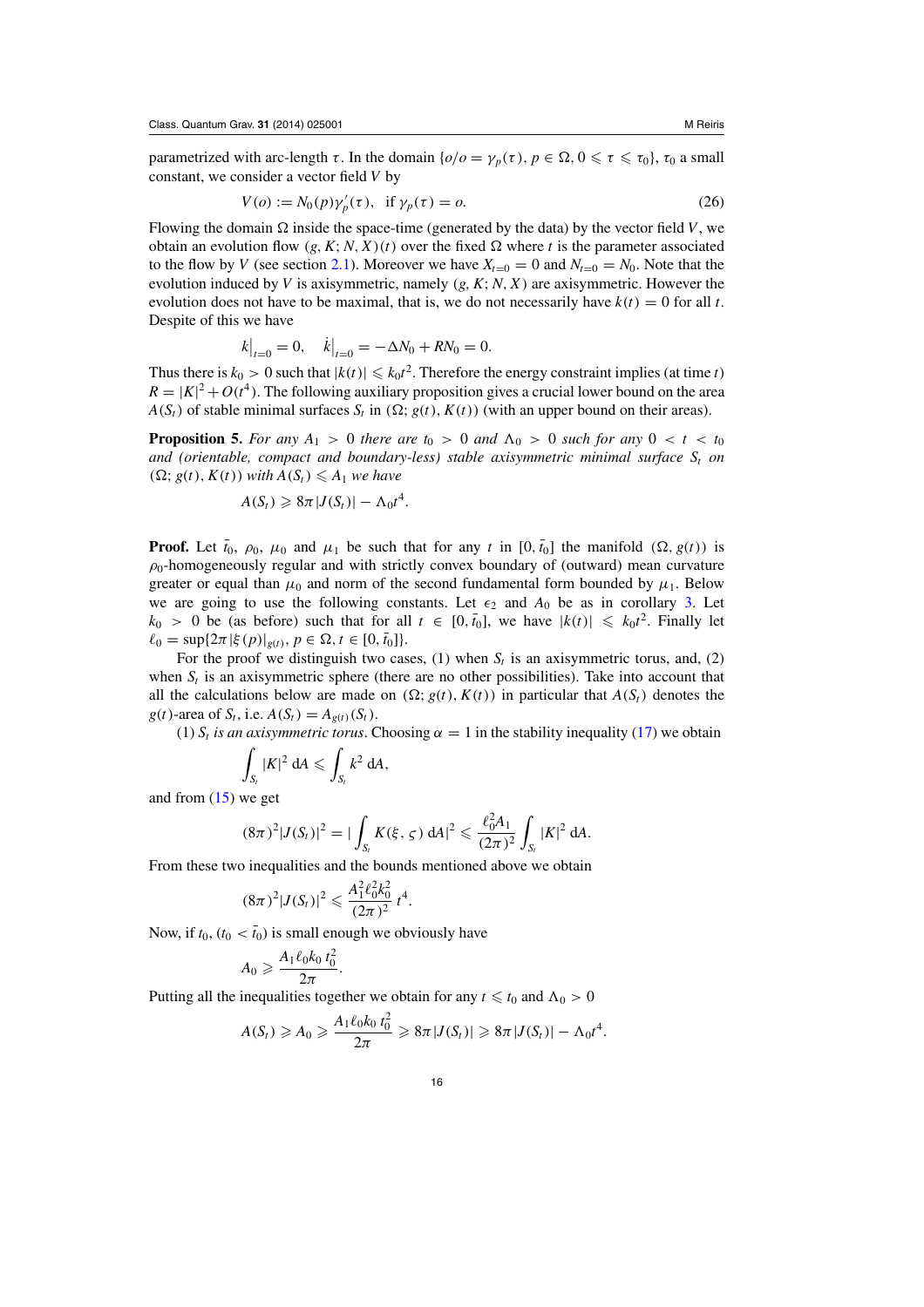parametrized with arc-length $\tau$. In the domain $\{o/o = \gamma_p(\tau), p \in \Omega, 0 \leqslant \tau \leqslant \tau_0\}$, $\tau_0$ a small constant, we consider a vector field $V$ by

$$V(o) := N_0(p)\gamma_p'(\tau), \quad \text{if } \gamma_p(\tau) = o. \tag{26}$$

Flowing the domain $\Omega$ inside the space-time (generated by the data) by the vector field $V$, we obtain an evolution flow $(g, K; N, X)(t)$ over the fixed $\Omega$ where $t$ is the parameter associated to the flow by $V$ (see section 2.1). Moreover we have $X_{t=0} = 0$ and $N_{t=0} = N_0$. Note that the evolution induced by $V$ is axisymmetric, namely $(g, K; N, X)$ are axisymmetric. However the evolution does not have to be maximal, that is, we do not necessarily have $k(t) = 0$ for all $t$. Despite of this we have

$$k\big|_{t=0} = 0, \quad \dot{k}\big|_{t=0} = -\Delta N_0 + RN_0 = 0.$$

Thus there is $k_0 > 0$ such that $|k(t)| \leqslant k_0 t^2$. Therefore the energy constraint implies (at time $t$) $R = |K|^2 + O(t^4)$. The following auxiliary proposition gives a crucial lower bound on the area $A(S_t)$ of stable minimal surfaces $S_t$ in $(\Omega; g(t), K(t))$ (with an upper bound on their areas).

**Proposition 5.** *For any $A_1 > 0$ there are $t_0 > 0$ and $\Lambda_0 > 0$ such for any $0 < t < t_0$ and (orientable, compact and boundary-less) stable axisymmetric minimal surface $S_t$ on $(\Omega; g(t), K(t))$ with $A(S_t) \leqslant A_1$ we have*

$$A(S_t) \geqslant 8\pi |J(S_t)| - \Lambda_0 t^4.$$

**Proof.** Let $\bar{t}_0$, $\rho_0$, $\mu_0$ and $\mu_1$ be such that for any $t$ in $[0, \bar{t}_0]$ the manifold $(\Omega, g(t))$ is $\rho_0$-homogeneously regular and with strictly convex boundary of (outward) mean curvature greater or equal than $\mu_0$ and norm of the second fundamental form bounded by $\mu_1$. Below we are going to use the following constants. Let $\epsilon_2$ and $A_0$ be as in corollary 3. Let $k_0 > 0$ be (as before) such that for all $t \in [0, \bar{t}_0]$, we have $|k(t)| \leqslant k_0 t^2$. Finally let $\ell_0 = \sup\{2\pi |\xi(p)|_{g(t)}, p \in \Omega, t \in [0, \bar{t}_0]\}$.

For the proof we distinguish two cases, (1) when $S_t$ is an axisymmetric torus, and, (2) when $S_t$ is an axisymmetric sphere (there are no other possibilities). Take into account that all the calculations below are made on $(\Omega; g(t), K(t))$ in particular that $A(S_t)$ denotes the $g(t)$-area of $S_t$, i.e. $A(S_t) = A_{g(t)}(S_t)$.

(1) *$S_t$ is an axisymmetric torus*. Choosing $\alpha = 1$ in the stability inequality (17) we obtain

$$\int_{S_t} |K|^2 \, dA \leqslant \int_{S_t} k^2 \, dA,$$

and from (15) we get

$$(8\pi)^2 |J(S_t)|^2 = |\int_{S_t} K(\xi, \varsigma) \, dA|^2 \leqslant \frac{\ell_0^2 A_1}{(2\pi)^2} \int_{S_t} |K|^2 \, dA.$$

From these two inequalities and the bounds mentioned above we obtain

$$(8\pi)^2 |J(S_t)|^2 \leqslant \frac{A_1^2 \ell_0^2 k_0^2}{(2\pi)^2} \, t^4.$$

Now, if $t_0$, $(t_0 < \bar{t}_0)$ is small enough we obviously have

$$A_0 \geqslant \frac{A_1 \ell_0 k_0 \, t_0^2}{2\pi}.$$

Putting all the inequalities together we obtain for any $t \leqslant t_0$ and $\Lambda_0 > 0$

$$A(S_t) \geqslant A_0 \geqslant \frac{A_1 \ell_0 k_0 \, t_0^2}{2\pi} \geqslant 8\pi |J(S_t)| \geqslant 8\pi |J(S_t)| - \Lambda_0 t^4.$$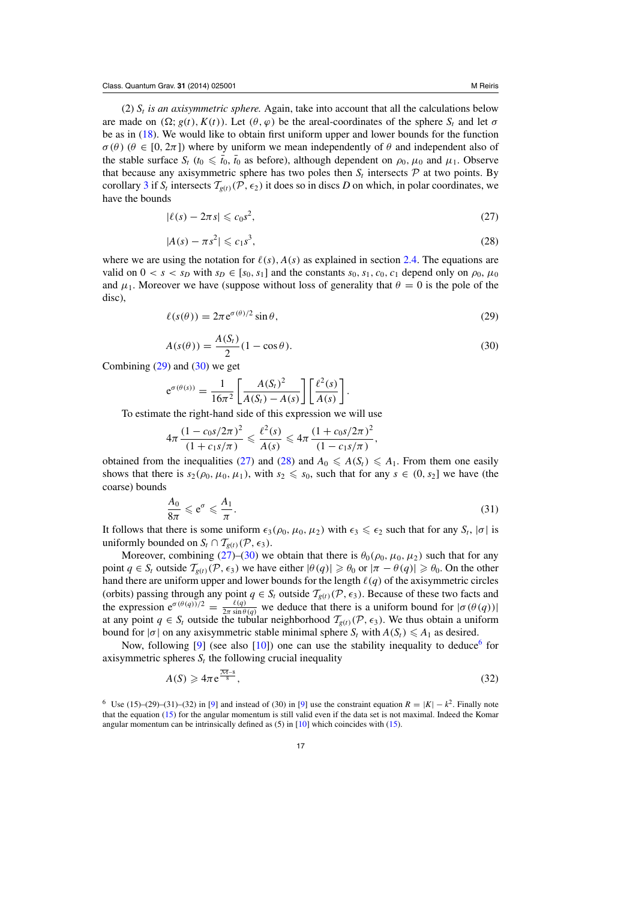(2) $S_t$ *is an axisymmetric sphere.* Again, take into account that all the calculations below are made on $(\Omega; g(t), K(t))$. Let $(\theta, \varphi)$ be the areal-coordinates of the sphere $S_t$ and let $\sigma$ be as in (18). We would like to obtain first uniform upper and lower bounds for the function $\sigma(\theta)$ $(\theta \in [0, 2\pi])$ where by uniform we mean independently of $\theta$ and independent also of the stable surface $S_t$ $(t_0 \leqslant \bar{t}_0, \bar{t}_0$ as before), although dependent on $\rho_0$, $\mu_0$ and $\mu_1$. Observe that because any axisymmetric sphere has two poles then $S_t$ intersects $\mathcal{P}$ at two points. By corollary 3 if $S_t$ intersects $\mathcal{T}_{g(t)}(\mathcal{P}, \epsilon_2)$ it does so in discs $D$ on which, in polar coordinates, we have the bounds

$$|\ell(s) - 2\pi s| \leqslant c_0 s^2, \tag{27}$$

$$|A(s) - \pi s^2| \leqslant c_1 s^3, \tag{28}$$

where we are using the notation for $\ell(s), A(s)$ as explained in section 2.4. The equations are valid on $0 < s < s_D$ with $s_D \in [s_0, s_1]$ and the constants $s_0, s_1, c_0, c_1$ depend only on $\rho_0$, $\mu_0$ and $\mu_1$. Moreover we have (suppose without loss of generality that $\theta = 0$ is the pole of the disc),

$$\ell(s(\theta)) = 2\pi e^{\sigma(\theta)/2} \sin\theta, \tag{29}$$

$$A(s(\theta)) = \frac{A(S_t)}{2}(1 - \cos\theta). \tag{30}$$

Combining (29) and (30) we get

$$e^{\sigma(\theta(s))} = \frac{1}{16\pi^2}\left[\frac{A(S_t)^2}{A(S_t) - A(s)}\right]\left[\frac{\ell^2(s)}{A(s)}\right].$$

To estimate the right-hand side of this expression we will use

$$4\pi\frac{(1 - c_0 s/2\pi)^2}{(1 + c_1 s/\pi)} \leqslant \frac{\ell^2(s)}{A(s)} \leqslant 4\pi\frac{(1 + c_0 s/2\pi)^2}{(1 - c_1 s/\pi)},$$

obtained from the inequalities (27) and (28) and $A_0 \leqslant A(S_t) \leqslant A_1$. From them one easily shows that there is $s_2(\rho_0, \mu_0, \mu_1)$, with $s_2 \leqslant s_0$, such that for any $s \in (0, s_2]$ we have (the coarse) bounds

$$\frac{A_0}{8\pi} \leqslant e^{\sigma} \leqslant \frac{A_1}{\pi}. \tag{31}$$

It follows that there is some uniform $\epsilon_3(\rho_0, \mu_0, \mu_2)$ with $\epsilon_3 \leqslant \epsilon_2$ such that for any $S_t$, $|\sigma|$ is uniformly bounded on $S_t \cap \mathcal{T}_{g(t)}(\mathcal{P}, \epsilon_3)$.

Moreover, combining (27)–(30) we obtain that there is $\theta_0(\rho_0, \mu_0, \mu_2)$ such that for any point $q \in S_t$ outside $\mathcal{T}_{g(t)}(\mathcal{P}, \epsilon_3)$ we have either $|\theta(q)| \geqslant \theta_0$ or $|\pi - \theta(q)| \geqslant \theta_0$. On the other hand there are uniform upper and lower bounds for the length $\ell(q)$ of the axisymmetric circles (orbits) passing through any point $q \in S_t$ outside $\mathcal{T}_{g(t)}(\mathcal{P}, \epsilon_3)$. Because of these two facts and the expression $e^{\sigma(\theta(q))/2} = \frac{\ell(q)}{2\pi \sin\theta(q)}$ we deduce that there is a uniform bound for $|\sigma(\theta(q))|$ at any point $q \in S_t$ outside the tubular neighborhood $\mathcal{T}_{g(t)}(\mathcal{P}, \epsilon_3)$. We thus obtain a uniform bound for $|\sigma|$ on any axisymmetric stable minimal sphere $S_t$ with $A(S_t) \leqslant A_1$ as desired.

Now, following [9] (see also [10]) one can use the stability inequality to deduce[6] for axisymmetric spheres $S_t$ the following crucial inequality

$$A(S) \geqslant 4\pi e^{\frac{\mathcal{M}-8}{8}}, \tag{32}$$

[6] Use (15)–(29)–(31)–(32) in [9] and instead of (30) in [9] use the constraint equation $R = |K| - k^2$. Finally note that the equation (15) for the angular momentum is still valid even if the data set is not maximal. Indeed the Komar angular momentum can be intrinsically defined as (5) in [10] which coincides with (15).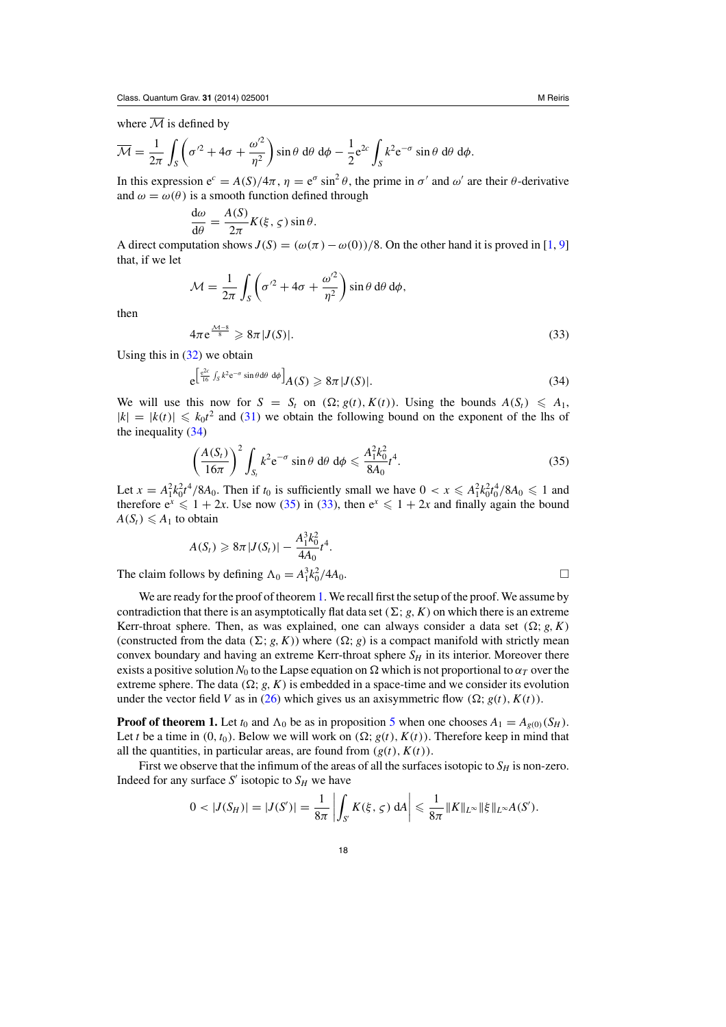where $\overline{\mathcal{M}}$ is defined by

$$\overline{\mathcal{M}} = \frac{1}{2\pi}\int_S \left(\sigma'^2 + 4\sigma + \frac{\omega'^2}{\eta^2}\right)\sin\theta\, \mathrm{d}\theta\, \mathrm{d}\phi - \frac{1}{2}\mathrm{e}^{2c}\int_S k^2 \mathrm{e}^{-\sigma}\sin\theta\, \mathrm{d}\theta\, \mathrm{d}\phi.$$

In this expression $\mathrm{e}^c = A(S)/4\pi$, $\eta = \mathrm{e}^\sigma \sin^2\theta$, the prime in $\sigma'$ and $\omega'$ are their $\theta$-derivative and $\omega = \omega(\theta)$ is a smooth function defined through

$$\frac{\mathrm{d}\omega}{\mathrm{d}\theta} = \frac{A(S)}{2\pi}K(\xi, \varsigma)\sin\theta.$$

A direct computation shows $J(S) = (\omega(\pi) - \omega(0))/8$. On the other hand it is proved in [1, 9] that, if we let

$$\mathcal{M} = \frac{1}{2\pi}\int_S \left(\sigma'^2 + 4\sigma + \frac{\omega'^2}{\eta^2}\right)\sin\theta\, \mathrm{d}\theta\, \mathrm{d}\phi,$$

then

$$4\pi\mathrm{e}^{\frac{\mathcal{M}-8}{8}} \geqslant 8\pi|J(S)|. \tag{33}$$

Using this in (32) we obtain

$$\mathrm{e}^{\left[\frac{\mathrm{e}^{2c}}{16}\int_S k^2 \mathrm{e}^{-\sigma}\sin\theta \mathrm{d}\theta\, \mathrm{d}\phi\right]}A(S) \geqslant 8\pi|J(S)|. \tag{34}$$

We will use this now for $S = S_t$ on $(\Omega; g(t), K(t))$. Using the bounds $A(S_t) \leqslant A_1$, $|k| = |k(t)| \leqslant k_0 t^2$ and (31) we obtain the following bound on the exponent of the lhs of the inequality (34)

$$\left(\frac{A(S_t)}{16\pi}\right)^2 \int_{S_t} k^2 \mathrm{e}^{-\sigma}\sin\theta\, \mathrm{d}\theta\, \mathrm{d}\phi \leqslant \frac{A_1^2 k_0^2}{8A_0}t^4. \tag{35}$$

Let $x = A_1^2 k_0^2 t^4/8A_0$. Then if $t_0$ is sufficiently small we have $0 < x \leqslant A_1^2 k_0^2 t_0^4/8A_0 \leqslant 1$ and therefore $\mathrm{e}^x \leqslant 1 + 2x$. Use now (35) in (33), then $\mathrm{e}^x \leqslant 1 + 2x$ and finally again the bound $A(S_t) \leqslant A_1$ to obtain

$$A(S_t) \geqslant 8\pi|J(S_t)| - \frac{A_1^3 k_0^2}{4A_0}t^4.$$

The claim follows by defining $\Lambda_0 = A_1^3 k_0^2/4A_0$. □

We are ready for the proof of theorem 1. We recall first the setup of the proof. We assume by contradiction that there is an asymptotically flat data set $(\Sigma; g, K)$ on which there is an extreme Kerr-throat sphere. Then, as was explained, one can always consider a data set $(\Omega; g, K)$ (constructed from the data $(\Sigma; g, K)$) where $(\Omega; g)$ is a compact manifold with strictly mean convex boundary and having an extreme Kerr-throat sphere $S_H$ in its interior. Moreover there exists a positive solution $N_0$ to the Lapse equation on $\Omega$ which is not proportional to $\alpha_T$ over the extreme sphere. The data $(\Omega; g, K)$ is embedded in a space-time and we consider its evolution under the vector field $V$ as in (26) which gives us an axisymmetric flow $(\Omega; g(t), K(t))$.

**Proof of theorem 1.** Let $t_0$ and $\Lambda_0$ be as in proposition 5 when one chooses $A_1 = A_{g(0)}(S_H)$. Let $t$ be a time in $(0, t_0)$. Below we will work on $(\Omega; g(t), K(t))$. Therefore keep in mind that all the quantities, in particular areas, are found from $(g(t), K(t))$.

First we observe that the infimum of the areas of all the surfaces isotopic to $S_H$ is non-zero. Indeed for any surface $S'$ isotopic to $S_H$ we have

$$0 < |J(S_H)| = |J(S')| = \frac{1}{8\pi}\left|\int_{S'} K(\xi, \varsigma)\, \mathrm{d}A\right| \leqslant \frac{1}{8\pi}\|K\|_{L^\infty}\|\xi\|_{L^\infty}A(S').$$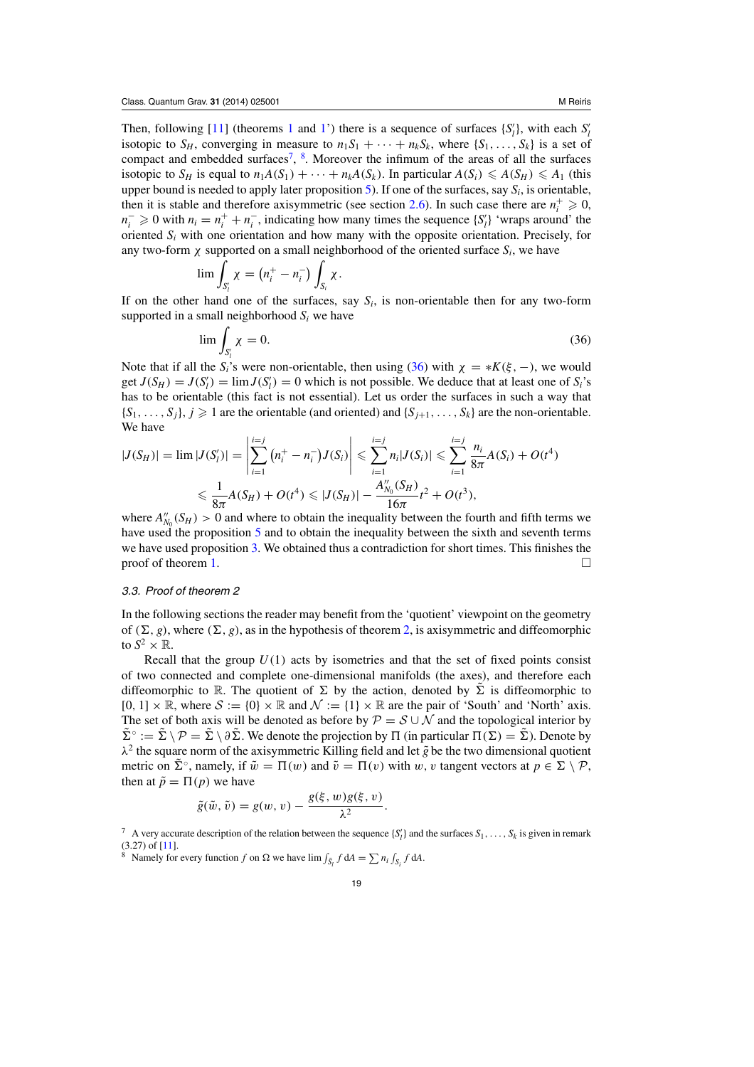Then, following [11] (theorems 1 and 1') there is a sequence of surfaces $\{S'_l\}$, with each $S'_l$ isotopic to $S_H$, converging in measure to $n_1 S_1 + \cdots + n_k S_k$, where $\{S_1, \ldots, S_k\}$ is a set of compact and embedded surfaces[7], [8]. Moreover the infimum of the areas of all the surfaces isotopic to $S_H$ is equal to $n_1 A(S_1) + \cdots + n_k A(S_k)$. In particular $A(S_i) \leqslant A(S_H) \leqslant A_1$ (this upper bound is needed to apply later proposition 5). If one of the surfaces, say $S_i$, is orientable, then it is stable and therefore axisymmetric (see section 2.6). In such case there are $n_i^+ \geqslant 0$, $n_i^- \geqslant 0$ with $n_i = n_i^+ + n_i^-$, indicating how many times the sequence $\{S'_l\}$ 'wraps around' the oriented $S_i$ with one orientation and how many with the opposite orientation. Precisely, for any two-form $\chi$ supported on a small neighborhood of the oriented surface $S_i$, we have

$$\lim \int_{S'_l} \chi = \left(n_i^+ - n_i^-\right) \int_{S_i} \chi.$$

If on the other hand one of the surfaces, say $S_i$, is non-orientable then for any two-form supported in a small neighborhood $S_i$ we have

$$\lim \int_{S'_l} \chi = 0. \tag{36}$$

Note that if all the $S_i$'s were non-orientable, then using (36) with $\chi = *K(\xi, -)$, we would get $J(S_H) = J(S'_l) = \lim J(S'_l) = 0$ which is not possible. We deduce that at least one of $S_i$'s has to be orientable (this fact is not essential). Let us order the surfaces in such a way that $\{S_1, \ldots, S_j\}$, $j \geqslant 1$ are the orientable (and oriented) and $\{S_{j+1}, \ldots, S_k\}$ are the non-orientable. We have

$$\begin{aligned}
|J(S_H)| = \lim |J(S'_l)| &= \left| \sum_{i=1}^{i=j} \left(n_i^+ - n_i^-\right) J(S_i) \right| \leqslant \sum_{i=1}^{i=j} n_i |J(S_i)| \leqslant \sum_{i=1}^{i=j} \frac{n_i}{8\pi} A(S_i) + O(t^4) \\
&\leqslant \frac{1}{8\pi} A(S_H) + O(t^4) \leqslant |J(S_H)| - \frac{A''_{N_0}(S_H)}{16\pi} t^2 + O(t^3),
\end{aligned}$$

where $A''_{N_0}(S_H) > 0$ and where to obtain the inequality between the fourth and fifth terms we have used the proposition 5 and to obtain the inequality between the sixth and seventh terms we have used proposition 3. We obtained thus a contradiction for short times. This finishes the proof of theorem 1. □

### 3.3. Proof of theorem 2

In the following sections the reader may benefit from the 'quotient' viewpoint on the geometry of $(\Sigma, g)$, where $(\Sigma, g)$, as in the hypothesis of theorem 2, is axisymmetric and diffeomorphic to $S^2 \times \mathbb{R}$.

Recall that the group $U(1)$ acts by isometries and that the set of fixed points consist of two connected and complete one-dimensional manifolds (the axes), and therefore each diffeomorphic to $\mathbb{R}$. The quotient of $\Sigma$ by the action, denoted by $\tilde{\Sigma}$ is diffeomorphic to $[0, 1] \times \mathbb{R}$, where $\mathcal{S} := \{0\} \times \mathbb{R}$ and $\mathcal{N} := \{1\} \times \mathbb{R}$ are the pair of 'South' and 'North' axis. The set of both axis will be denoted as before by $\mathcal{P} = \mathcal{S} \cup \mathcal{N}$ and the topological interior by $\tilde{\Sigma}^\circ := \tilde{\Sigma} \setminus \mathcal{P} = \tilde{\Sigma} \setminus \partial \tilde{\Sigma}$. We denote the projection by $\Pi$ (in particular $\Pi(\Sigma) = \tilde{\Sigma}$). Denote by $\lambda^2$ the square norm of the axisymmetric Killing field and let $\tilde{g}$ be the two dimensional quotient metric on $\tilde{\Sigma}^\circ$, namely, if $\tilde{w} = \Pi(w)$ and $\tilde{v} = \Pi(v)$ with $w, v$ tangent vectors at $p \in \Sigma \setminus \mathcal{P}$, then at $\tilde{p} = \Pi(p)$ we have

$$\tilde{g}(\tilde{w}, \tilde{v}) = g(w, v) - \frac{g(\xi, w) g(\xi, v)}{\lambda^2}.$$

[7] A very accurate description of the relation between the sequence $\{S'_l\}$ and the surfaces $S_1, \ldots, S_k$ is given in remark (3.27) of [11].

[8] Namely for every function $f$ on $\Omega$ we have $\lim \int_{\tilde{S}_l} f \, dA = \sum n_i \int_{S_i} f \, dA$.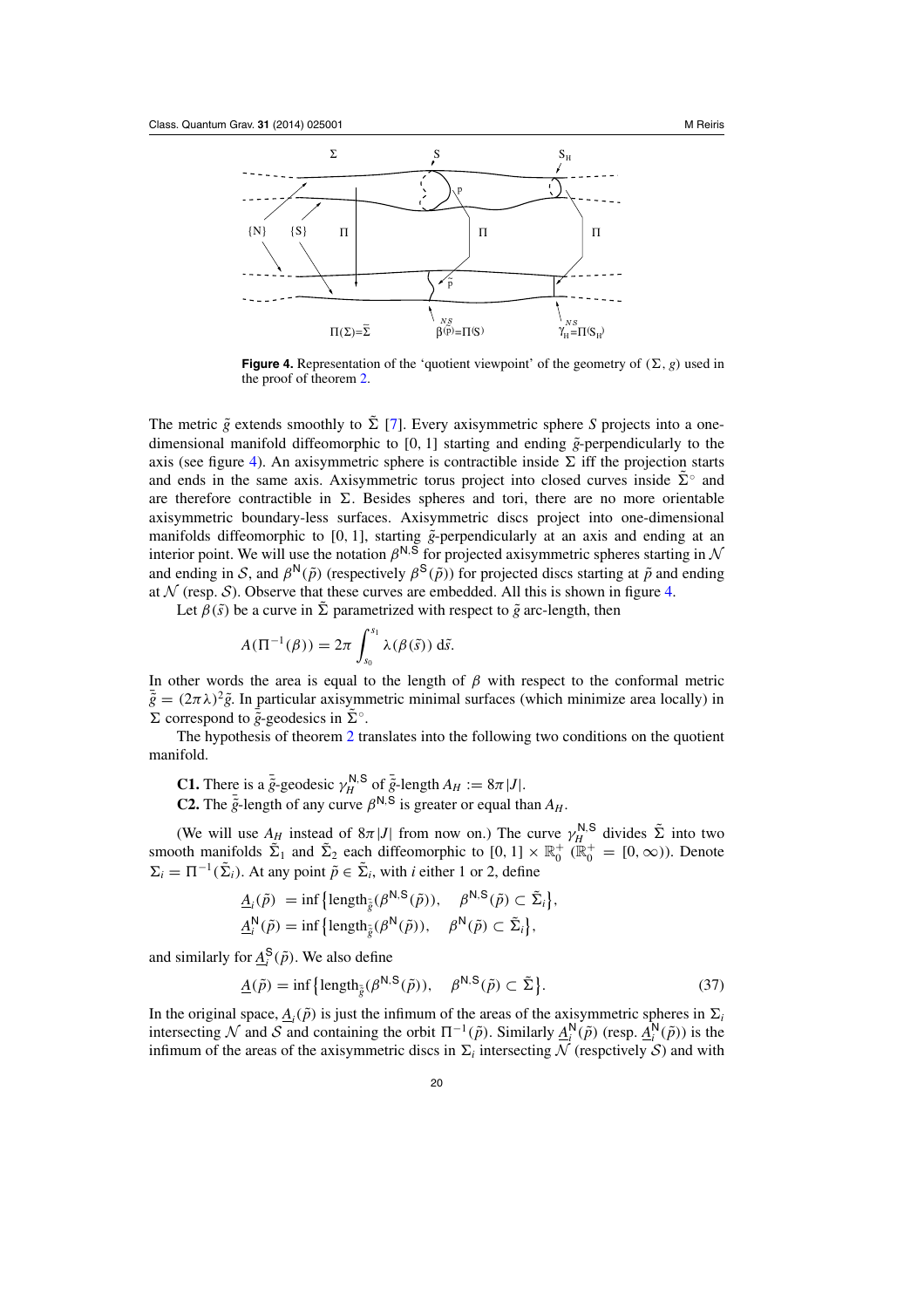**Figure 4.** Representation of the 'quotient viewpoint' of the geometry of $(\Sigma, g)$ used in the proof of theorem 2.

The metric $\tilde{g}$ extends smoothly to $\tilde{\Sigma}$ [7]. Every axisymmetric sphere $S$ projects into a one-dimensional manifold diffeomorphic to $[0, 1]$ starting and ending $\tilde{g}$-perpendicularly to the axis (see figure 4). An axisymmetric sphere is contractible inside $\Sigma$ iff the projection starts and ends in the same axis. Axisymmetric torus project into closed curves inside $\tilde{\Sigma}^\circ$ and are therefore contractible in $\Sigma$. Besides spheres and tori, there are no more orientable axisymmetric boundary-less surfaces. Axisymmetric discs project into one-dimensional manifolds diffeomorphic to $[0, 1]$, starting $\tilde{g}$-perpendicularly at an axis and ending at an interior point. We will use the notation $\beta^{\mathsf{N},\mathsf{S}}$ for projected axisymmetric spheres starting in $\mathcal{N}$ and ending in $\mathcal{S}$, and $\beta^{\mathsf{N}}(\tilde{p})$ (respectively $\beta^{\mathsf{S}}(\tilde{p})$) for projected discs starting at $\tilde{p}$ and ending at $\mathcal{N}$ (resp. $\mathcal{S}$). Observe that these curves are embedded. All this is shown in figure 4.

Let $\beta(\tilde{s})$ be a curve in $\tilde{\Sigma}$ parametrized with respect to $\tilde{g}$ arc-length, then

$$A(\Pi^{-1}(\beta)) = 2\pi \int_{s_0}^{s_1} \lambda(\beta(\tilde{s}))\, \mathrm{d}\tilde{s}.$$

In other words the area is equal to the length of $\beta$ with respect to the conformal metric $\bar{\tilde{g}} = (2\pi\lambda)^2\tilde{g}$. In particular axisymmetric minimal surfaces (which minimize area locally) in $\Sigma$ correspond to $\bar{\tilde{g}}$-geodesics in $\tilde{\Sigma}^\circ$.

The hypothesis of theorem 2 translates into the following two conditions on the quotient manifold.

**C1.** There is a $\bar{\tilde{g}}$-geodesic $\gamma_H^{\mathsf{N},\mathsf{S}}$ of $\bar{\tilde{g}}$-length $A_H := 8\pi|J|$.
**C2.** The $\bar{\tilde{g}}$-length of any curve $\beta^{\mathsf{N},\mathsf{S}}$ is greater or equal than $A_H$.

(We will use $A_H$ instead of $8\pi|J|$ from now on.) The curve $\gamma_H^{\mathsf{N},\mathsf{S}}$ divides $\tilde{\Sigma}$ into two smooth manifolds $\tilde{\Sigma}_1$ and $\tilde{\Sigma}_2$ each diffeomorphic to $[0, 1] \times \mathbb{R}_0^+$ ($\mathbb{R}_0^+ = [0, \infty)$). Denote $\Sigma_i = \Pi^{-1}(\tilde{\Sigma}_i)$. At any point $\tilde{p} \in \tilde{\Sigma}_i$, with $i$ either 1 or 2, define

$$\underline{A}_i(\tilde{p}) \;= \inf\{\mathrm{length}_{\bar{\tilde{g}}}(\beta^{\mathsf{N},\mathsf{S}}(\tilde{p})), \quad \beta^{\mathsf{N},\mathsf{S}}(\tilde{p}) \subset \tilde{\Sigma}_i\},$$
$$\underline{A}_i^{\mathsf{N}}(\tilde{p}) = \inf\{\mathrm{length}_{\bar{\tilde{g}}}(\beta^{\mathsf{N}}(\tilde{p})), \quad \beta^{\mathsf{N}}(\tilde{p}) \subset \tilde{\Sigma}_i\},$$

and similarly for $\underline{A}_i^{\mathsf{S}}(\tilde{p})$. We also define

$$\underline{A}(\tilde{p}) = \inf\{\mathrm{length}_{\bar{\tilde{g}}}(\beta^{\mathsf{N},\mathsf{S}}(\tilde{p})), \quad \beta^{\mathsf{N},\mathsf{S}}(\tilde{p}) \subset \tilde{\Sigma}\}. \tag{37}$$

In the original space, $\underline{A}_i(\tilde{p})$ is just the infimum of the areas of the axisymmetric spheres in $\Sigma_i$ intersecting $\mathcal{N}$ and $\mathcal{S}$ and containing the orbit $\Pi^{-1}(\tilde{p})$. Similarly $\underline{A}_i^{\mathsf{N}}(\tilde{p})$ (resp. $\underline{A}_i^{\mathsf{N}}(\tilde{p})$) is the infimum of the areas of the axisymmetric discs in $\Sigma_i$ intersecting $\mathcal{N}$ (respctively $\mathcal{S}$) and with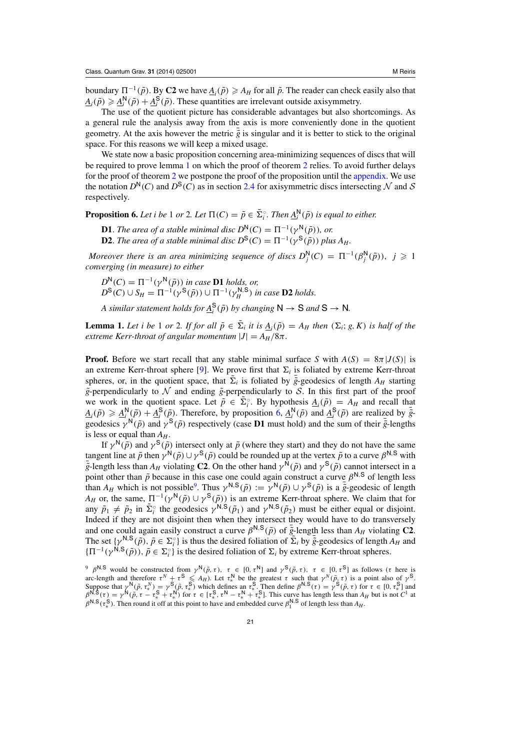boundary $\Pi^{-1}(\tilde{p})$. By **C2** we have $\underline{A}_i(\tilde{p}) \geqslant A_H$ for all $\tilde{p}$. The reader can check easily also that $\underline{A}_i(\tilde{p}) \geqslant \underline{A}_i^{\mathsf{N}}(\tilde{p}) + \underline{A}_i^{\mathsf{S}}(\tilde{p})$. These quantities are irrelevant outside axisymmetry.

The use of the quotient picture has considerable advantages but also shortcomings. As a general rule the analysis away from the axis is more conveniently done in the quotient geometry. At the axis however the metric $\tilde{\bar{g}}$ is singular and it is better to stick to the original space. For this reasons we will keep a mixed usage.

We state now a basic proposition concerning area-minimizing sequences of discs that will be required to prove lemma 1 on which the proof of theorem 2 relies. To avoid further delays for the proof of theorem 2 we postpone the proof of the proposition until the appendix. We use the notation $D^{\mathsf{N}}(C)$ and $D^{\mathsf{S}}(C)$ as in section 2.4 for axisymmetric discs intersecting $\mathcal{N}$ and $\mathcal{S}$ respectively.

**Proposition 6.** *Let $i$ be 1 or 2. Let $\Pi(C) = \tilde{p} \in \tilde{\Sigma}_i^{\circ}$. Then $\underline{A}_i^{\mathsf{N}}(\tilde{p})$ is equal to either.*

**D1**. *The area of a stable minimal disc $D^{\mathsf{N}}(C) = \Pi^{-1}(\gamma^{\mathsf{N}}(\tilde{p}))$, or.*
**D2**. *The area of a stable minimal disc $D^{\mathsf{S}}(C) = \Pi^{-1}(\gamma^{\mathsf{S}}(\tilde{p}))$ plus $A_H$.*

*Moreover there is an area minimizing sequence of discs $D_j^{\mathsf{N}}(C) = \Pi^{-1}(\beta_j^{\mathsf{N}}(\tilde{p}))$, $j \geqslant 1$ converging (in measure) to either*

$D^{\mathsf{N}}(C) = \Pi^{-1}(\gamma^{\mathsf{N}}(\tilde{p}))$ *in case* **D1** *holds, or,*
$D^{\mathsf{S}}(C) \cup S_H = \Pi^{-1}(\gamma^{\mathsf{S}}(\tilde{p})) \cup \Pi^{-1}(\gamma_H^{\mathsf{N},\mathsf{S}})$ *in case* **D2** *holds.*

*A similar statement holds for $\underline{A}_i^{\mathsf{S}}(\tilde{p})$ by changing $\mathsf{N} \to \mathsf{S}$ and $\mathsf{S} \to \mathsf{N}$.*

**Lemma 1.** *Let $i$ be 1 or 2. If for all $\tilde{p} \in \tilde{\Sigma}_i$ it is $\underline{A}_i(\tilde{p}) = A_H$ then $(\Sigma_i; g, K)$ is half of the extreme Kerr-throat of angular momentum $|J| = A_H/8\pi$.*

**Proof.** Before we start recall that any stable minimal surface $S$ with $A(S) = 8\pi|J(S)|$ is an extreme Kerr-throat sphere [9]. We prove first that $\Sigma_i$ is foliated by extreme Kerr-throat spheres, or, in the quotient space, that $\tilde{\Sigma}_i$ is foliated by $\tilde{\bar{g}}$-geodesics of length $A_H$ starting $\tilde{\bar{g}}$-perpendicularly to $\mathcal{N}$ and ending $\tilde{\bar{g}}$-perpendicularly to $\mathcal{S}$. In this first part of the proof we work in the quotient space. Let $\tilde{p} \in \tilde{\Sigma}_i^{\circ}$. By hypothesis $\underline{A}_i(\tilde{p}) = A_H$ and recall that $\underline{A}_i(\tilde{p}) \geqslant \underline{A}_i^{\mathsf{N}}(\tilde{p}) + \underline{A}_i^{\mathsf{S}}(\tilde{p})$. Therefore, by proposition 6, $\underline{A}_i^{\mathsf{N}}(\tilde{p})$ and $\underline{A}_i^{\mathsf{S}}(\tilde{p})$ are realized by $\tilde{\bar{g}}$-geodesics $\gamma^{\mathsf{N}}(\tilde{p})$ and $\gamma^{\mathsf{S}}(\tilde{p})$ respectively (case **D1** must hold) and the sum of their $\tilde{\bar{g}}$-lengths is less or equal than $A_H$.

If $\gamma^{\mathsf{N}}(\tilde{p})$ and $\gamma^{\mathsf{S}}(\tilde{p})$ intersect only at $\tilde{p}$ (where they start) and they do not have the same tangent line at $\tilde{p}$ then $\gamma^{\mathsf{N}}(\tilde{p}) \cup \gamma^{\mathsf{S}}(\tilde{p})$ could be rounded up at the vertex $\tilde{p}$ to a curve $\beta^{\mathsf{N},\mathsf{S}}$ with $\tilde{\bar{g}}$-length less than $A_H$ violating **C2**. On the other hand $\gamma^{\mathsf{N}}(\tilde{p})$ and $\gamma^{\mathsf{S}}(\tilde{p})$ cannot intersect in a point other than $\tilde{p}$ because in this case one could again construct a curve $\beta^{\mathsf{N},\mathsf{S}}$ of length less than $A_H$ which is not possible[9]. Thus $\gamma^{\mathsf{N},\mathsf{S}}(\tilde{p}) := \gamma^{\mathsf{N}}(\tilde{p}) \cup \gamma^{\mathsf{S}}(\tilde{p})$ is a $\tilde{\bar{g}}$-geodesic of length $A_H$ or, the same, $\Pi^{-1}(\gamma^{\mathsf{N}}(\tilde{p}) \cup \gamma^{\mathsf{S}}(\tilde{p}))$ is an extreme Kerr-throat sphere. We claim that for any $\tilde{p}_1 \neq \tilde{p}_2$ in $\tilde{\Sigma}_i^{\circ}$ the geodesics $\gamma^{\mathsf{N},\mathsf{S}}(\tilde{p}_1)$ and $\gamma^{\mathsf{N},\mathsf{S}}(\tilde{p}_2)$ must be either equal or disjoint. Indeed if they are not disjoint then when they intersect they would have to do transversely and one could again easily construct a curve $\beta^{\mathsf{N},\mathsf{S}}(\tilde{p})$ of $\tilde{\bar{g}}$-length less than $A_H$ violating **C2**. The set $\{\gamma^{\mathsf{N},\mathsf{S}}(\tilde{p}), \tilde{p} \in \Sigma_i^{\circ}\}$ is thus the desired foliation of $\tilde{\Sigma}_i$ by $\tilde{\bar{g}}$-geodesics of length $A_H$ and $\{\Pi^{-1}(\gamma^{\mathsf{N},\mathsf{S}}(\tilde{p})), \tilde{p} \in \Sigma_i^{\circ}\}$ is the desired foliation of $\Sigma_i$ by extreme Kerr-throat spheres.

[9] $\beta^{\mathsf{N},\mathsf{S}}$ would be constructed from $\gamma^{\mathsf{N}}(\tilde{p}, \tau)$, $\tau \in [0, \tau^{\mathsf{N}}]$ and $\gamma^{\mathsf{S}}(\tilde{p}, \tau)$, $\tau \in [0, \tau^{\mathsf{S}}]$ as follows ($\tau$ here is arc-length and therefore $\tau^N + \tau^{\mathsf{S}} \leqslant A_H$). Let $\tau_*^{\mathsf{N}}$ be the greatest $\tau$ such that $\gamma^N(\tilde{p}, \tau)$ is a point also of $\gamma^{\mathsf{S}}$. Suppose that $\gamma^{\mathsf{N}}(\tilde{p}, \tau_*^N) = \gamma^{\mathsf{S}}(\tilde{p}, \tau_*^{\mathsf{S}})$ which defines an $\tau_*^{\mathsf{S}}$. Then define $\beta^{\mathsf{N},\mathsf{S}}(\tau) = \gamma^{\mathsf{S}}(\tilde{p}, \tau)$ for $\tau \in [0, \tau_*^{\mathsf{S}}]$ and $\beta^{\mathsf{N},\mathsf{S}}(\tau) = \gamma^{\mathsf{N}}(\tilde{p}, \tau - \tau_*^{\mathsf{S}} + \tau_*^{\mathsf{N}})$ for $\tau \in [\tau_*^{\mathsf{S}}, \tau^{\mathsf{N}} - \tau_*^{\mathsf{N}} + \tau_*^{\mathsf{S}}]$. This curve has length less than $A_H$ but is not $C^1$ at $\beta^{\mathsf{N},\mathsf{S}}(\tau_*^{\mathsf{S}})$. Then round it off at this point to have and embedded curve $\beta_1^{\mathsf{N},\mathsf{S}}$ of length less than $A_H$.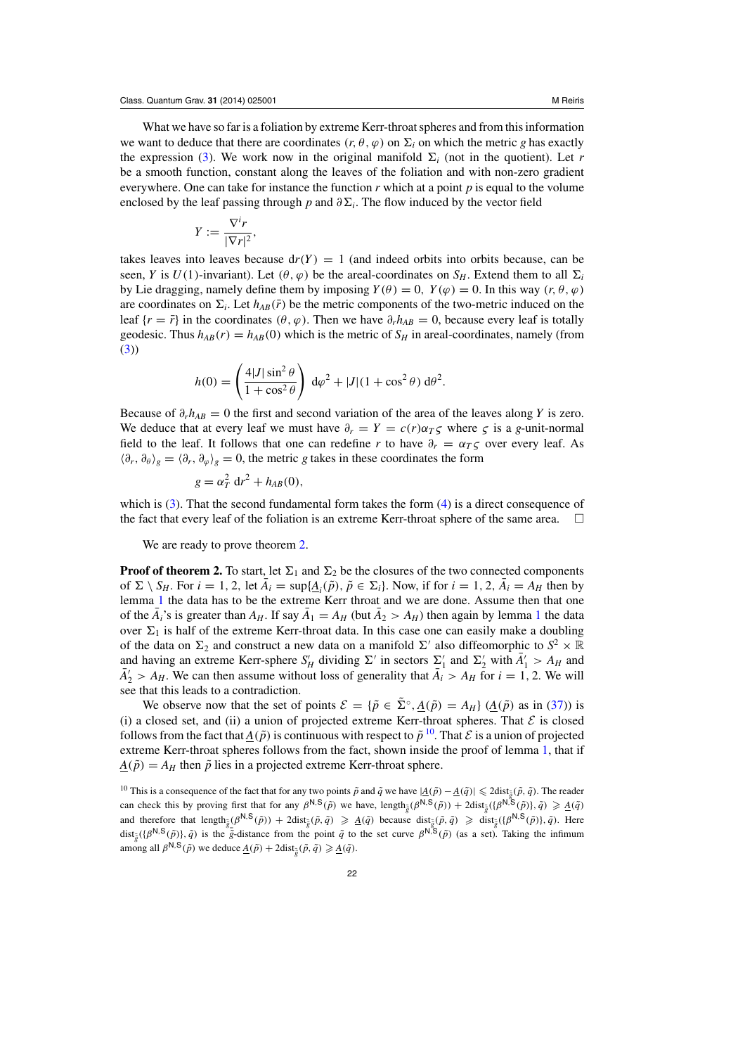What we have so far is a foliation by extreme Kerr-throat spheres and from this information we want to deduce that there are coordinates $(r, \theta, \varphi)$ on $\Sigma_i$ on which the metric $g$ has exactly the expression (3). We work now in the original manifold $\Sigma_i$ (not in the quotient). Let $r$ be a smooth function, constant along the leaves of the foliation and with non-zero gradient everywhere. One can take for instance the function $r$ which at a point $p$ is equal to the volume enclosed by the leaf passing through $p$ and $\partial \Sigma_i$. The flow induced by the vector field

$$Y := \frac{\nabla^i r}{|\nabla r|^2},$$

takes leaves into leaves because $\mathrm{d}r(Y) = 1$ (and indeed orbits into orbits because, can be seen, $Y$ is $U(1)$-invariant). Let $(\theta, \varphi)$ be the areal-coordinates on $S_H$. Extend them to all $\Sigma_i$ by Lie dragging, namely define them by imposing $Y(\theta) = 0$, $Y(\varphi) = 0$. In this way $(r, \theta, \varphi)$ are coordinates on $\Sigma_i$. Let $h_{AB}(\bar{r})$ be the metric components of the two-metric induced on the leaf $\{r = \bar{r}\}$ in the coordinates $(\theta, \varphi)$. Then we have $\partial_r h_{AB} = 0$, because every leaf is totally geodesic. Thus $h_{AB}(r) = h_{AB}(0)$ which is the metric of $S_H$ in areal-coordinates, namely (from (3))

$$h(0) = \left(\frac{4|J| \sin^2 \theta}{1 + \cos^2 \theta}\right) \mathrm{d}\varphi^2 + |J|(1 + \cos^2 \theta)\, \mathrm{d}\theta^2.$$

Because of $\partial_r h_{AB} = 0$ the first and second variation of the area of the leaves along $Y$ is zero. We deduce that at every leaf we must have $\partial_r = Y = c(r)\alpha_T \varsigma$ where $\varsigma$ is a $g$-unit-normal field to the leaf. It follows that one can redefine $r$ to have $\partial_r = \alpha_T \varsigma$ over every leaf. As $\langle \partial_r, \partial_\theta \rangle_g = \langle \partial_r, \partial_\varphi \rangle_g = 0$, the metric $g$ takes in these coordinates the form

$$g = \alpha_T^2\, \mathrm{d}r^2 + h_{AB}(0),$$

which is (3). That the second fundamental form takes the form (4) is a direct consequence of the fact that every leaf of the foliation is an extreme Kerr-throat sphere of the same area. $\square$

We are ready to prove theorem 2.

**Proof of theorem 2.** To start, let $\Sigma_1$ and $\Sigma_2$ be the closures of the two connected components of $\Sigma \setminus S_H$. For $i = 1, 2$, let $\bar{A}_i = \sup\{\underline{A}_i(\tilde{p}), \tilde{p} \in \Sigma_i\}$. Now, if for $i = 1, 2$, $\bar{A}_i = A_H$ then by lemma 1 the data has to be the extreme Kerr throat and we are done. Assume then that one of the $\bar{A}_i$'s is greater than $A_H$. If say $\bar{A}_1 = A_H$ (but $\bar{A}_2 > A_H$) then again by lemma 1 the data over $\Sigma_1$ is half of the extreme Kerr-throat data. In this case one can easily make a doubling of the data on $\Sigma_2$ and construct a new data on a manifold $\Sigma'$ also diffeomorphic to $S^2 \times \mathbb{R}$ and having an extreme Kerr-sphere $S'_H$ dividing $\Sigma'$ in sectors $\Sigma'_1$ and $\Sigma'_2$ with $\bar{A}'_1 > A_H$ and $\bar{A}'_2 > A_H$. We can then assume without loss of generality that $\bar{A}_i > A_H$ for $i = 1, 2$. We will see that this leads to a contradiction.

We observe now that the set of points $\mathcal{E} = \{\tilde{p} \in \tilde{\Sigma}^\circ, \underline{A}(\tilde{p}) = A_H\}$ ($\underline{A}(\tilde{p})$ as in (37)) is (i) a closed set, and (ii) a union of projected extreme Kerr-throat spheres. That $\mathcal{E}$ is closed follows from the fact that $\underline{A}(\tilde{p})$ is continuous with respect to $\tilde{p}$ [10]. That $\mathcal{E}$ is a union of projected extreme Kerr-throat spheres follows from the fact, shown inside the proof of lemma 1, that if $\underline{A}(\tilde{p}) = A_H$ then $\tilde{p}$ lies in a projected extreme Kerr-throat sphere.

[10] This is a consequence of the fact that for any two points $\tilde{p}$ and $\tilde{q}$ we have $|\underline{A}(\tilde{p}) - \underline{A}(\tilde{q})| \leqslant 2\mathrm{dist}_{\tilde{g}}(\tilde{p}, \tilde{q})$. The reader can check this by proving first that for any $\beta^{\mathsf{N,S}}(\tilde{p})$ we have, $\mathrm{length}_{\tilde{g}}(\beta^{\mathsf{N,S}}(\tilde{p})) + 2\mathrm{dist}_{\tilde{g}}(\{\beta^{\mathsf{N,S}}(\tilde{p})\}, \tilde{q}) \geqslant \underline{A}(\tilde{q})$ and therefore that $\mathrm{length}_{\tilde{g}}(\beta^{\mathsf{N,S}}(\tilde{p})) + 2\mathrm{dist}_{\tilde{g}}(\tilde{p}, \tilde{q}) \geqslant \underline{A}(\tilde{q})$ because $\mathrm{dist}_{\tilde{g}}(\tilde{p}, \tilde{q}) \geqslant \mathrm{dist}_{\tilde{g}}(\{\beta^{\mathsf{N,S}}(\tilde{p})\}, \tilde{q})$. Here $\mathrm{dist}_{\tilde{g}}(\{\beta^{\mathsf{N,S}}(\tilde{p})\}, \tilde{q})$ is the $\tilde{g}$-distance from the point $\tilde{q}$ to the set curve $\beta^{\mathsf{N,S}}(\tilde{p})$ (as a set). Taking the infimum among all $\beta^{\mathsf{N,S}}(\tilde{p})$ we deduce $\underline{A}(\tilde{p}) + 2\mathrm{dist}_{\tilde{g}}(\tilde{p}, \tilde{q}) \geqslant \underline{A}(\tilde{q})$.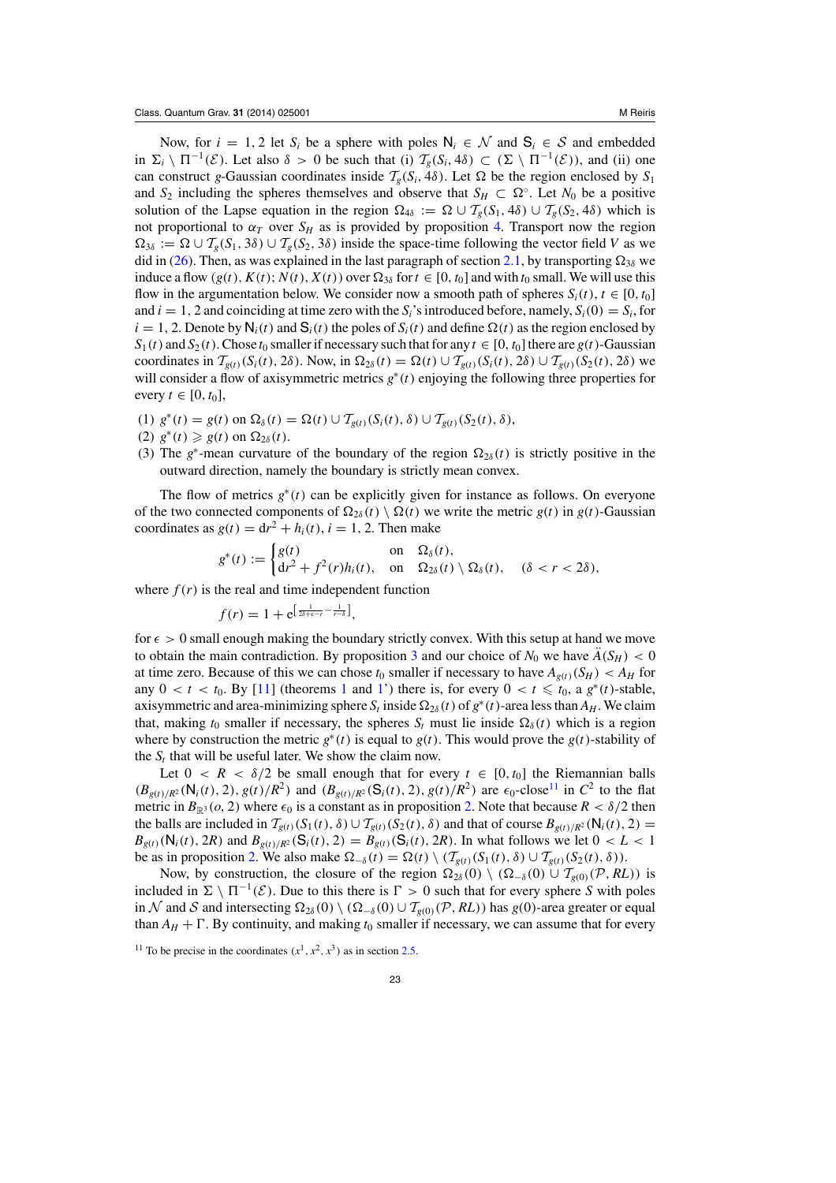Now, for $i = 1, 2$ let $S_i$ be a sphere with poles $\mathsf{N}_i \in \mathcal{N}$ and $\mathsf{S}_i \in \mathcal{S}$ and embedded in $\Sigma_i \setminus \Pi^{-1}(\mathcal{E})$. Let also $\delta > 0$ be such that (i) $\mathcal{T}_g(S_i, 4\delta) \subset (\Sigma \setminus \Pi^{-1}(\mathcal{E}))$, and (ii) one can construct $g$-Gaussian coordinates inside $\mathcal{T}_g(S_i, 4\delta)$. Let $\Omega$ be the region enclosed by $S_1$ and $S_2$ including the spheres themselves and observe that $S_H \subset \Omega^\circ$. Let $N_0$ be a positive solution of the Lapse equation in the region $\Omega_{4\delta} := \Omega \cup \mathcal{T}_g(S_1, 4\delta) \cup \mathcal{T}_g(S_2, 4\delta)$ which is not proportional to $\alpha_T$ over $S_H$ as is provided by proposition 4. Transport now the region $\Omega_{3\delta} := \Omega \cup \mathcal{T}_g(S_1, 3\delta) \cup \mathcal{T}_g(S_2, 3\delta)$ inside the space-time following the vector field $V$ as we did in (26). Then, as was explained in the last paragraph of section 2.1, by transporting $\Omega_{3\delta}$ we induce a flow $(g(t), K(t); N(t), X(t))$ over $\Omega_{3\delta}$ for $t \in [0, t_0]$ and with $t_0$ small. We will use this flow in the argumentation below. We consider now a smooth path of spheres $S_i(t)$, $t \in [0, t_0]$ and $i = 1, 2$ and coinciding at time zero with the $S_i$'s introduced before, namely, $S_i(0) = S_i$, for $i = 1, 2$. Denote by $\mathsf{N}_i(t)$ and $\mathsf{S}_i(t)$ the poles of $S_i(t)$ and define $\Omega(t)$ as the region enclosed by $S_1(t)$ and $S_2(t)$. Chose $t_0$ smaller if necessary such that for any $t \in [0, t_0]$ there are $g(t)$-Gaussian coordinates in $\mathcal{T}_{g(t)}(S_i(t), 2\delta)$. Now, in $\Omega_{2\delta}(t) = \Omega(t) \cup \mathcal{T}_{g(t)}(S_i(t), 2\delta) \cup \mathcal{T}_{g(t)}(S_2(t), 2\delta)$ we will consider a flow of axisymmetric metrics $g^*(t)$ enjoying the following three properties for every $t \in [0, t_0]$,

(1) $g^*(t) = g(t)$ on $\Omega_\delta(t) = \Omega(t) \cup \mathcal{T}_{g(t)}(S_1(t), \delta) \cup \mathcal{T}_{g(t)}(S_2(t), \delta)$,
(2) $g^*(t) \geqslant g(t)$ on $\Omega_{2\delta}(t)$.
(3) The $g^*$-mean curvature of the boundary of the region $\Omega_{2\delta}(t)$ is strictly positive in the outward direction, namely the boundary is strictly mean convex.

The flow of metrics $g^*(t)$ can be explicitly given for instance as follows. On everyone of the two connected components of $\Omega_{2\delta}(t) \setminus \Omega(t)$ we write the metric $g(t)$ in $g(t)$-Gaussian coordinates as $g(t) = \mathrm{d}r^2 + h_i(t)$, $i = 1, 2$. Then make

$$g^*(t) := \begin{cases} g(t) & \text{on} \quad \Omega_\delta(t), \\ \mathrm{d}r^2 + f^2(r) h_i(t), & \text{on} \quad \Omega_{2\delta}(t) \setminus \Omega_\delta(t), \quad (\delta < r < 2\delta), \end{cases}$$

where $f(r)$ is the real and time independent function

$$f(r) = 1 + \mathrm{e}^{\left[\frac{1}{2\delta + \epsilon - r} - \frac{1}{r - \delta}\right]},$$

for $\epsilon > 0$ small enough making the boundary strictly convex. With this setup at hand we move to obtain the main contradiction. By proposition 3 and our choice of $N_0$ we have $\ddot{A}(S_H) < 0$ at time zero. Because of this we can chose $t_0$ smaller if necessary to have $A_{g(t)}(S_H) < A_H$ for any $0 < t < t_0$. By [11] (theorems 1 and 1') there is, for every $0 < t \leqslant t_0$, a $g^*(t)$-stable, axisymmetric and area-minimizing sphere $S_t$ inside $\Omega_{2\delta}(t)$ of $g^*(t)$-area less than $A_H$. We claim that, making $t_0$ smaller if necessary, the spheres $S_t$ must lie inside $\Omega_\delta(t)$ which is a region where by construction the metric $g^*(t)$ is equal to $g(t)$. This would prove the $g(t)$-stability of the $S_t$ that will be useful later. We show the claim now.

Let $0 < R < \delta/2$ be small enough that for every $t \in [0, t_0]$ the Riemannian balls $(B_{g(t)/R^2}(\mathsf{N}_i(t), 2), g(t)/R^2)$ and $(B_{g(t)/R^2}(\mathsf{S}_i(t), 2), g(t)/R^2)$ are $\epsilon_0$-close[11] in $C^2$ to the flat metric in $B_{\mathbb{R}^3}(o, 2)$ where $\epsilon_0$ is a constant as in proposition 2. Note that because $R < \delta/2$ then the balls are included in $\mathcal{T}_{g(t)}(S_1(t), \delta) \cup \mathcal{T}_{g(t)}(S_2(t), \delta)$ and that of course $B_{g(t)/R^2}(\mathsf{N}_i(t), 2) = B_{g(t)}(\mathsf{N}_i(t), 2R)$ and $B_{g(t)/R^2}(\mathsf{S}_i(t), 2) = B_{g(t)}(\mathsf{S}_i(t), 2R)$. In what follows we let $0 < L < 1$ be as in proposition 2. We also make $\Omega_{-\delta}(t) = \Omega(t) \setminus (\mathcal{T}_{g(t)}(S_1(t), \delta) \cup \mathcal{T}_{g(t)}(S_2(t), \delta))$.

Now, by construction, the closure of the region $\Omega_{2\delta}(0) \setminus (\Omega_{-\delta}(0) \cup \mathcal{T}_{g(0)}(\mathcal{P}, RL))$ is included in $\Sigma \setminus \Pi^{-1}(\mathcal{E})$. Due to this there is $\Gamma > 0$ such that for every sphere $S$ with poles in $\mathcal{N}$ and $\mathcal{S}$ and intersecting $\Omega_{2\delta}(0) \setminus (\Omega_{-\delta}(0) \cup \mathcal{T}_{g(0)}(\mathcal{P}, RL))$ has $g(0)$-area greater or equal than $A_H + \Gamma$. By continuity, and making $t_0$ smaller if necessary, we can assume that for every

[11] To be precise in the coordinates $(x^1, x^2, x^3)$ as in section 2.5.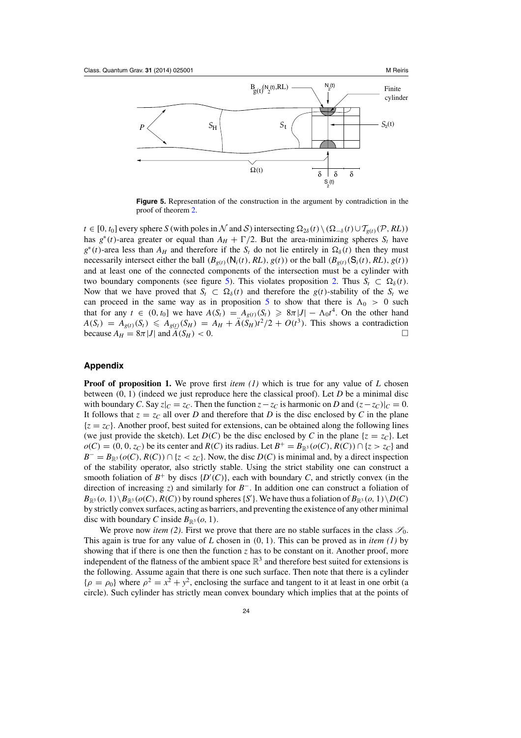**Figure 5.** Representation of the construction in the argument by contradiction in the proof of theorem 2.

$t \in [0, t_0]$ every sphere $S$ (with poles in $\mathcal{N}$ and $\mathcal{S}$) intersecting $\Omega_{2\delta}(t) \setminus (\Omega_{-\delta}(t) \cup \mathcal{T}_{g(t)}(\mathcal{P}, RL))$ has $g^*(t)$-area greater or equal than $A_H + \Gamma/2$. But the area-minimizing spheres $S_t$ have $g^*(t)$-area less than $A_H$ and therefore if the $S_t$ do not lie entirely in $\Omega_\delta(t)$ then they must necessarily intersect either the ball $(B_{g(t)}(\mathsf{N}_i(t), RL), g(t))$ or the ball $(B_{g(t)}(\mathsf{S}_i(t), RL), g(t))$ and at least one of the connected components of the intersection must be a cylinder with two boundary components (see figure 5). This violates proposition 2. Thus $S_t \subset \Omega_\delta(t)$. Now that we have proved that $S_t \subset \Omega_\delta(t)$ and therefore the $g(t)$-stability of the $S_t$ we can proceed in the same way as in proposition 5 to show that there is $\Lambda_0 > 0$ such that for any $t \in (0, t_0]$ we have $A(S_t) = A_{g(t)}(S_t) \geqslant 8\pi|J| - \Lambda_0 t^4$. On the other hand $A(S_t) = A_{g(t)}(S_t) \leqslant A_{g(t)}(S_H) = A_H + \ddot{A}(S_H)t^2/2 + O(t^3)$. This shows a contradiction because $A_H = 8\pi|J|$ and $\ddot{A}(S_H) < 0$. □

## Appendix

**Proof of proposition 1.** We prove first *item (1)* which is true for any value of $L$ chosen between $(0, 1)$ (indeed we just reproduce here the classical proof). Let $D$ be a minimal disc with boundary $C$. Say $z|_C = z_C$. Then the function $z - z_C$ is harmonic on $D$ and $(z - z_C)|_C = 0$. It follows that $z = z_C$ all over $D$ and therefore that $D$ is the disc enclosed by $C$ in the plane $\{z = z_C\}$. Another proof, best suited for extensions, can be obtained along the following lines (we just provide the sketch). Let $D(C)$ be the disc enclosed by $C$ in the plane $\{z = z_C\}$. Let $o(C) = (0, 0, z_C)$ be its center and $R(C)$ its radius. Let $B^+ = B_{\mathbb{R}^3}(o(C), R(C)) \cap \{z > z_C\}$ and $B^- = B_{\mathbb{R}^3}(o(C), R(C)) \cap \{z < z_C\}$. Now, the disc $D(C)$ is minimal and, by a direct inspection of the stability operator, also strictly stable. Using the strict stability one can construct a smooth foliation of $B^+$ by discs $\{D'(C)\}$, each with boundary $C$, and strictly convex (in the direction of increasing $z$) and similarly for $B^-$. In addition one can construct a foliation of $B_{\mathbb{R}^3}(o, 1) \setminus B_{\mathbb{R}^3}(o(C), R(C))$ by round spheres $\{S'\}$. We have thus a foliation of $B_{\mathbb{R}^3}(o, 1) \setminus D(C)$ by strictly convex surfaces, acting as barriers, and preventing the existence of any other minimal disc with boundary $C$ inside $B_{\mathbb{R}^3}(o, 1)$.

We prove now *item (2)*. First we prove that there are no stable surfaces in the class $\mathscr{S}_0$. This again is true for any value of $L$ chosen in $(0, 1)$. This can be proved as in *item (1)* by showing that if there is one then the function $z$ has to be constant on it. Another proof, more independent of the flatness of the ambient space $\mathbb{R}^3$ and therefore best suited for extensions is the following. Assume again that there is one such surface. Then note that there is a cylinder $\{\rho = \rho_0\}$ where $\rho^2 = x^2 + y^2$, enclosing the surface and tangent to it at least in one orbit (a circle). Such cylinder has strictly mean convex boundary which implies that at the points of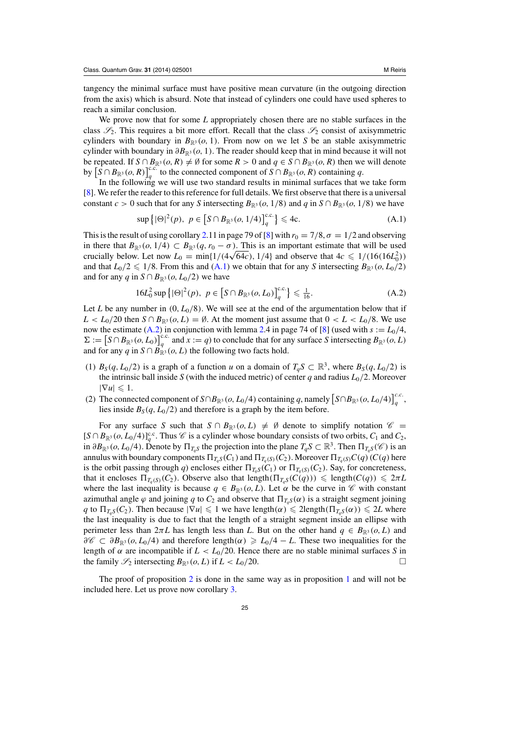tangency the minimal surface must have positive mean curvature (in the outgoing direction from the axis) which is absurd. Note that instead of cylinders one could have used spheres to reach a similar conclusion.

We prove now that for some $L$ appropriately chosen there are no stable surfaces in the class $\mathscr{S}_2$. This requires a bit more effort. Recall that the class $\mathscr{S}_2$ consist of axisymmetric cylinders with boundary in $B_{\mathbb{R}^3}(o, 1)$. From now on we let $S$ be an stable axisymmetric cylinder with boundary in $\partial B_{\mathbb{R}^3}(o, 1)$. The reader should keep that in mind because it will not be repeated. If $S \cap B_{\mathbb{R}^3}(o, R) \neq \emptyset$ for some $R > 0$ and $q \in S \cap B_{\mathbb{R}^3}(o, R)$ then we will denote by $\left[S \cap B_{\mathbb{R}^3}(o, R)\right]_q^{\text{c.c.}}$ to the connected component of $S \cap B_{\mathbb{R}^3}(o, R)$ containing $q$.

In the following we will use two standard results in minimal surfaces that we take form [8]. We refer the reader to this reference for full details. We first observe that there is a universal constant $c > 0$ such that for any $S$ intersecting $B_{\mathbb{R}^3}(o, 1/8)$ and $q$ in $S \cap B_{\mathbb{R}^3}(o, 1/8)$ we have

$$\sup\left\{|\Theta|^2(p),\ p \in \left[S \cap B_{\mathbb{R}^3}(o, 1/4)\right]_q^{\text{c.c.}}\right\} \leqslant 4c. \tag{A.1}$$

This is the result of using corollary 2.11 in page 79 of [8] with $r_0 = 7/8, \sigma = 1/2$ and observing in there that $B_{\mathbb{R}^3}(o, 1/4) \subset B_{\mathbb{R}^3}(q, r_0 - \sigma)$. This is an important estimate that will be used crucially below. Let now $L_0 = \min\{1/(4\sqrt{64c}), 1/4\}$ and observe that $4c \leqslant 1/(16(16L_0^2))$ and that $L_0/2 \leqslant 1/8$. From this and (A.1) we obtain that for any $S$ intersecting $B_{\mathbb{R}^3}(o, L_0/2)$ and for any $q$ in $S \cap B_{\mathbb{R}^3}(o, L_0/2)$ we have

$$16L_0^2 \sup\left\{|\Theta|^2(p),\ p \in \left[S \cap B_{\mathbb{R}^3}(o, L_0)\right]_q^{\text{c.c.}}\right\} \leqslant \tfrac{1}{16}. \tag{A.2}$$

Let $L$ be any number in $(0, L_0/8)$. We will see at the end of the argumentation below that if $L < L_0/20$ then $S \cap B_{\mathbb{R}^3}(o, L) = \emptyset$. At the moment just assume that $0 < L < L_0/8$. We use now the estimate (A.2) in conjunction with lemma 2.4 in page 74 of [8] (used with $s := L_0/4$, $\Sigma := \left[S \cap B_{\mathbb{R}^3}(o, L_0)\right]_q^{\text{c.c.}}$ and $x := q$) to conclude that for any surface $S$ intersecting $B_{\mathbb{R}^3}(o, L)$ and for any $q$ in $S \cap B_{\mathbb{R}^3}(o, L)$ the following two facts hold.

(1) $B_S(q, L_0/2)$ is a graph of a function $u$ on a domain of $T_qS \subset \mathbb{R}^3$, where $B_S(q, L_0/2)$ is the intrinsic ball inside $S$ (with the induced metric) of center $q$ and radius $L_0/2$. Moreover $|\nabla u| \leqslant 1$.

(2) The connected component of $S \cap B_{\mathbb{R}^3}(o, L_0/4)$ containing $q$, namely $\left[S \cap B_{\mathbb{R}^3}(o, L_0/4)\right]_q^{c.c.}$, lies inside $B_S(q, L_0/2)$ and therefore is a graph by the item before.

For any surface $S$ such that $S \cap B_{\mathbb{R}^3}(o, L) \neq \emptyset$ denote to simplify notation $\mathscr{C} = [S \cap B_{\mathbb{R}^3}(o, L_0/4)]_q^{\text{c.c}}$. Thus $\mathscr{C}$ is a cylinder whose boundary consists of two orbits, $C_1$ and $C_2$, in $\partial B_{\mathbb{R}^3}(o, L_0/4)$. Denote by $\Pi_{T_qS}$ the projection into the plane $T_qS \subset \mathbb{R}^3$. Then $\Pi_{T_qS}(\mathscr{C})$ is an annulus with boundary components $\Pi_{T_qS}(C_1)$ and $\Pi_{T_q(S)}(C_2)$. Moreover $\Pi_{T_q(S)}C(q)$ ($C(q)$ here is the orbit passing through $q$) encloses either $\Pi_{T_qS}(C_1)$ or $\Pi_{T_q(S)}(C_2)$. Say, for concreteness, that it encloses $\Pi_{T_q(S)}(C_2)$. Observe also that $\text{length}(\Pi_{T_qS}(C(q))) \leqslant \text{length}(C(q)) \leqslant 2\pi L$ where the last inequality is because $q \in B_{\mathbb{R}^3}(o, L)$. Let $\alpha$ be the curve in $\mathscr{C}$ with constant azimuthal angle $\varphi$ and joining $q$ to $C_2$ and observe that $\Pi_{T_qS}(\alpha)$ is a straight segment joining $q$ to $\Pi_{T_qS}(C_2)$. Then because $|\nabla u| \leqslant 1$ we have $\text{length}(\alpha) \leqslant 2\text{length}(\Pi_{T_qS}(\alpha)) \leqslant 2L$ where the last inequality is due to fact that the length of a straight segment inside an ellipse with perimeter less than $2\pi L$ has length less than $L$. But on the other hand $q \in B_{\mathbb{R}^3}(o, L)$ and $\partial\mathscr{C} \subset \partial B_{\mathbb{R}^3}(o, L_0/4)$ and therefore $\text{length}(\alpha) \geqslant L_0/4 - L$. These two inequalities for the length of $\alpha$ are incompatible if $L < L_0/20$. Hence there are no stable minimal surfaces $S$ in the family $\mathscr{S}_2$ intersecting $B_{\mathbb{R}^3}(o, L)$ if $L < L_0/20$. □

The proof of proposition 2 is done in the same way as in proposition 1 and will not be included here. Let us prove now corollary 3.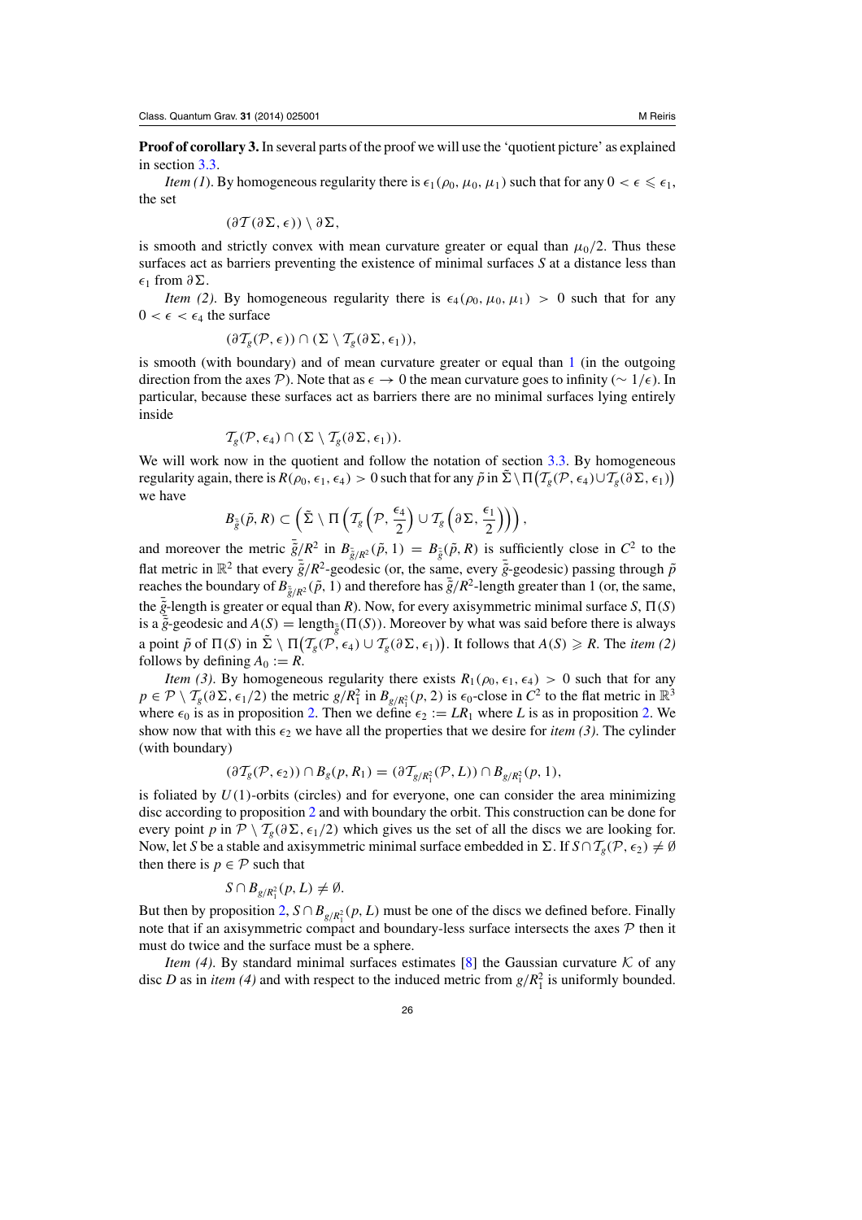**Proof of corollary 3.** In several parts of the proof we will use the 'quotient picture' as explained in section 3.3.

*Item (1).* By homogeneous regularity there is $\epsilon_1(\rho_0, \mu_0, \mu_1)$ such that for any $0 < \epsilon \leqslant \epsilon_1$, the set

$$(\partial \mathcal{T}(\partial\Sigma, \epsilon)) \setminus \partial\Sigma,$$

is smooth and strictly convex with mean curvature greater or equal than $\mu_0/2$. Thus these surfaces act as barriers preventing the existence of minimal surfaces $S$ at a distance less than $\epsilon_1$ from $\partial\Sigma$.

*Item (2).* By homogeneous regularity there is $\epsilon_4(\rho_0, \mu_0, \mu_1) > 0$ such that for any $0 < \epsilon < \epsilon_4$ the surface

$$(\partial \mathcal{T}_g(\mathcal{P}, \epsilon)) \cap (\Sigma \setminus \mathcal{T}_g(\partial\Sigma, \epsilon_1)),$$

is smooth (with boundary) and of mean curvature greater or equal than 1 (in the outgoing direction from the axes $\mathcal{P}$). Note that as $\epsilon \to 0$ the mean curvature goes to infinity ($\sim 1/\epsilon$). In particular, because these surfaces act as barriers there are no minimal surfaces lying entirely inside

$$\mathcal{T}_g(\mathcal{P}, \epsilon_4) \cap (\Sigma \setminus \mathcal{T}_g(\partial\Sigma, \epsilon_1)).$$

We will work now in the quotient and follow the notation of section 3.3. By homogeneous regularity again, there is $R(\rho_0, \epsilon_1, \epsilon_4) > 0$ such that for any $\tilde{p}$ in $\tilde{\Sigma} \setminus \Pi\big(\mathcal{T}_g(\mathcal{P}, \epsilon_4) \cup \mathcal{T}_g(\partial\Sigma, \epsilon_1)\big)$ we have

$$B_{\bar{\tilde{g}}}(\tilde{p}, R) \subset \left(\tilde{\Sigma} \setminus \Pi\left(\mathcal{T}_g\left(\mathcal{P}, \frac{\epsilon_4}{2}\right) \cup \mathcal{T}_g\left(\partial\Sigma, \frac{\epsilon_1}{2}\right)\right)\right),$$

and moreover the metric $\bar{\tilde{g}}/R^2$ in $B_{\bar{\tilde{g}}/R^2}(\tilde{p}, 1) = B_{\bar{\tilde{g}}}(\tilde{p}, R)$ is sufficiently close in $C^2$ to the flat metric in $\mathbb{R}^2$ that every $\bar{\tilde{g}}/R^2$-geodesic (or, the same, every $\bar{\tilde{g}}$-geodesic) passing through $\tilde{p}$ reaches the boundary of $B_{\bar{\tilde{g}}/R^2}(\tilde{p}, 1)$ and therefore has $\bar{\tilde{g}}/R^2$-length greater than 1 (or, the same, the $\bar{\tilde{g}}$-length is greater or equal than $R$). Now, for every axisymmetric minimal surface $S$, $\Pi(S)$ is a $\bar{\tilde{g}}$-geodesic and $A(S) = \text{length}_{\bar{\tilde{g}}}(\Pi(S))$. Moreover by what was said before there is always a point $\tilde{p}$ of $\Pi(S)$ in $\tilde{\Sigma} \setminus \Pi\big(\mathcal{T}_g(\mathcal{P}, \epsilon_4) \cup \mathcal{T}_g(\partial\Sigma, \epsilon_1)\big)$. It follows that $A(S) \geqslant R$. The *item (2)* follows by defining $A_0 := R$.

*Item (3).* By homogeneous regularity there exists $R_1(\rho_0, \epsilon_1, \epsilon_4) > 0$ such that for any $p \in \mathcal{P} \setminus \mathcal{T}_g(\partial\Sigma, \epsilon_1/2)$ the metric $g/R_1^2$ in $B_{g/R_1^2}(p, 2)$ is $\epsilon_0$-close in $C^2$ to the flat metric in $\mathbb{R}^3$ where $\epsilon_0$ is as in proposition 2. Then we define $\epsilon_2 := LR_1$ where $L$ is as in proposition 2. We show now that with this $\epsilon_2$ we have all the properties that we desire for *item (3)*. The cylinder (with boundary)

$$(\partial \mathcal{T}_g(\mathcal{P}, \epsilon_2)) \cap B_g(p, R_1) = (\partial \mathcal{T}_{g/R_1^2}(\mathcal{P}, L)) \cap B_{g/R_1^2}(p, 1),$$

is foliated by $U(1)$-orbits (circles) and for everyone, one can consider the area minimizing disc according to proposition 2 and with boundary the orbit. This construction can be done for every point $p$ in $\mathcal{P} \setminus \mathcal{T}_g(\partial\Sigma, \epsilon_1/2)$ which gives us the set of all the discs we are looking for. Now, let $S$ be a stable and axisymmetric minimal surface embedded in $\Sigma$. If $S \cap \mathcal{T}_g(\mathcal{P}, \epsilon_2) \neq \emptyset$ then there is $p \in \mathcal{P}$ such that

$$S \cap B_{g/R_1^2}(p, L) \neq \emptyset.$$

But then by proposition 2, $S \cap B_{g/R_1^2}(p, L)$ must be one of the discs we defined before. Finally note that if an axisymmetric compact and boundary-less surface intersects the axes $\mathcal{P}$ then it must do twice and the surface must be a sphere.

*Item (4).* By standard minimal surfaces estimates [8] the Gaussian curvature $\mathcal{K}$ of any disc $D$ as in *item (4)* and with respect to the induced metric from $g/R_1^2$ is uniformly bounded.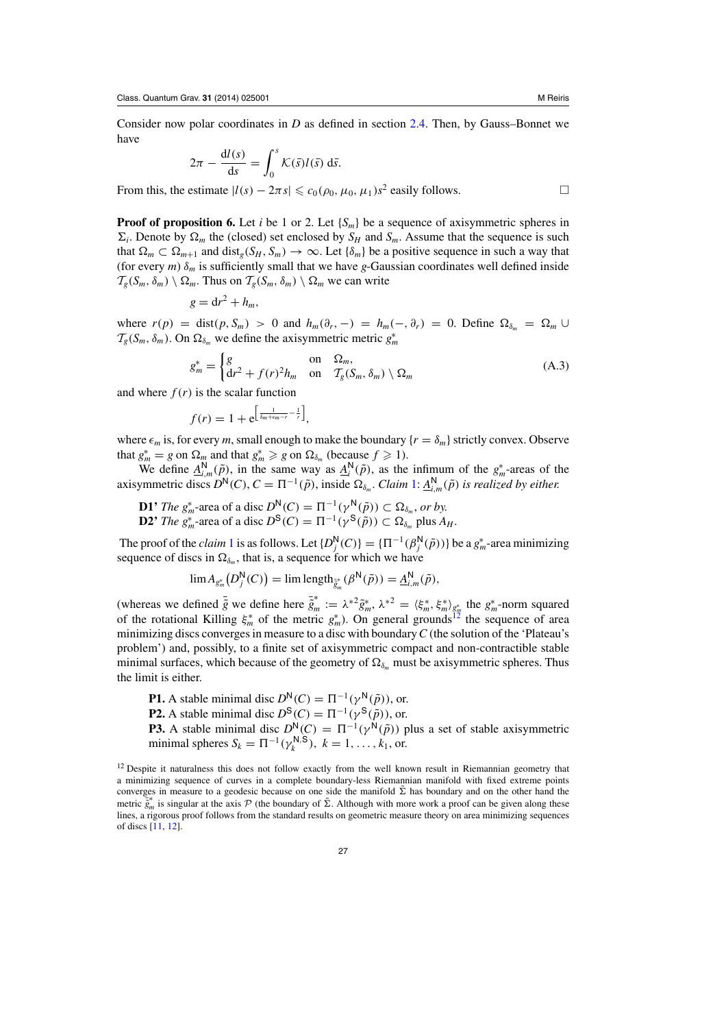Consider now polar coordinates in $D$ as defined in section 2.4. Then, by Gauss–Bonnet we have

$$2\pi - \frac{dl(s)}{ds} = \int_0^s \mathcal{K}(\bar{s})l(\bar{s})\, d\bar{s}.$$

From this, the estimate $|l(s) - 2\pi s| \leqslant c_0(\rho_0, \mu_0, \mu_1)s^2$ easily follows. □

**Proof of proposition 6.** Let $i$ be 1 or 2. Let $\{S_m\}$ be a sequence of axisymmetric spheres in $\Sigma_i$. Denote by $\Omega_m$ the (closed) set enclosed by $S_H$ and $S_m$. Assume that the sequence is such that $\Omega_m \subset \Omega_{m+1}$ and $\text{dist}_g(S_H, S_m) \to \infty$. Let $\{\delta_m\}$ be a positive sequence in such a way that (for every $m$) $\delta_m$ is sufficiently small that we have $g$-Gaussian coordinates well defined inside $\mathcal{T}_g(S_m, \delta_m) \setminus \Omega_m$. Thus on $\mathcal{T}_g(S_m, \delta_m) \setminus \Omega_m$ we can write

$$g = dr^2 + h_m,$$

where $r(p) = \text{dist}(p, S_m) > 0$ and $h_m(\partial_r, -) = h_m(-, \partial_r) = 0$. Define $\Omega_{\delta_m} = \Omega_m \cup \mathcal{T}_g(S_m, \delta_m)$. On $\Omega_{\delta_m}$ we define the axisymmetric metric $g^*_m$

$$g^*_m = \begin{cases} g & \text{on} \quad \Omega_m, \\ dr^2 + f(r)^2 h_m & \text{on} \quad \mathcal{T}_g(S_m, \delta_m) \setminus \Omega_m \end{cases} \tag{A.3}$$

and where $f(r)$ is the scalar function

$$f(r) = 1 + e^{\left[\frac{1}{\delta_m + \epsilon_m - r} - \frac{1}{r}\right]},$$

where $\epsilon_m$ is, for every $m$, small enough to make the boundary $\{r = \delta_m\}$ strictly convex. Observe that $g^*_m = g$ on $\Omega_m$ and that $g^*_m \geqslant g$ on $\Omega_{\delta_m}$ (because $f \geqslant 1$).

We define $\underline{A}^{\mathsf{N}}_{i,m}(\tilde{p})$, in the same way as $\underline{A}^{\mathsf{N}}_i(\tilde{p})$, as the infimum of the $g^*_m$-areas of the axisymmetric discs $D^{\mathsf{N}}(C)$, $C = \Pi^{-1}(\tilde{p})$, inside $\Omega_{\delta_m}$. *Claim 1*: $\underline{A}^{\mathsf{N}}_{i,m}(\tilde{p})$ *is realized by either.*

**D1'** *The* $g^*_m$*-area of a disc* $D^{\mathsf{N}}(C) = \Pi^{-1}(\gamma^{\mathsf{N}}(\tilde{p})) \subset \Omega_{\delta_m}$, *or by.*
**D2'** *The* $g^*_m$*-area of a disc* $D^{\mathsf{S}}(C) = \Pi^{-1}(\gamma^{\mathsf{S}}(\tilde{p})) \subset \Omega_{\delta_m}$ *plus* $A_H$.

The proof of the *claim* 1 is as follows. Let $\{D^{\mathsf{N}}_j(C)\} = \{\Pi^{-1}(\beta^{\mathsf{N}}_j(\tilde{p}))\}$ be a $g^*_m$-area minimizing sequence of discs in $\Omega_{\delta_m}$, that is, a sequence for which we have

$$\lim A_{g^*_m}\big(D^{\mathsf{N}}_j(C)\big) = \lim \text{length}_{\tilde{\bar{g}}^*_m}(\beta^{\mathsf{N}}(\tilde{p})) = \underline{A}^{\mathsf{N}}_{i,m}(\tilde{p}),$$

(whereas we defined $\tilde{\bar{g}}$ we define here $\tilde{\bar{g}}^*_m := \lambda^{*2}\tilde{g}^*_m$, $\lambda^{*2} = \langle \xi^*_m, \xi^*_m\rangle_{g^*_m}$ the $g^*_m$-norm squared of the rotational Killing $\xi^*_m$ of the metric $g^*_m$). On general grounds[12] the sequence of area minimizing discs converges in measure to a disc with boundary $C$ (the solution of the 'Plateau's problem') and, possibly, to a finite set of axisymmetric compact and non-contractible stable minimal surfaces, which because of the geometry of $\Omega_{\delta_m}$ must be axisymmetric spheres. Thus the limit is either.

**P1.** A stable minimal disc $D^{\mathsf{N}}(C) = \Pi^{-1}(\gamma^{\mathsf{N}}(\tilde{p}))$, or.
**P2.** A stable minimal disc $D^{\mathsf{S}}(C) = \Pi^{-1}(\gamma^{\mathsf{S}}(\tilde{p}))$, or.
**P3.** A stable minimal disc $D^{\mathsf{N}}(C) = \Pi^{-1}(\gamma^{\mathsf{N}}(\tilde{p}))$ plus a set of stable axisymmetric minimal spheres $S_k = \Pi^{-1}(\gamma^{\mathsf{N,S}}_k)$, $k = 1, \ldots, k_1$, or.

[12] Despite it naturalness this does not follow exactly from the well known result in Riemannian geometry that a minimizing sequence of curves in a complete boundary-less Riemannian manifold with fixed extreme points converges in measure to a geodesic because on one side the manifold $\tilde{\Sigma}$ has boundary and on the other hand the metric $\tilde{\bar{g}}^*_m$ is singular at the axis $\mathcal{P}$ (the boundary of $\tilde{\Sigma}$. Although with more work a proof can be given along these lines, a rigorous proof follows from the standard results on geometric measure theory on area minimizing sequences of discs [11, 12].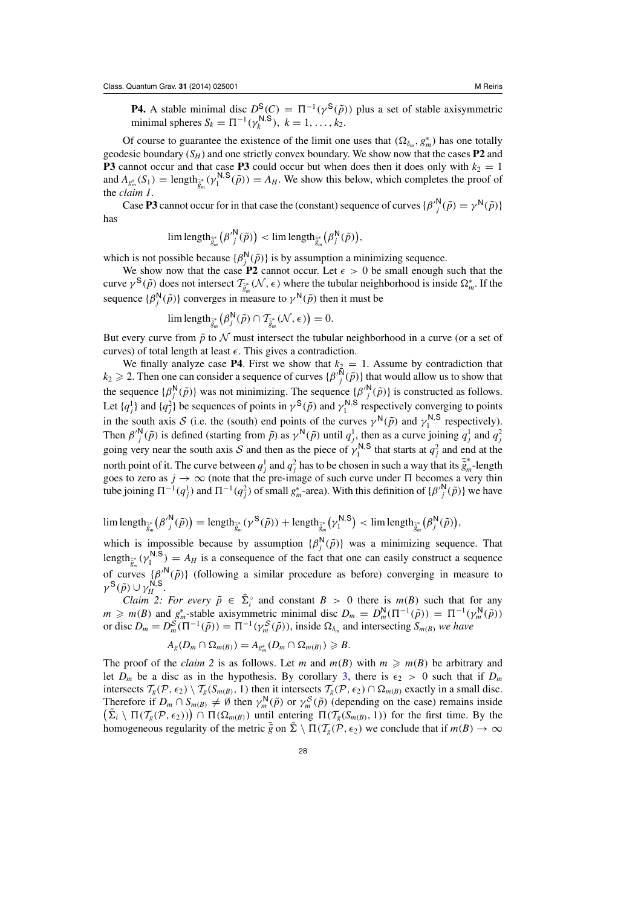**P4.** A stable minimal disc $D^{\mathsf{S}}(C) = \Pi^{-1}(\gamma^{\mathsf{S}}(\tilde{p}))$ plus a set of stable axisymmetric minimal spheres $S_k = \Pi^{-1}(\gamma_k^{\mathsf{N,S}})$, $k = 1, \ldots, k_2$.

Of course to guarantee the existence of the limit one uses that $(\Omega_{\delta_m}, g_m^*)$ has one totally geodesic boundary ($S_H$) and one strictly convex boundary. We show now that the cases **P2** and **P3** cannot occur and that case **P3** could occur but when does then it does only with $k_2 = 1$ and $A_{g_m^*}(S_1) = \text{length}_{\tilde{g}_m^*}(\gamma_1^{\mathsf{N,S}}(\tilde{p})) = A_H$. We show this below, which completes the proof of the *claim 1*.

Case **P3** cannot occur for in that case the (constant) sequence of curves $\{\beta'^{\mathsf{N}}_j(\tilde{p}) = \gamma^{\mathsf{N}}(\tilde{p})\}$ has

$$\lim \text{length}_{\tilde{g}_m^*}\big(\beta'^{\mathsf{N}}_j(\tilde{p})\big) < \lim \text{length}_{\tilde{g}_m^*}\big(\beta^{\mathsf{N}}_j(\tilde{p})\big),$$

which is not possible because $\{\beta^{\mathsf{N}}_j(\tilde{p})\}$ is by assumption a minimizing sequence.

We show now that the case **P2** cannot occur. Let $\epsilon > 0$ be small enough such that the curve $\gamma^{\mathsf{S}}(\tilde{p})$ does not intersect $\mathcal{T}_{\tilde{g}_m^*}(\mathcal{N}, \epsilon)$ where the tubular neighborhood is inside $\Omega_m^*$. If the sequence $\{\beta^{\mathsf{N}}_j(\tilde{p})\}$ converges in measure to $\gamma^{\mathsf{N}}(\tilde{p})$ then it must be

$$\lim \text{length}_{\tilde{g}_m^*}\big(\beta^{\mathsf{N}}_j(\tilde{p}) \cap \mathcal{T}_{\tilde{g}_m^*}(\mathcal{N}, \epsilon)\big) = 0.$$

But every curve from $\tilde{p}$ to $\mathcal{N}$ must intersect the tubular neighborhood in a curve (or a set of curves) of total length at least $\epsilon$. This gives a contradiction.

We finally analyze case **P4**. First we show that $k_2 = 1$. Assume by contradiction that $k_2 \geqslant 2$. Then one can consider a sequence of curves $\{\beta'^{\mathsf{N}}_j(\tilde{p})\}$ that would allow us to show that the sequence $\{\beta^{\mathsf{N}}_j(\tilde{p})\}$ was not minimizing. The sequence $\{\beta'^{\mathsf{N}}_j(\tilde{p})\}$ is constructed as follows. Let $\{q_j^1\}$ and $\{q_j^2\}$ be sequences of points in $\gamma^{\mathsf{S}}(\tilde{p})$ and $\gamma_1^{\mathsf{N,S}}$ respectively converging to points in the south axis $\mathcal{S}$ (i.e. the (south) end points of the curves $\gamma^{\mathsf{N}}(\tilde{p})$ and $\gamma_1^{\mathsf{N,S}}$ respectively). Then $\beta'^{\mathsf{N}}_j(\tilde{p})$ is defined (starting from $\tilde{p}$) as $\gamma^{\mathsf{N}}(\tilde{p})$ until $q_j^1$, then as a curve joining $q_j^1$ and $q_j^2$ going very near the south axis $\mathcal{S}$ and then as the piece of $\gamma_1^{\mathsf{N,S}}$ that starts at $q_j^2$ and end at the north point of it. The curve between $q_j^1$ and $q_j^2$ has to be chosen in such a way that its $\tilde{g}_m^*$-length goes to zero as $j \to \infty$ (note that the pre-image of such curve under $\Pi$ becomes a very thin tube joining $\Pi^{-1}(q_j^1)$ and $\Pi^{-1}(q_j^2)$ of small $g_m^*$-area). With this definition of $\{\beta'^{\mathsf{N}}_j(\tilde{p})\}$ we have

$$\lim \text{length}_{\tilde{g}_m^*}\big(\beta'^{\mathsf{N}}_j(\tilde{p})\big) = \text{length}_{\tilde{g}_m^*}(\gamma^{\mathsf{S}}(\tilde{p})) + \text{length}_{\tilde{g}_m^*}\big(\gamma_1^{\mathsf{N,S}}\big) < \lim \text{length}_{\tilde{g}_m^*}\big(\beta^{\mathsf{N}}_j(\tilde{p})\big),$$

which is impossible because by assumption $\{\beta^{\mathsf{N}}_j(\tilde{p})\}$ was a minimizing sequence. That $\text{length}_{\tilde{g}_m^*}(\gamma_1^{\mathsf{N,S}}) = A_H$ is a consequence of the fact that one can easily construct a sequence of curves $\{\beta'^{\mathsf{N}}(\tilde{p})\}$ (following a similar procedure as before) converging in measure to $\gamma^{\mathsf{S}}(\tilde{p}) \cup \gamma_H^{\mathsf{N,S}}$.

*Claim 2: For every $\tilde{p} \in \tilde{\Sigma}_i^{\circ}$ and constant $B > 0$ there is $m(B)$ such that for any $m \geqslant m(B)$ and $g_m^*$-stable axisymmetric minimal disc $D_m = D_m^{\mathsf{N}}(\Pi^{-1}(\tilde{p})) = \Pi^{-1}(\gamma_m^{\mathsf{N}}(\tilde{p}))$ or disc $D_m = D_m^{\mathcal{S}}(\Pi^{-1}(\tilde{p})) = \Pi^{-1}(\gamma_m^{\mathcal{S}}(\tilde{p}))$, inside $\Omega_{\delta_m}$ and intersecting $S_{m(B)}$ we have*

$$A_g(D_m \cap \Omega_{m(B)}) = A_{g_m^*}(D_m \cap \Omega_{m(B)}) \geqslant B.$$

The proof of the *claim 2* is as follows. Let $m$ and $m(B)$ with $m \geqslant m(B)$ be arbitrary and let $D_m$ be a disc as in the hypothesis. By corollary 3, there is $\epsilon_2 > 0$ such that if $D_m$ intersects $\mathcal{T}_g(\mathcal{P}, \epsilon_2) \setminus \mathcal{T}_g(S_{m(B)}, 1)$ then it intersects $\mathcal{T}_g(\mathcal{P}, \epsilon_2) \cap \Omega_{m(B)}$ exactly in a small disc. Therefore if $D_m \cap S_{m(B)} \neq \emptyset$ then $\gamma_m^{\mathsf{N}}(\tilde{p})$ or $\gamma_m^{\mathcal{S}}(\tilde{p})$ (depending on the case) remains inside $\big(\tilde{\Sigma}_i \setminus \Pi(\mathcal{T}_g(\mathcal{P}, \epsilon_2))\big) \cap \Pi(\Omega_{m(B)})$ until entering $\Pi(\mathcal{T}_g(S_{m(B)}, 1))$ for the first time. By the homogeneous regularity of the metric $\tilde{\bar{g}}$ on $\tilde{\Sigma} \setminus \Pi(\mathcal{T}_g(\mathcal{P}, \epsilon_2)$ we conclude that if $m(B) \to \infty$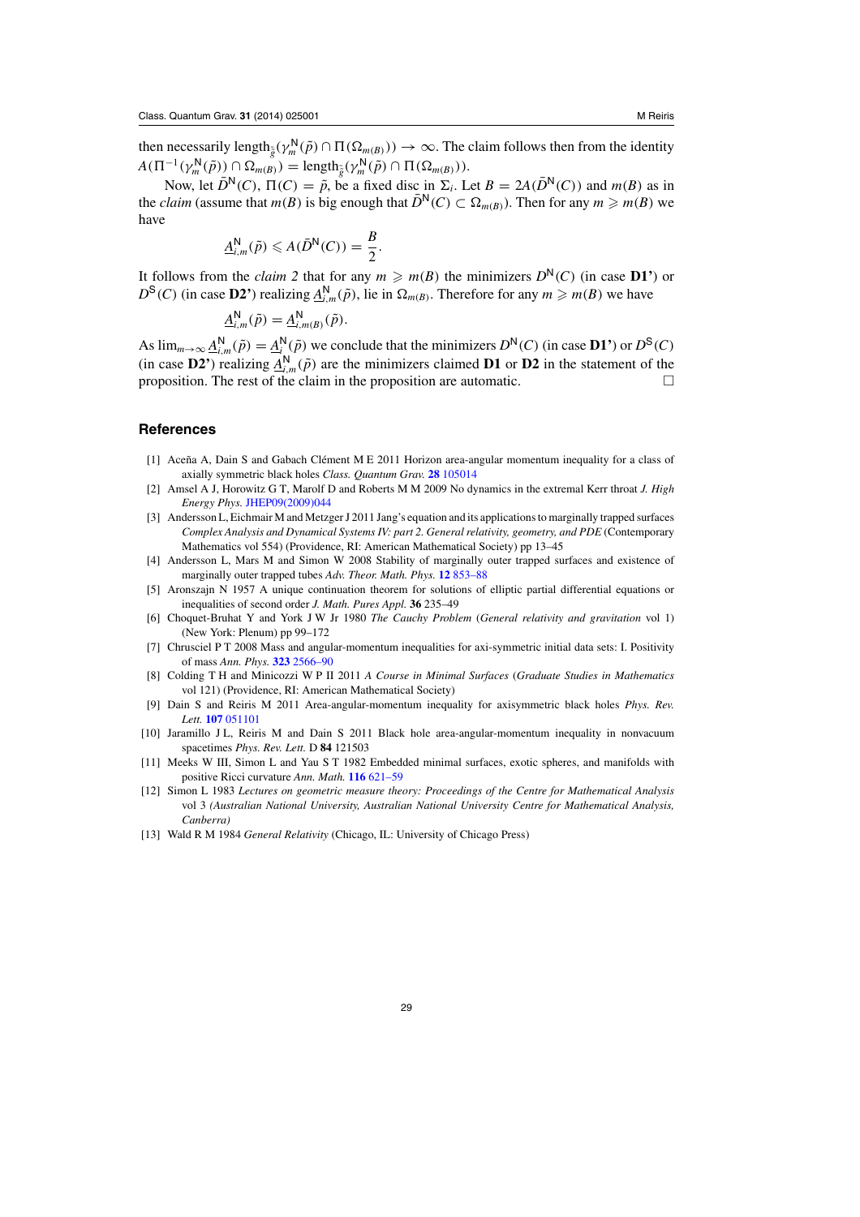then necessarily $\text{length}_{\tilde{g}}(\gamma^{\mathsf{N}}_m(\tilde{p}) \cap \Pi(\Omega_{m(B)})) \to \infty$. The claim follows then from the identity $A(\Pi^{-1}(\gamma^{\mathsf{N}}_m(\tilde{p})) \cap \Omega_{m(B)}) = \text{length}_{\tilde{g}}(\gamma^{\mathsf{N}}_m(\tilde{p}) \cap \Pi(\Omega_{m(B)}))$.

Now, let $\bar{D}^{\mathsf{N}}(C)$, $\Pi(C) = \tilde{p}$, be a fixed disc in $\Sigma_i$. Let $B = 2A(\bar{D}^{\mathsf{N}}(C))$ and $m(B)$ as in the *claim* (assume that $m(B)$ is big enough that $\bar{D}^{\mathsf{N}}(C) \subset \Omega_{m(B)}$). Then for any $m \geqslant m(B)$ we have

$$\underline{A}^{\mathsf{N}}_{i,m}(\tilde{p}) \leqslant A(\bar{D}^{\mathsf{N}}(C)) = \frac{B}{2}.$$

It follows from the *claim 2* that for any $m \geqslant m(B)$ the minimizers $D^{\mathsf{N}}(C)$ (in case **D1'**) or $D^{\mathsf{S}}(C)$ (in case **D2'**) realizing $\underline{A}^{\mathsf{N}}_{i,m}(\tilde{p})$, lie in $\Omega_{m(B)}$. Therefore for any $m \geqslant m(B)$ we have

$$\underline{A}^{\mathsf{N}}_{i,m}(\tilde{p}) = \underline{A}^{\mathsf{N}}_{i,m(B)}(\tilde{p}).$$

As $\lim_{m\to\infty} \underline{A}^{\mathsf{N}}_{i,m}(\tilde{p}) = \underline{A}^{\mathsf{N}}_{i}(\tilde{p})$ we conclude that the minimizers $D^{\mathsf{N}}(C)$ (in case **D1'**) or $D^{\mathsf{S}}(C)$ (in case **D2'**) realizing $\underline{A}^{\mathsf{N}}_{i,m}(\tilde{p})$ are the minimizers claimed **D1** or **D2** in the statement of the proposition. The rest of the claim in the proposition are automatic. □

## References

[1] Aceña A, Dain S and Gabach Clément M E 2011 Horizon area-angular momentum inequality for a class of axially symmetric black holes *Class. Quantum Grav.* **28** 105014

[2] Amsel A J, Horowitz G T, Marolf D and Roberts M M 2009 No dynamics in the extremal Kerr throat *J. High Energy Phys.* JHEP09(2009)044

[3] Andersson L, Eichmair M and Metzger J 2011 Jang's equation and its applications to marginally trapped surfaces *Complex Analysis and Dynamical Systems IV: part 2. General relativity, geometry, and PDE* (Contemporary Mathematics vol 554) (Providence, RI: American Mathematical Society) pp 13–45

[4] Andersson L, Mars M and Simon W 2008 Stability of marginally outer trapped surfaces and existence of marginally outer trapped tubes *Adv. Theor. Math. Phys.* **12** 853–88

[5] Aronszajn N 1957 A unique continuation theorem for solutions of elliptic partial differential equations or inequalities of second order *J. Math. Pures Appl.* **36** 235–49

[6] Choquet-Bruhat Y and York J W Jr 1980 *The Cauchy Problem* (*General relativity and gravitation* vol 1) (New York: Plenum) pp 99–172

[7] Chrusciel P T 2008 Mass and angular-momentum inequalities for axi-symmetric initial data sets: I. Positivity of mass *Ann. Phys.* **323** 2566–90

[8] Colding T H and Minicozzi W P II 2011 *A Course in Minimal Surfaces* (*Graduate Studies in Mathematics* vol 121) (Providence, RI: American Mathematical Society)

[9] Dain S and Reiris M 2011 Area-angular-momentum inequality for axisymmetric black holes *Phys. Rev. Lett.* **107** 051101

[10] Jaramillo J L, Reiris M and Dain S 2011 Black hole area-angular-momentum inequality in nonvacuum spacetimes *Phys. Rev. Lett.* D **84** 121503

[11] Meeks W III, Simon L and Yau S T 1982 Embedded minimal surfaces, exotic spheres, and manifolds with positive Ricci curvature *Ann. Math.* **116** 621–59

[12] Simon L 1983 *Lectures on geometric measure theory: Proceedings of the Centre for Mathematical Analysis* vol 3 *(Australian National University, Australian National University Centre for Mathematical Analysis, Canberra)*

[13] Wald R M 1984 *General Relativity* (Chicago, IL: University of Chicago Press)